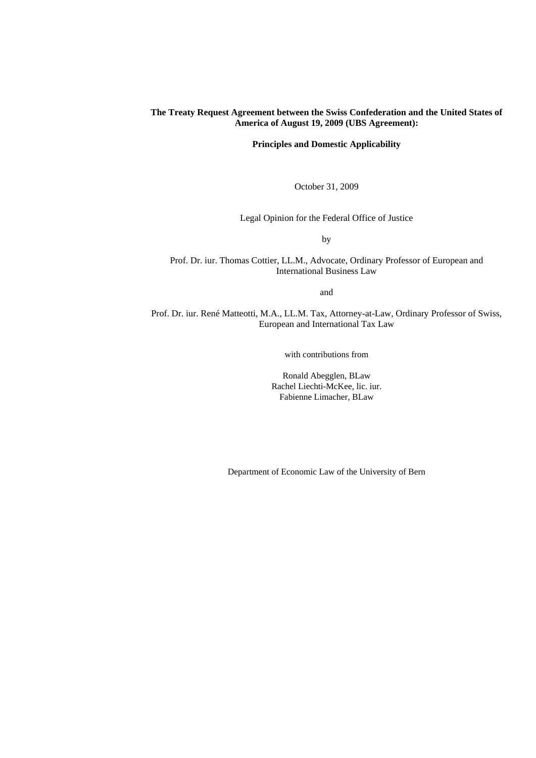**The Treaty Request Agreement between the Swiss Confederation and the United States of America of August 19, 2009 (UBS Agreement):**

**Principles and Domestic Applicability**

October 31, 2009

Legal Opinion for the Federal Office of Justice

by

Prof. Dr. iur. Thomas Cottier, LL.M., Advocate, Ordinary Professor of European and International Business Law

and

Prof. Dr. iur. René Matteotti, M.A., LL.M. Tax, Attorney-at-Law, Ordinary Professor of Swiss, European and International Tax Law

with contributions from

Ronald Abegglen, BLaw
Rachel Liechti-McKee, lic. iur.
Fabienne Limacher, BLaw

Department of Economic Law of the University of Bern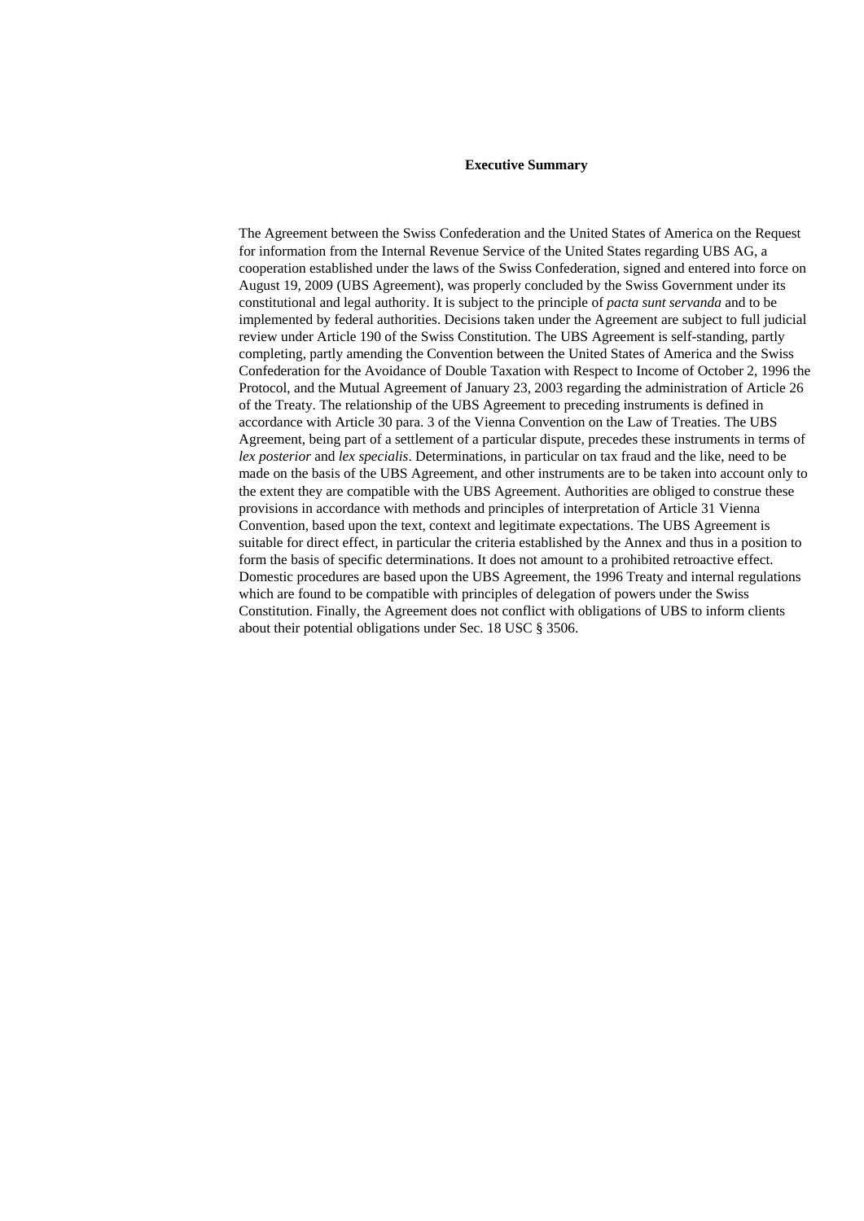## Executive Summary

The Agreement between the Swiss Confederation and the United States of America on the Request for information from the Internal Revenue Service of the United States regarding UBS AG, a cooperation established under the laws of the Swiss Confederation, signed and entered into force on August 19, 2009 (UBS Agreement), was properly concluded by the Swiss Government under its constitutional and legal authority. It is subject to the principle of *pacta sunt servanda* and to be implemented by federal authorities. Decisions taken under the Agreement are subject to full judicial review under Article 190 of the Swiss Constitution. The UBS Agreement is self-standing, partly completing, partly amending the Convention between the United States of America and the Swiss Confederation for the Avoidance of Double Taxation with Respect to Income of October 2, 1996 the Protocol, and the Mutual Agreement of January 23, 2003 regarding the administration of Article 26 of the Treaty. The relationship of the UBS Agreement to preceding instruments is defined in accordance with Article 30 para. 3 of the Vienna Convention on the Law of Treaties. The UBS Agreement, being part of a settlement of a particular dispute, precedes these instruments in terms of *lex posterior* and *lex specialis*. Determinations, in particular on tax fraud and the like, need to be made on the basis of the UBS Agreement, and other instruments are to be taken into account only to the extent they are compatible with the UBS Agreement. Authorities are obliged to construe these provisions in accordance with methods and principles of interpretation of Article 31 Vienna Convention, based upon the text, context and legitimate expectations. The UBS Agreement is suitable for direct effect, in particular the criteria established by the Annex and thus in a position to form the basis of specific determinations. It does not amount to a prohibited retroactive effect. Domestic procedures are based upon the UBS Agreement, the 1996 Treaty and internal regulations which are found to be compatible with principles of delegation of powers under the Swiss Constitution. Finally, the Agreement does not conflict with obligations of UBS to inform clients about their potential obligations under Sec. 18 USC § 3506.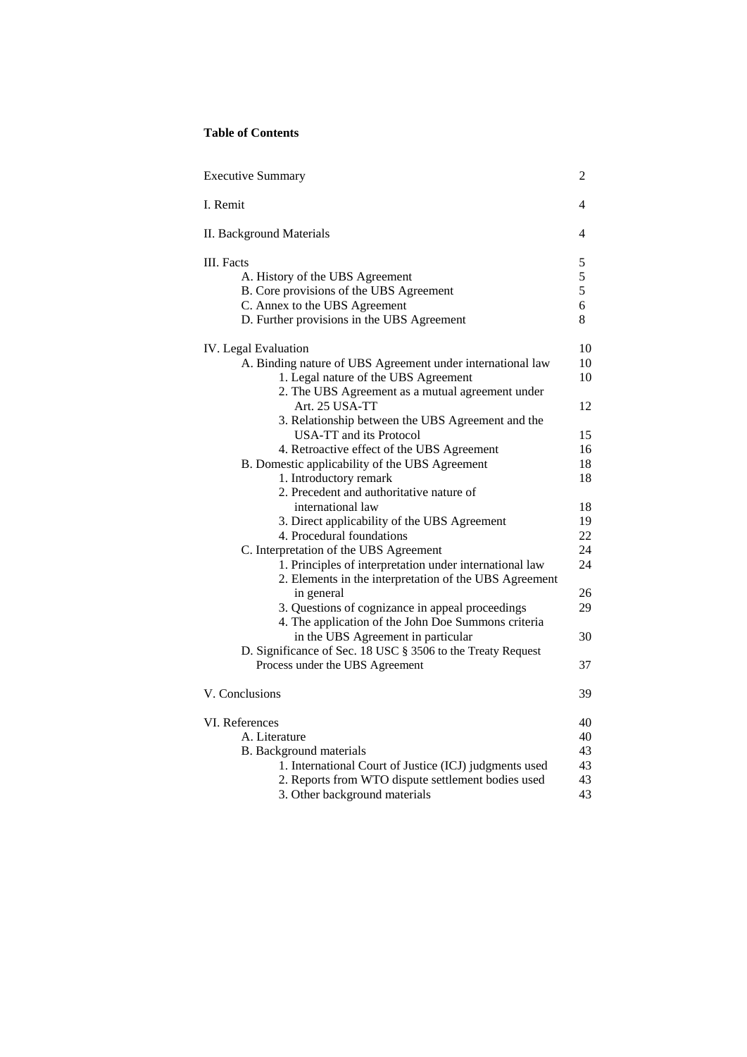**Table of Contents**

| | |
|---|---|
| Executive Summary | 2 |
| I. Remit | 4 |
| II. Background Materials | 4 |
| III. Facts | 5 |
| A. History of the UBS Agreement | 5 |
| B. Core provisions of the UBS Agreement | 5 |
| C. Annex to the UBS Agreement | 6 |
| D. Further provisions in the UBS Agreement | 8 |
| IV. Legal Evaluation | 10 |
| A. Binding nature of UBS Agreement under international law | 10 |
| 1. Legal nature of the UBS Agreement | 10 |
| 2. The UBS Agreement as a mutual agreement under Art. 25 USA-TT | 12 |
| 3. Relationship between the UBS Agreement and the USA-TT and its Protocol | 15 |
| 4. Retroactive effect of the UBS Agreement | 16 |
| B. Domestic applicability of the UBS Agreement | 18 |
| 1. Introductory remark | 18 |
| 2. Precedent and authoritative nature of international law | 18 |
| 3. Direct applicability of the UBS Agreement | 19 |
| 4. Procedural foundations | 22 |
| C. Interpretation of the UBS Agreement | 24 |
| 1. Principles of interpretation under international law | 24 |
| 2. Elements in the interpretation of the UBS Agreement in general | 26 |
| 3. Questions of cognizance in appeal proceedings | 29 |
| 4. The application of the John Doe Summons criteria in the UBS Agreement in particular | 30 |
| D. Significance of Sec. 18 USC § 3506 to the Treaty Request Process under the UBS Agreement | 37 |
| V. Conclusions | 39 |
| VI. References | 40 |
| A. Literature | 40 |
| B. Background materials | 43 |
| 1. International Court of Justice (ICJ) judgments used | 43 |
| 2. Reports from WTO dispute settlement bodies used | 43 |
| 3. Other background materials | 43 |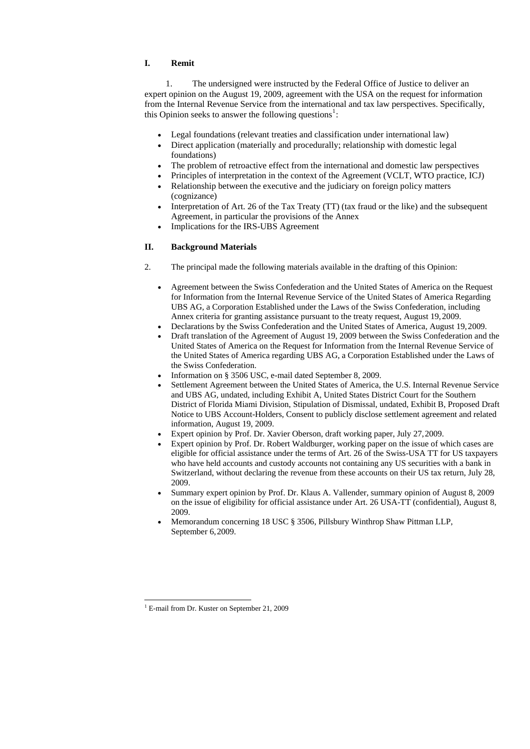## I. Remit

1. The undersigned were instructed by the Federal Office of Justice to deliver an expert opinion on the August 19, 2009, agreement with the USA on the request for information from the Internal Revenue Service from the international and tax law perspectives. Specifically, this Opinion seeks to answer the following questions[1]:

- Legal foundations (relevant treaties and classification under international law)
- Direct application (materially and procedurally; relationship with domestic legal foundations)
- The problem of retroactive effect from the international and domestic law perspectives
- Principles of interpretation in the context of the Agreement (VCLT, WTO practice, ICJ)
- Relationship between the executive and the judiciary on foreign policy matters (cognizance)
- Interpretation of Art. 26 of the Tax Treaty (TT) (tax fraud or the like) and the subsequent Agreement, in particular the provisions of the Annex
- Implications for the IRS-UBS Agreement

## II. Background Materials

2. The principal made the following materials available in the drafting of this Opinion:

- Agreement between the Swiss Confederation and the United States of America on the Request for Information from the Internal Revenue Service of the United States of America Regarding UBS AG, a Corporation Established under the Laws of the Swiss Confederation, including Annex criteria for granting assistance pursuant to the treaty request, August 19, 2009.
- Declarations by the Swiss Confederation and the United States of America, August 19, 2009.
- Draft translation of the Agreement of August 19, 2009 between the Swiss Confederation and the United States of America on the Request for Information from the Internal Revenue Service of the United States of America regarding UBS AG, a Corporation Established under the Laws of the Swiss Confederation.
- Information on § 3506 USC, e-mail dated September 8, 2009.
- Settlement Agreement between the United States of America, the U.S. Internal Revenue Service and UBS AG, undated, including Exhibit A, United States District Court for the Southern District of Florida Miami Division, Stipulation of Dismissal, undated, Exhibit B, Proposed Draft Notice to UBS Account-Holders, Consent to publicly disclose settlement agreement and related information, August 19, 2009.
- Expert opinion by Prof. Dr. Xavier Oberson, draft working paper, July 27, 2009.
- Expert opinion by Prof. Dr. Robert Waldburger, working paper on the issue of which cases are eligible for official assistance under the terms of Art. 26 of the Swiss-USA TT for US taxpayers who have held accounts and custody accounts not containing any US securities with a bank in Switzerland, without declaring the revenue from these accounts on their US tax return, July 28, 2009.
- Summary expert opinion by Prof. Dr. Klaus A. Vallender, summary opinion of August 8, 2009 on the issue of eligibility for official assistance under Art. 26 USA-TT (confidential), August 8, 2009.
- Memorandum concerning 18 USC § 3506, Pillsbury Winthrop Shaw Pittman LLP, September 6, 2009.

[1] E-mail from Dr. Kuster on September 21, 2009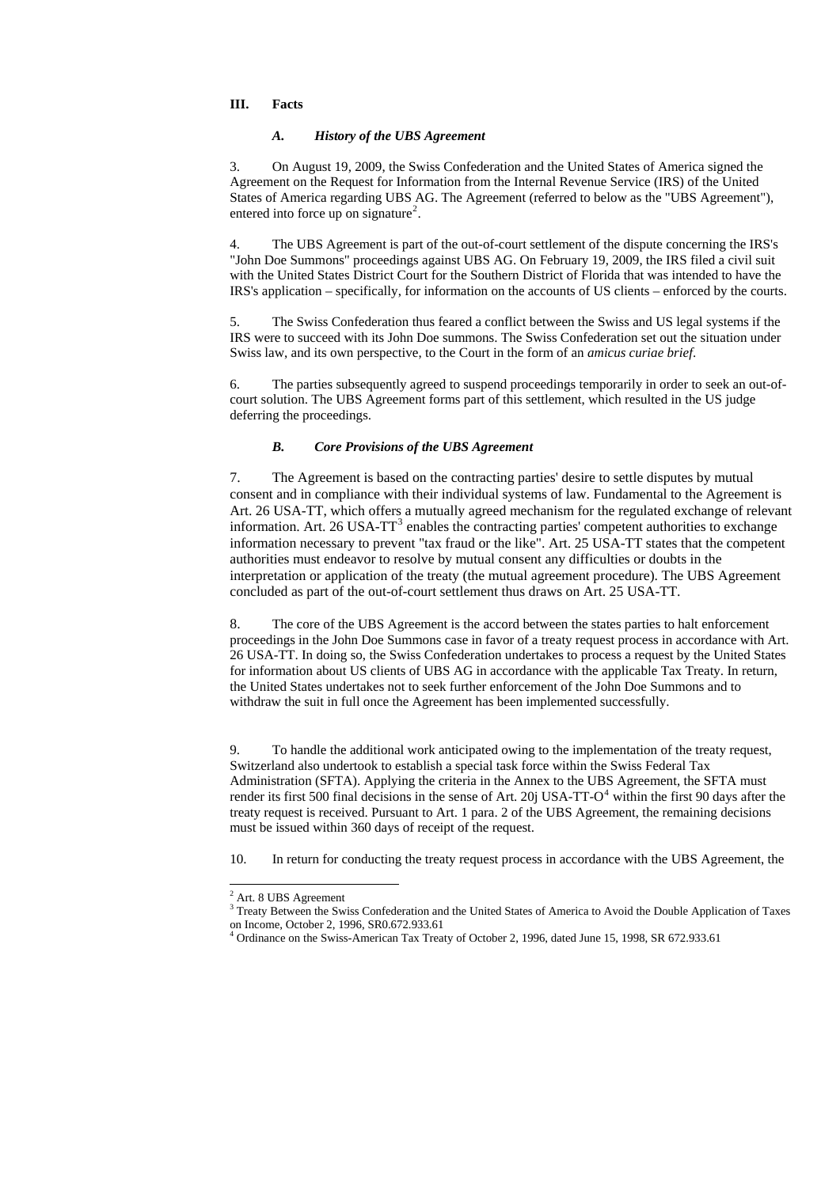### III. Facts

#### *A. History of the UBS Agreement*

3. On August 19, 2009, the Swiss Confederation and the United States of America signed the Agreement on the Request for Information from the Internal Revenue Service (IRS) of the United States of America regarding UBS AG. The Agreement (referred to below as the "UBS Agreement"), entered into force up on signature[2].

4. The UBS Agreement is part of the out-of-court settlement of the dispute concerning the IRS's "John Doe Summons" proceedings against UBS AG. On February 19, 2009, the IRS filed a civil suit with the United States District Court for the Southern District of Florida that was intended to have the IRS's application – specifically, for information on the accounts of US clients – enforced by the courts.

5. The Swiss Confederation thus feared a conflict between the Swiss and US legal systems if the IRS were to succeed with its John Doe summons. The Swiss Confederation set out the situation under Swiss law, and its own perspective, to the Court in the form of an *amicus curiae brief*.

6. The parties subsequently agreed to suspend proceedings temporarily in order to seek an out-of-court solution. The UBS Agreement forms part of this settlement, which resulted in the US judge deferring the proceedings.

#### *B. Core Provisions of the UBS Agreement*

7. The Agreement is based on the contracting parties' desire to settle disputes by mutual consent and in compliance with their individual systems of law. Fundamental to the Agreement is Art. 26 USA-TT, which offers a mutually agreed mechanism for the regulated exchange of relevant information. Art. 26 USA-TT[3] enables the contracting parties' competent authorities to exchange information necessary to prevent "tax fraud or the like". Art. 25 USA-TT states that the competent authorities must endeavor to resolve by mutual consent any difficulties or doubts in the interpretation or application of the treaty (the mutual agreement procedure). The UBS Agreement concluded as part of the out-of-court settlement thus draws on Art. 25 USA-TT.

8. The core of the UBS Agreement is the accord between the states parties to halt enforcement proceedings in the John Doe Summons case in favor of a treaty request process in accordance with Art. 26 USA-TT. In doing so, the Swiss Confederation undertakes to process a request by the United States for information about US clients of UBS AG in accordance with the applicable Tax Treaty. In return, the United States undertakes not to seek further enforcement of the John Doe Summons and to withdraw the suit in full once the Agreement has been implemented successfully.

9. To handle the additional work anticipated owing to the implementation of the treaty request, Switzerland also undertook to establish a special task force within the Swiss Federal Tax Administration (SFTA). Applying the criteria in the Annex to the UBS Agreement, the SFTA must render its first 500 final decisions in the sense of Art. 20j USA-TT-O[4] within the first 90 days after the treaty request is received. Pursuant to Art. 1 para. 2 of the UBS Agreement, the remaining decisions must be issued within 360 days of receipt of the request.

10. In return for conducting the treaty request process in accordance with the UBS Agreement, the

---

[2] Art. 8 UBS Agreement

[3] Treaty Between the Swiss Confederation and the United States of America to Avoid the Double Application of Taxes on Income, October 2, 1996, SR0.672.933.61

[4] Ordinance on the Swiss-American Tax Treaty of October 2, 1996, dated June 15, 1998, SR 672.933.61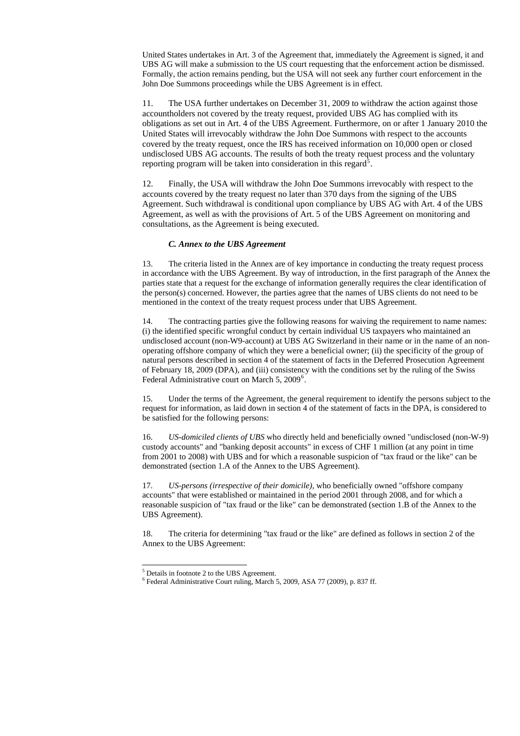United States undertakes in Art. 3 of the Agreement that, immediately the Agreement is signed, it and UBS AG will make a submission to the US court requesting that the enforcement action be dismissed. Formally, the action remains pending, but the USA will not seek any further court enforcement in the John Doe Summons proceedings while the UBS Agreement is in effect.

11. The USA further undertakes on December 31, 2009 to withdraw the action against those accountholders not covered by the treaty request, provided UBS AG has complied with its obligations as set out in Art. 4 of the UBS Agreement. Furthermore, on or after 1 January 2010 the United States will irrevocably withdraw the John Doe Summons with respect to the accounts covered by the treaty request, once the IRS has received information on 10,000 open or closed undisclosed UBS AG accounts. The results of both the treaty request process and the voluntary reporting program will be taken into consideration in this regard[5].

12. Finally, the USA will withdraw the John Doe Summons irrevocably with respect to the accounts covered by the treaty request no later than 370 days from the signing of the UBS Agreement. Such withdrawal is conditional upon compliance by UBS AG with Art. 4 of the UBS Agreement, as well as with the provisions of Art. 5 of the UBS Agreement on monitoring and consultations, as the Agreement is being executed.

### *C. Annex to the UBS Agreement*

13. The criteria listed in the Annex are of key importance in conducting the treaty request process in accordance with the UBS Agreement. By way of introduction, in the first paragraph of the Annex the parties state that a request for the exchange of information generally requires the clear identification of the person(s) concerned. However, the parties agree that the names of UBS clients do not need to be mentioned in the context of the treaty request process under that UBS Agreement.

14. The contracting parties give the following reasons for waiving the requirement to name names: (i) the identified specific wrongful conduct by certain individual US taxpayers who maintained an undisclosed account (non-W9-account) at UBS AG Switzerland in their name or in the name of an non-operating offshore company of which they were a beneficial owner; (ii) the specificity of the group of natural persons described in section 4 of the statement of facts in the Deferred Prosecution Agreement of February 18, 2009 (DPA), and (iii) consistency with the conditions set by the ruling of the Swiss Federal Administrative court on March 5, 2009[6].

15. Under the terms of the Agreement, the general requirement to identify the persons subject to the request for information, as laid down in section 4 of the statement of facts in the DPA, is considered to be satisfied for the following persons:

16. *US-domiciled clients of UBS* who directly held and beneficially owned "undisclosed (non-W-9) custody accounts" and "banking deposit accounts" in excess of CHF 1 million (at any point in time from 2001 to 2008) with UBS and for which a reasonable suspicion of "tax fraud or the like" can be demonstrated (section 1.A of the Annex to the UBS Agreement).

17. *US-persons (irrespective of their domicile)*, who beneficially owned "offshore company accounts" that were established or maintained in the period 2001 through 2008, and for which a reasonable suspicion of "tax fraud or the like" can be demonstrated (section 1.B of the Annex to the UBS Agreement).

18. The criteria for determining "tax fraud or the like" are defined as follows in section 2 of the Annex to the UBS Agreement:

---

[5] Details in footnote 2 to the UBS Agreement.

[6] Federal Administrative Court ruling, March 5, 2009, ASA 77 (2009), p. 837 ff.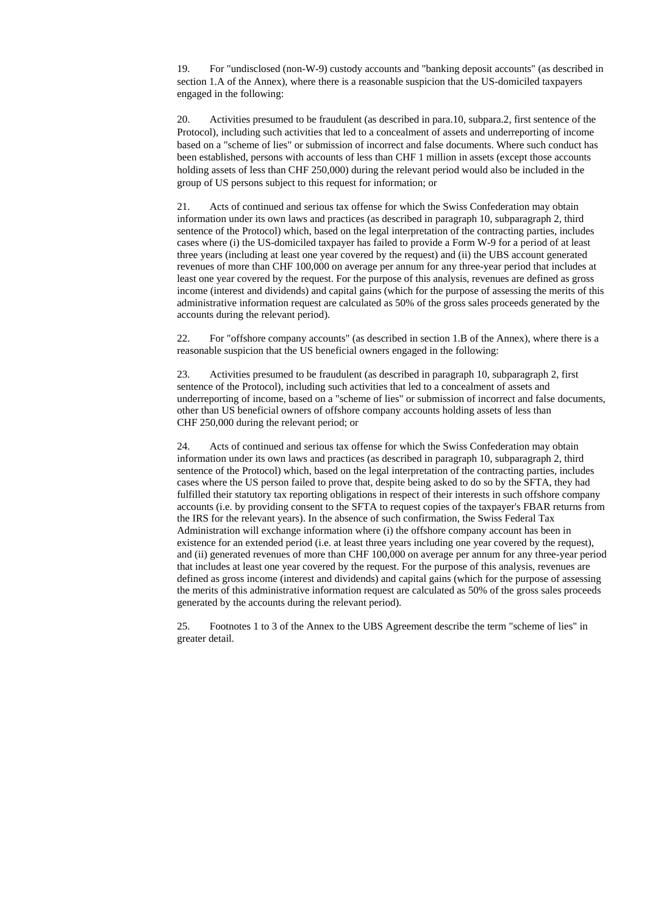19. For "undisclosed (non-W-9) custody accounts and "banking deposit accounts" (as described in section 1.A of the Annex), where there is a reasonable suspicion that the US-domiciled taxpayers engaged in the following:

20. Activities presumed to be fraudulent (as described in para.10, subpara.2, first sentence of the Protocol), including such activities that led to a concealment of assets and underreporting of income based on a "scheme of lies" or submission of incorrect and false documents. Where such conduct has been established, persons with accounts of less than CHF 1 million in assets (except those accounts holding assets of less than CHF 250,000) during the relevant period would also be included in the group of US persons subject to this request for information; or

21. Acts of continued and serious tax offense for which the Swiss Confederation may obtain information under its own laws and practices (as described in paragraph 10, subparagraph 2, third sentence of the Protocol) which, based on the legal interpretation of the contracting parties, includes cases where (i) the US-domiciled taxpayer has failed to provide a Form W-9 for a period of at least three years (including at least one year covered by the request) and (ii) the UBS account generated revenues of more than CHF 100,000 on average per annum for any three-year period that includes at least one year covered by the request. For the purpose of this analysis, revenues are defined as gross income (interest and dividends) and capital gains (which for the purpose of assessing the merits of this administrative information request are calculated as 50% of the gross sales proceeds generated by the accounts during the relevant period).

22. For "offshore company accounts" (as described in section 1.B of the Annex), where there is a reasonable suspicion that the US beneficial owners engaged in the following:

23. Activities presumed to be fraudulent (as described in paragraph 10, subparagraph 2, first sentence of the Protocol), including such activities that led to a concealment of assets and underreporting of income, based on a "scheme of lies" or submission of incorrect and false documents, other than US beneficial owners of offshore company accounts holding assets of less than CHF 250,000 during the relevant period; or

24. Acts of continued and serious tax offense for which the Swiss Confederation may obtain information under its own laws and practices (as described in paragraph 10, subparagraph 2, third sentence of the Protocol) which, based on the legal interpretation of the contracting parties, includes cases where the US person failed to prove that, despite being asked to do so by the SFTA, they had fulfilled their statutory tax reporting obligations in respect of their interests in such offshore company accounts (i.e. by providing consent to the SFTA to request copies of the taxpayer's FBAR returns from the IRS for the relevant years). In the absence of such confirmation, the Swiss Federal Tax Administration will exchange information where (i) the offshore company account has been in existence for an extended period (i.e. at least three years including one year covered by the request), and (ii) generated revenues of more than CHF 100,000 on average per annum for any three-year period that includes at least one year covered by the request. For the purpose of this analysis, revenues are defined as gross income (interest and dividends) and capital gains (which for the purpose of assessing the merits of this administrative information request are calculated as 50% of the gross sales proceeds generated by the accounts during the relevant period).

25. Footnotes 1 to 3 of the Annex to the UBS Agreement describe the term "scheme of lies" in greater detail.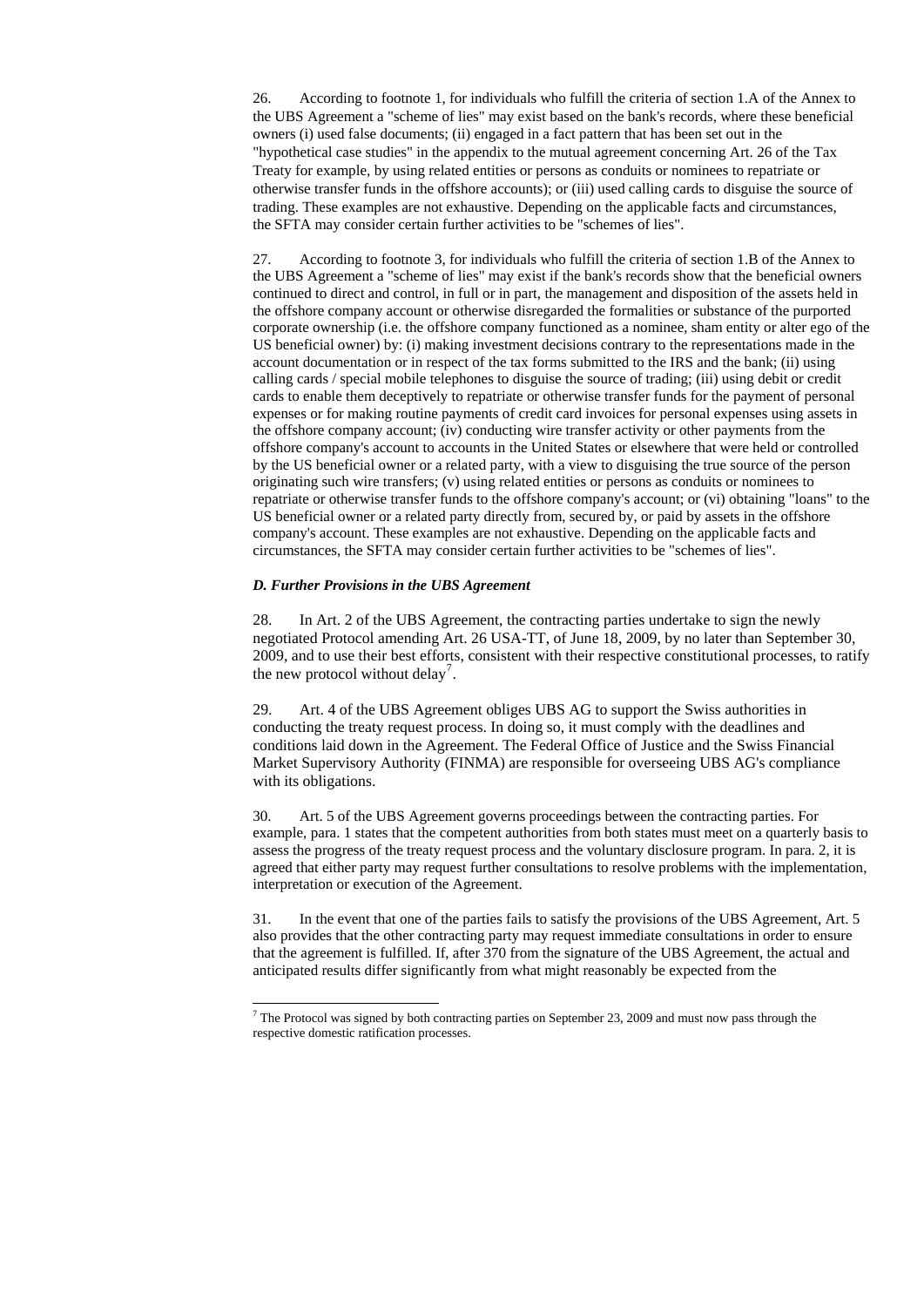26. According to footnote 1, for individuals who fulfill the criteria of section 1.A of the Annex to the UBS Agreement a "scheme of lies" may exist based on the bank's records, where these beneficial owners (i) used false documents; (ii) engaged in a fact pattern that has been set out in the "hypothetical case studies" in the appendix to the mutual agreement concerning Art. 26 of the Tax Treaty for example, by using related entities or persons as conduits or nominees to repatriate or otherwise transfer funds in the offshore accounts); or (iii) used calling cards to disguise the source of trading. These examples are not exhaustive. Depending on the applicable facts and circumstances, the SFTA may consider certain further activities to be "schemes of lies".

27. According to footnote 3, for individuals who fulfill the criteria of section 1.B of the Annex to the UBS Agreement a "scheme of lies" may exist if the bank's records show that the beneficial owners continued to direct and control, in full or in part, the management and disposition of the assets held in the offshore company account or otherwise disregarded the formalities or substance of the purported corporate ownership (i.e. the offshore company functioned as a nominee, sham entity or alter ego of the US beneficial owner) by: (i) making investment decisions contrary to the representations made in the account documentation or in respect of the tax forms submitted to the IRS and the bank; (ii) using calling cards / special mobile telephones to disguise the source of trading; (iii) using debit or credit cards to enable them deceptively to repatriate or otherwise transfer funds for the payment of personal expenses or for making routine payments of credit card invoices for personal expenses using assets in the offshore company account; (iv) conducting wire transfer activity or other payments from the offshore company's account to accounts in the United States or elsewhere that were held or controlled by the US beneficial owner or a related party, with a view to disguising the true source of the person originating such wire transfers; (v) using related entities or persons as conduits or nominees to repatriate or otherwise transfer funds to the offshore company's account; or (vi) obtaining "loans" to the US beneficial owner or a related party directly from, secured by, or paid by assets in the offshore company's account. These examples are not exhaustive. Depending on the applicable facts and circumstances, the SFTA may consider certain further activities to be "schemes of lies".

### *D. Further Provisions in the UBS Agreement*

28. In Art. 2 of the UBS Agreement, the contracting parties undertake to sign the newly negotiated Protocol amending Art. 26 USA-TT, of June 18, 2009, by no later than September 30, 2009, and to use their best efforts, consistent with their respective constitutional processes, to ratify the new protocol without delay[7].

29. Art. 4 of the UBS Agreement obliges UBS AG to support the Swiss authorities in conducting the treaty request process. In doing so, it must comply with the deadlines and conditions laid down in the Agreement. The Federal Office of Justice and the Swiss Financial Market Supervisory Authority (FINMA) are responsible for overseeing UBS AG's compliance with its obligations.

30. Art. 5 of the UBS Agreement governs proceedings between the contracting parties. For example, para. 1 states that the competent authorities from both states must meet on a quarterly basis to assess the progress of the treaty request process and the voluntary disclosure program. In para. 2, it is agreed that either party may request further consultations to resolve problems with the implementation, interpretation or execution of the Agreement.

31. In the event that one of the parties fails to satisfy the provisions of the UBS Agreement, Art. 5 also provides that the other contracting party may request immediate consultations in order to ensure that the agreement is fulfilled. If, after 370 from the signature of the UBS Agreement, the actual and anticipated results differ significantly from what might reasonably be expected from the

---

[7] The Protocol was signed by both contracting parties on September 23, 2009 and must now pass through the respective domestic ratification processes.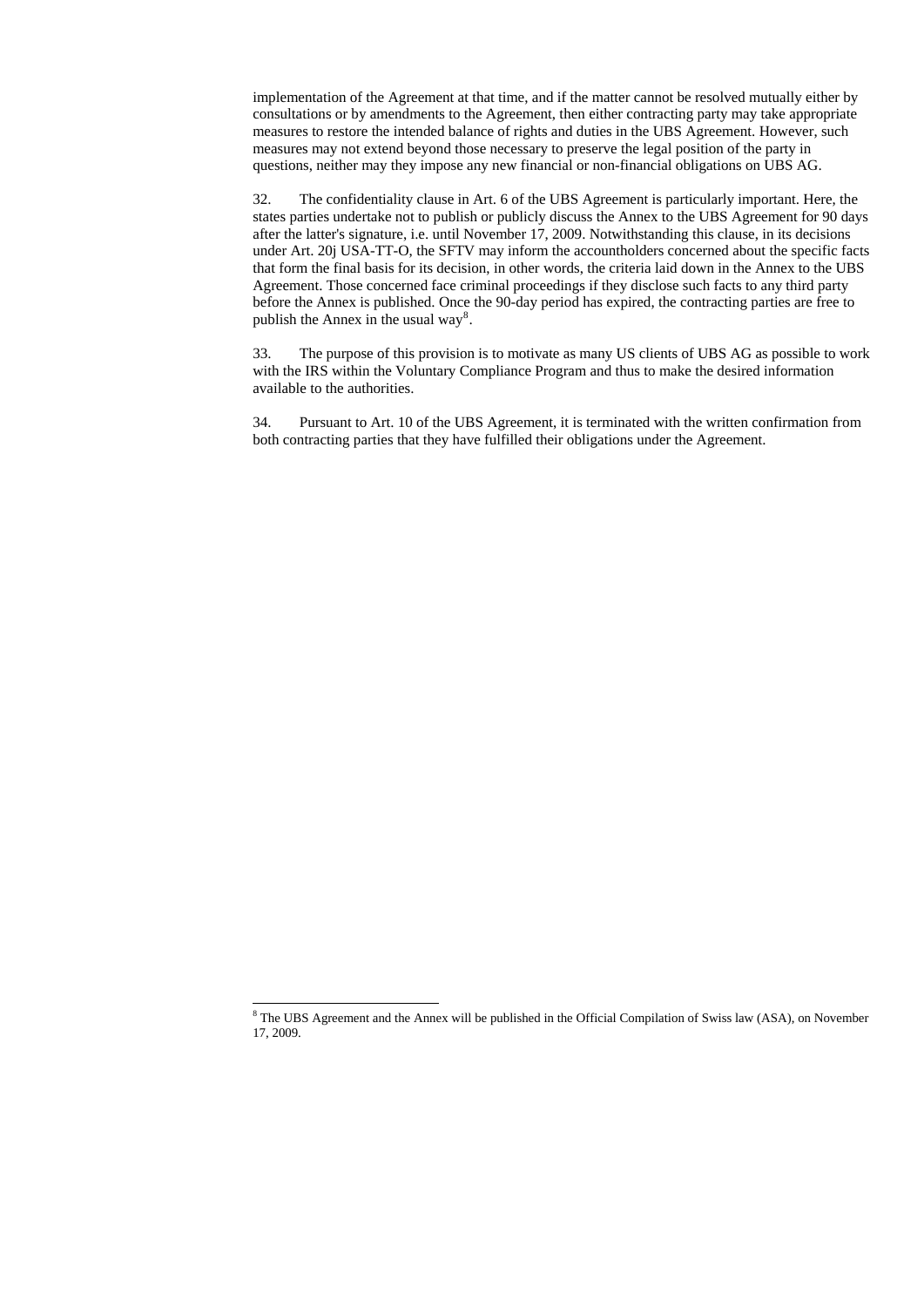implementation of the Agreement at that time, and if the matter cannot be resolved mutually either by consultations or by amendments to the Agreement, then either contracting party may take appropriate measures to restore the intended balance of rights and duties in the UBS Agreement. However, such measures may not extend beyond those necessary to preserve the legal position of the party in questions, neither may they impose any new financial or non-financial obligations on UBS AG.

32. The confidentiality clause in Art. 6 of the UBS Agreement is particularly important. Here, the states parties undertake not to publish or publicly discuss the Annex to the UBS Agreement for 90 days after the latter's signature, i.e. until November 17, 2009. Notwithstanding this clause, in its decisions under Art. 20j USA-TT-O, the SFTV may inform the accountholders concerned about the specific facts that form the final basis for its decision, in other words, the criteria laid down in the Annex to the UBS Agreement. Those concerned face criminal proceedings if they disclose such facts to any third party before the Annex is published. Once the 90-day period has expired, the contracting parties are free to publish the Annex in the usual way[8].

33. The purpose of this provision is to motivate as many US clients of UBS AG as possible to work with the IRS within the Voluntary Compliance Program and thus to make the desired information available to the authorities.

34. Pursuant to Art. 10 of the UBS Agreement, it is terminated with the written confirmation from both contracting parties that they have fulfilled their obligations under the Agreement.

[8] The UBS Agreement and the Annex will be published in the Official Compilation of Swiss law (ASA), on November 17, 2009.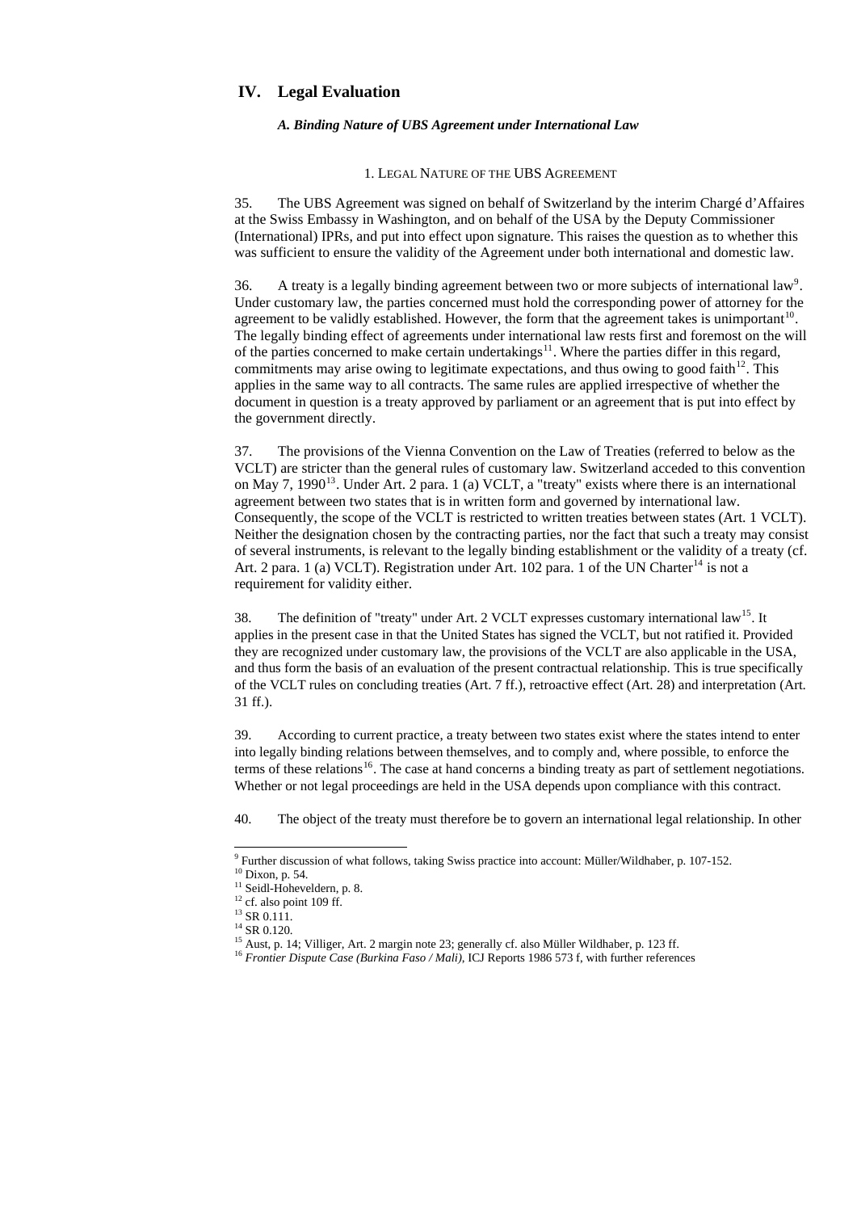# IV. Legal Evaluation

### *A. Binding Nature of UBS Agreement under International Law*

#### 1. LEGAL NATURE OF THE UBS AGREEMENT

35. The UBS Agreement was signed on behalf of Switzerland by the interim Chargé d'Affaires at the Swiss Embassy in Washington, and on behalf of the USA by the Deputy Commissioner (International) IPRs, and put into effect upon signature. This raises the question as to whether this was sufficient to ensure the validity of the Agreement under both international and domestic law.

36. A treaty is a legally binding agreement between two or more subjects of international law[9]. Under customary law, the parties concerned must hold the corresponding power of attorney for the agreement to be validly established. However, the form that the agreement takes is unimportant[10]. The legally binding effect of agreements under international law rests first and foremost on the will of the parties concerned to make certain undertakings[11]. Where the parties differ in this regard, commitments may arise owing to legitimate expectations, and thus owing to good faith[12]. This applies in the same way to all contracts. The same rules are applied irrespective of whether the document in question is a treaty approved by parliament or an agreement that is put into effect by the government directly.

37. The provisions of the Vienna Convention on the Law of Treaties (referred to below as the VCLT) are stricter than the general rules of customary law. Switzerland acceded to this convention on May 7, 1990[13]. Under Art. 2 para. 1 (a) VCLT, a "treaty" exists where there is an international agreement between two states that is in written form and governed by international law. Consequently, the scope of the VCLT is restricted to written treaties between states (Art. 1 VCLT). Neither the designation chosen by the contracting parties, nor the fact that such a treaty may consist of several instruments, is relevant to the legally binding establishment or the validity of a treaty (cf. Art. 2 para. 1 (a) VCLT). Registration under Art. 102 para. 1 of the UN Charter[14] is not a requirement for validity either.

38. The definition of "treaty" under Art. 2 VCLT expresses customary international law[15]. It applies in the present case in that the United States has signed the VCLT, but not ratified it. Provided they are recognized under customary law, the provisions of the VCLT are also applicable in the USA, and thus form the basis of an evaluation of the present contractual relationship. This is true specifically of the VCLT rules on concluding treaties (Art. 7 ff.), retroactive effect (Art. 28) and interpretation (Art. 31 ff.).

39. According to current practice, a treaty between two states exist where the states intend to enter into legally binding relations between themselves, and to comply and, where possible, to enforce the terms of these relations[16]. The case at hand concerns a binding treaty as part of settlement negotiations. Whether or not legal proceedings are held in the USA depends upon compliance with this contract.

40. The object of the treaty must therefore be to govern an international legal relationship. In other

---

[9] Further discussion of what follows, taking Swiss practice into account: Müller/Wildhaber, p. 107-152.
[10] Dixon, p. 54.
[11] Seidl-Hoheveldern, p. 8.
[12] cf. also point 109 ff.
[13] SR 0.111.
[14] SR 0.120.
[15] Aust, p. 14; Villiger, Art. 2 margin note 23; generally cf. also Müller Wildhaber, p. 123 ff.
[16] *Frontier Dispute Case (Burkina Faso / Mali)*, ICJ Reports 1986 573 f, with further references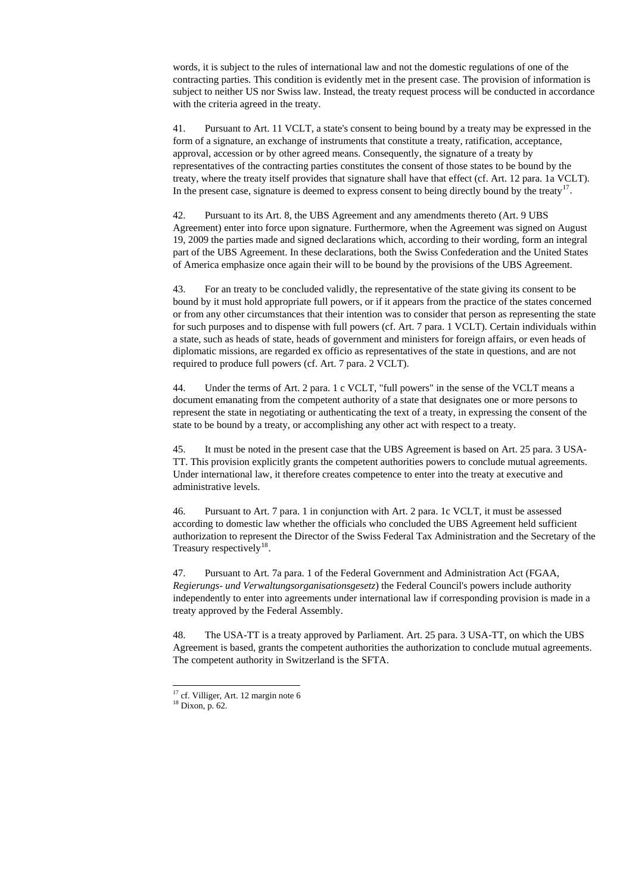words, it is subject to the rules of international law and not the domestic regulations of one of the contracting parties. This condition is evidently met in the present case. The provision of information is subject to neither US nor Swiss law. Instead, the treaty request process will be conducted in accordance with the criteria agreed in the treaty.

41. Pursuant to Art. 11 VCLT, a state's consent to being bound by a treaty may be expressed in the form of a signature, an exchange of instruments that constitute a treaty, ratification, acceptance, approval, accession or by other agreed means. Consequently, the signature of a treaty by representatives of the contracting parties constitutes the consent of those states to be bound by the treaty, where the treaty itself provides that signature shall have that effect (cf. Art. 12 para. 1a VCLT). In the present case, signature is deemed to express consent to being directly bound by the treaty[17].

42. Pursuant to its Art. 8, the UBS Agreement and any amendments thereto (Art. 9 UBS Agreement) enter into force upon signature. Furthermore, when the Agreement was signed on August 19, 2009 the parties made and signed declarations which, according to their wording, form an integral part of the UBS Agreement. In these declarations, both the Swiss Confederation and the United States of America emphasize once again their will to be bound by the provisions of the UBS Agreement.

43. For an treaty to be concluded validly, the representative of the state giving its consent to be bound by it must hold appropriate full powers, or if it appears from the practice of the states concerned or from any other circumstances that their intention was to consider that person as representing the state for such purposes and to dispense with full powers (cf. Art. 7 para. 1 VCLT). Certain individuals within a state, such as heads of state, heads of government and ministers for foreign affairs, or even heads of diplomatic missions, are regarded ex officio as representatives of the state in questions, and are not required to produce full powers (cf. Art. 7 para. 2 VCLT).

44. Under the terms of Art. 2 para. 1 c VCLT, "full powers" in the sense of the VCLT means a document emanating from the competent authority of a state that designates one or more persons to represent the state in negotiating or authenticating the text of a treaty, in expressing the consent of the state to be bound by a treaty, or accomplishing any other act with respect to a treaty.

45. It must be noted in the present case that the UBS Agreement is based on Art. 25 para. 3 USA-TT. This provision explicitly grants the competent authorities powers to conclude mutual agreements. Under international law, it therefore creates competence to enter into the treaty at executive and administrative levels.

46. Pursuant to Art. 7 para. 1 in conjunction with Art. 2 para. 1c VCLT, it must be assessed according to domestic law whether the officials who concluded the UBS Agreement held sufficient authorization to represent the Director of the Swiss Federal Tax Administration and the Secretary of the Treasury respectively[18].

47. Pursuant to Art. 7a para. 1 of the Federal Government and Administration Act (FGAA, *Regierungs- und Verwaltungsorganisationsgesetz*) the Federal Council's powers include authority independently to enter into agreements under international law if corresponding provision is made in a treaty approved by the Federal Assembly.

48. The USA-TT is a treaty approved by Parliament. Art. 25 para. 3 USA-TT, on which the UBS Agreement is based, grants the competent authorities the authorization to conclude mutual agreements. The competent authority in Switzerland is the SFTA.

---

[17] cf. Villiger, Art. 12 margin note 6

[18] Dixon, p. 62.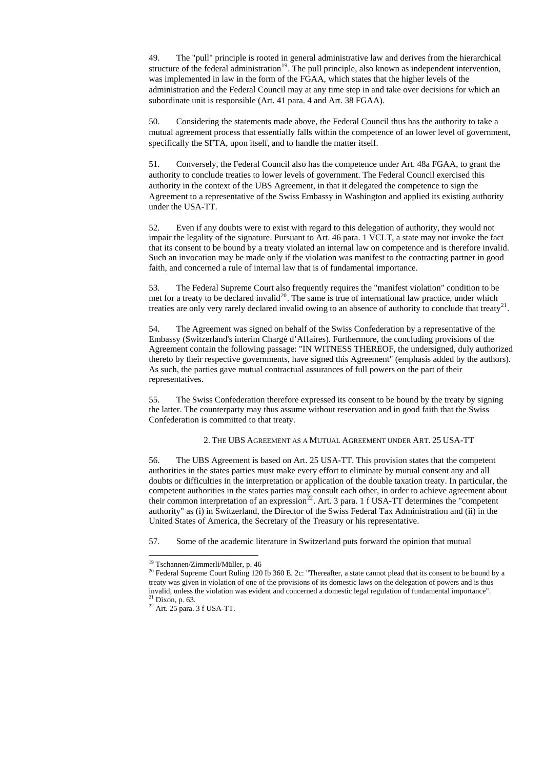49. The "pull" principle is rooted in general administrative law and derives from the hierarchical structure of the federal administration[19]. The pull principle, also known as independent intervention, was implemented in law in the form of the FGAA, which states that the higher levels of the administration and the Federal Council may at any time step in and take over decisions for which an subordinate unit is responsible (Art. 41 para. 4 and Art. 38 FGAA).

50. Considering the statements made above, the Federal Council thus has the authority to take a mutual agreement process that essentially falls within the competence of an lower level of government, specifically the SFTA, upon itself, and to handle the matter itself.

51. Conversely, the Federal Council also has the competence under Art. 48a FGAA, to grant the authority to conclude treaties to lower levels of government. The Federal Council exercised this authority in the context of the UBS Agreement, in that it delegated the competence to sign the Agreement to a representative of the Swiss Embassy in Washington and applied its existing authority under the USA-TT.

52. Even if any doubts were to exist with regard to this delegation of authority, they would not impair the legality of the signature. Pursuant to Art. 46 para. 1 VCLT, a state may not invoke the fact that its consent to be bound by a treaty violated an internal law on competence and is therefore invalid. Such an invocation may be made only if the violation was manifest to the contracting partner in good faith, and concerned a rule of internal law that is of fundamental importance.

53. The Federal Supreme Court also frequently requires the "manifest violation" condition to be met for a treaty to be declared invalid[20]. The same is true of international law practice, under which treaties are only very rarely declared invalid owing to an absence of authority to conclude that treaty[21].

54. The Agreement was signed on behalf of the Swiss Confederation by a representative of the Embassy (Switzerland's interim Chargé d'Affaires). Furthermore, the concluding provisions of the Agreement contain the following passage: "IN WITNESS THEREOF, the undersigned, duly authorized thereto by their respective governments, have signed this Agreement" (emphasis added by the authors). As such, the parties gave mutual contractual assurances of full powers on the part of their representatives.

55. The Swiss Confederation therefore expressed its consent to be bound by the treaty by signing the latter. The counterparty may thus assume without reservation and in good faith that the Swiss Confederation is committed to that treaty.

### 2. The UBS Agreement as a Mutual Agreement under Art. 25 USA-TT

56. The UBS Agreement is based on Art. 25 USA-TT. This provision states that the competent authorities in the states parties must make every effort to eliminate by mutual consent any and all doubts or difficulties in the interpretation or application of the double taxation treaty. In particular, the competent authorities in the states parties may consult each other, in order to achieve agreement about their common interpretation of an expression[22]. Art. 3 para. 1 f USA-TT determines the "competent authority" as (i) in Switzerland, the Director of the Swiss Federal Tax Administration and (ii) in the United States of America, the Secretary of the Treasury or his representative.

57. Some of the academic literature in Switzerland puts forward the opinion that mutual

---

[19] Tschannen/Zimmerli/Müller, p. 46

[20] Federal Supreme Court Ruling 120 Ib 360 E. 2c: "Thereafter, a state cannot plead that its consent to be bound by a treaty was given in violation of one of the provisions of its domestic laws on the delegation of powers and is thus invalid, unless the violation was evident and concerned a domestic legal regulation of fundamental importance".

[21] Dixon, p. 63.

[22] Art. 25 para. 3 f USA-TT.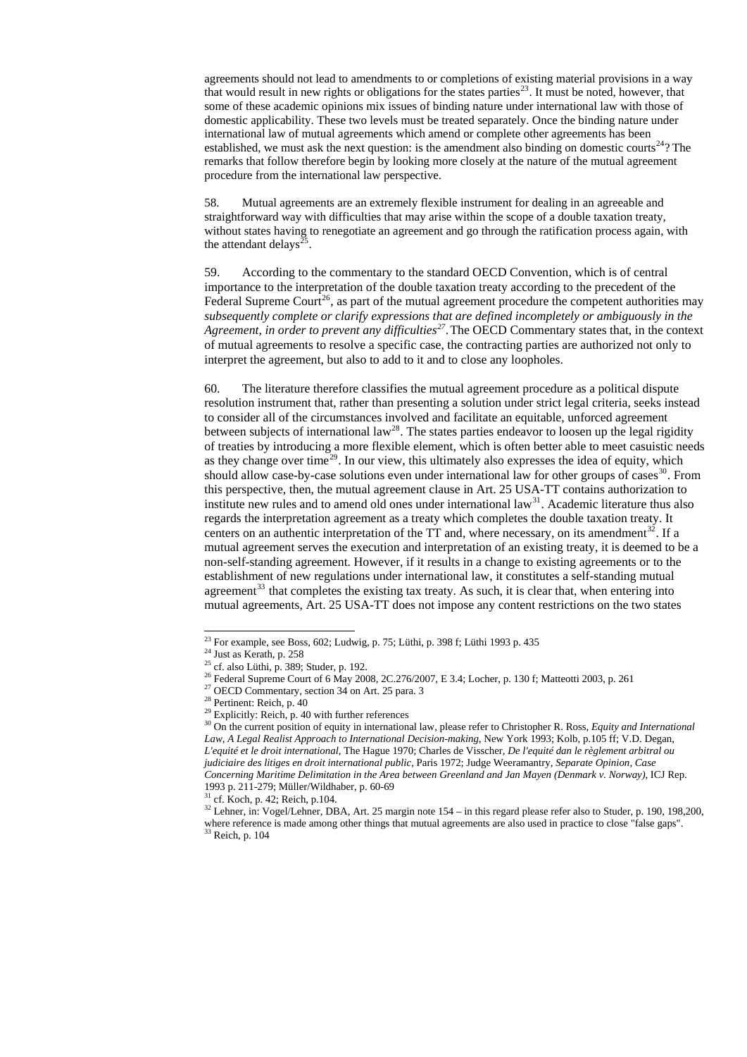agreements should not lead to amendments to or completions of existing material provisions in a way that would result in new rights or obligations for the states parties[23]. It must be noted, however, that some of these academic opinions mix issues of binding nature under international law with those of domestic applicability. These two levels must be treated separately. Once the binding nature under international law of mutual agreements which amend or complete other agreements has been established, we must ask the next question: is the amendment also binding on domestic courts[24]? The remarks that follow therefore begin by looking more closely at the nature of the mutual agreement procedure from the international law perspective.

58. Mutual agreements are an extremely flexible instrument for dealing in an agreeable and straightforward way with difficulties that may arise within the scope of a double taxation treaty, without states having to renegotiate an agreement and go through the ratification process again, with the attendant delays[25].

59. According to the commentary to the standard OECD Convention, which is of central importance to the interpretation of the double taxation treaty according to the precedent of the Federal Supreme Court[26], as part of the mutual agreement procedure the competent authorities may *subsequently complete or clarify expressions that are defined incompletely or ambiguously in the Agreement, in order to prevent any difficulties*[27]. The OECD Commentary states that, in the context of mutual agreements to resolve a specific case, the contracting parties are authorized not only to interpret the agreement, but also to add to it and to close any loopholes.

60. The literature therefore classifies the mutual agreement procedure as a political dispute resolution instrument that, rather than presenting a solution under strict legal criteria, seeks instead to consider all of the circumstances involved and facilitate an equitable, unforced agreement between subjects of international law[28]. The states parties endeavor to loosen up the legal rigidity of treaties by introducing a more flexible element, which is often better able to meet casuistic needs as they change over time[29]. In our view, this ultimately also expresses the idea of equity, which should allow case-by-case solutions even under international law for other groups of cases[30]. From this perspective, then, the mutual agreement clause in Art. 25 USA-TT contains authorization to institute new rules and to amend old ones under international law[31]. Academic literature thus also regards the interpretation agreement as a treaty which completes the double taxation treaty. It centers on an authentic interpretation of the TT and, where necessary, on its amendment[32]. If a mutual agreement serves the execution and interpretation of an existing treaty, it is deemed to be a non-self-standing agreement. However, if it results in a change to existing agreements or to the establishment of new regulations under international law, it constitutes a self-standing mutual agreement[33] that completes the existing tax treaty. As such, it is clear that, when entering into mutual agreements, Art. 25 USA-TT does not impose any content restrictions on the two states

---

[23] For example, see Boss, 602; Ludwig, p. 75; Lüthi, p. 398 f; Lüthi 1993 p. 435

[24] Just as Kerath, p. 258

[25] cf. also Lüthi, p. 389; Studer, p. 192.

[26] Federal Supreme Court of 6 May 2008, 2C.276/2007, E 3.4; Locher, p. 130 f; Matteotti 2003, p. 261

[27] OECD Commentary, section 34 on Art. 25 para. 3

[28] Pertinent: Reich, p. 40

[29] Explicitly: Reich, p. 40 with further references

[30] On the current position of equity in international law, please refer to Christopher R. Ross, *Equity and International Law, A Legal Realist Approach to International Decision-making*, New York 1993; Kolb, p.105 ff; V.D. Degan, *L'equité et le droit international*, The Hague 1970; Charles de Visscher, *De l'equité dan le règlement arbitral ou judiciaire des litiges en droit international public*, Paris 1972; Judge Weeramantry, *Separate Opinion, Case Concerning Maritime Delimitation in the Area between Greenland and Jan Mayen (Denmark v. Norway)*, ICJ Rep. 1993 p. 211-279; Müller/Wildhaber, p. 60-69

[31] cf. Koch, p. 42; Reich, p.104.

[32] Lehner, in: Vogel/Lehner, DBA, Art. 25 margin note 154 – in this regard please refer also to Studer, p. 190, 198,200, where reference is made among other things that mutual agreements are also used in practice to close "false gaps".

[33] Reich, p. 104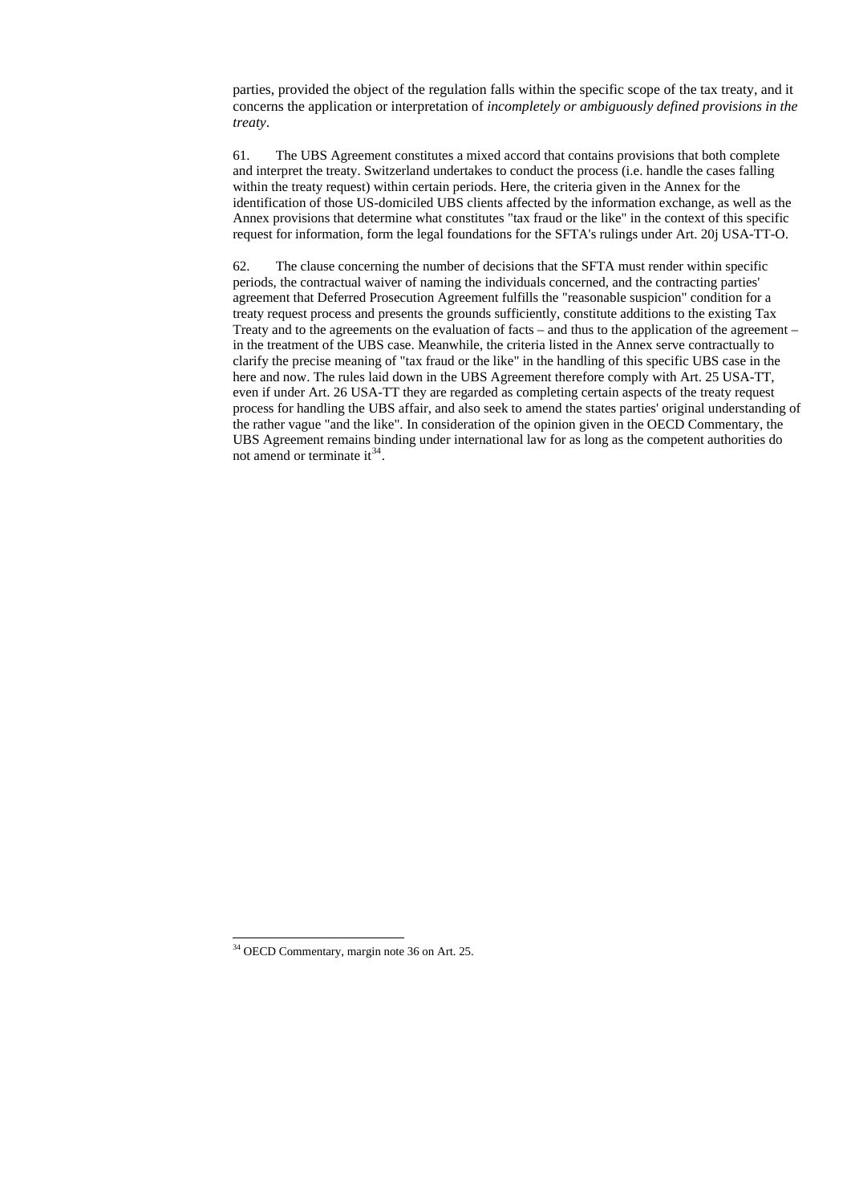parties, provided the object of the regulation falls within the specific scope of the tax treaty, and it concerns the application or interpretation of *incompletely or ambiguously defined provisions in the treaty*.

61. The UBS Agreement constitutes a mixed accord that contains provisions that both complete and interpret the treaty. Switzerland undertakes to conduct the process (i.e. handle the cases falling within the treaty request) within certain periods. Here, the criteria given in the Annex for the identification of those US-domiciled UBS clients affected by the information exchange, as well as the Annex provisions that determine what constitutes "tax fraud or the like" in the context of this specific request for information, form the legal foundations for the SFTA's rulings under Art. 20j USA-TT-O.

62. The clause concerning the number of decisions that the SFTA must render within specific periods, the contractual waiver of naming the individuals concerned, and the contracting parties' agreement that Deferred Prosecution Agreement fulfills the "reasonable suspicion" condition for a treaty request process and presents the grounds sufficiently, constitute additions to the existing Tax Treaty and to the agreements on the evaluation of facts – and thus to the application of the agreement – in the treatment of the UBS case. Meanwhile, the criteria listed in the Annex serve contractually to clarify the precise meaning of "tax fraud or the like" in the handling of this specific UBS case in the here and now. The rules laid down in the UBS Agreement therefore comply with Art. 25 USA-TT, even if under Art. 26 USA-TT they are regarded as completing certain aspects of the treaty request process for handling the UBS affair, and also seek to amend the states parties' original understanding of the rather vague "and the like". In consideration of the opinion given in the OECD Commentary, the UBS Agreement remains binding under international law for as long as the competent authorities do not amend or terminate it[34].

[34] OECD Commentary, margin note 36 on Art. 25.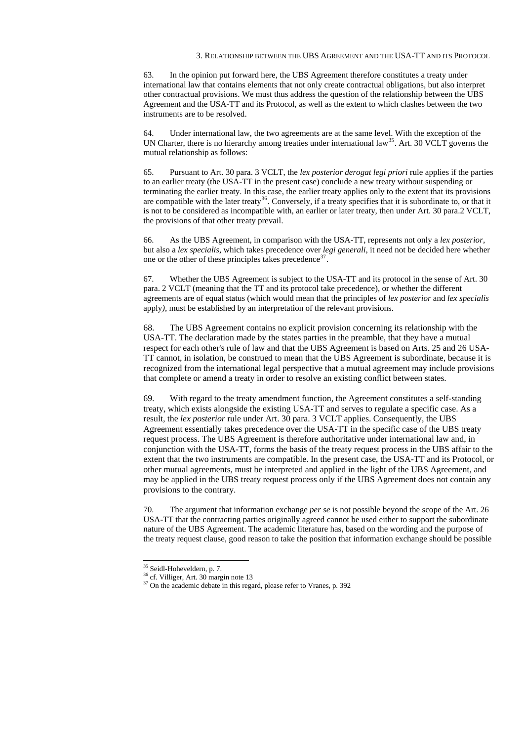### 3. Relationship between the UBS Agreement and the USA-TT and its Protocol

63. In the opinion put forward here, the UBS Agreement therefore constitutes a treaty under international law that contains elements that not only create contractual obligations, but also interpret other contractual provisions. We must thus address the question of the relationship between the UBS Agreement and the USA-TT and its Protocol, as well as the extent to which clashes between the two instruments are to be resolved.

64. Under international law, the two agreements are at the same level. With the exception of the UN Charter, there is no hierarchy among treaties under international law[35]. Art. 30 VCLT governs the mutual relationship as follows:

65. Pursuant to Art. 30 para. 3 VCLT, the *lex posterior derogat legi priori* rule applies if the parties to an earlier treaty (the USA-TT in the present case) conclude a new treaty without suspending or terminating the earlier treaty. In this case, the earlier treaty applies only to the extent that its provisions are compatible with the later treaty[36]. Conversely, if a treaty specifies that it is subordinate to, or that it is not to be considered as incompatible with, an earlier or later treaty, then under Art. 30 para.2 VCLT, the provisions of that other treaty prevail.

66. As the UBS Agreement, in comparison with the USA-TT, represents not only a *lex posterior*, but also a *lex specialis*, which takes precedence over *legi generali*, it need not be decided here whether one or the other of these principles takes precedence[37].

67. Whether the UBS Agreement is subject to the USA-TT and its protocol in the sense of Art. 30 para. 2 VCLT (meaning that the TT and its protocol take precedence), or whether the different agreements are of equal status (which would mean that the principles of *lex posterior* and *lex specialis* apply), must be established by an interpretation of the relevant provisions.

68. The UBS Agreement contains no explicit provision concerning its relationship with the USA-TT. The declaration made by the states parties in the preamble, that they have a mutual respect for each other's rule of law and that the UBS Agreement is based on Arts. 25 and 26 USA-TT cannot, in isolation, be construed to mean that the UBS Agreement is subordinate, because it is recognized from the international legal perspective that a mutual agreement may include provisions that complete or amend a treaty in order to resolve an existing conflict between states.

69. With regard to the treaty amendment function, the Agreement constitutes a self-standing treaty, which exists alongside the existing USA-TT and serves to regulate a specific case. As a result, the *lex posterior* rule under Art. 30 para. 3 VCLT applies. Consequently, the UBS Agreement essentially takes precedence over the USA-TT in the specific case of the UBS treaty request process. The UBS Agreement is therefore authoritative under international law and, in conjunction with the USA-TT, forms the basis of the treaty request process in the UBS affair to the extent that the two instruments are compatible. In the present case, the USA-TT and its Protocol, or other mutual agreements, must be interpreted and applied in the light of the UBS Agreement, and may be applied in the UBS treaty request process only if the UBS Agreement does not contain any provisions to the contrary.

70. The argument that information exchange *per se* is not possible beyond the scope of the Art. 26 USA-TT that the contracting parties originally agreed cannot be used either to support the subordinate nature of the UBS Agreement. The academic literature has, based on the wording and the purpose of the treaty request clause, good reason to take the position that information exchange should be possible

---

[35] Seidl-Hoheveldern, p. 7.

[36] cf. Villiger, Art. 30 margin note 13

[37] On the academic debate in this regard, please refer to Vranes, p. 392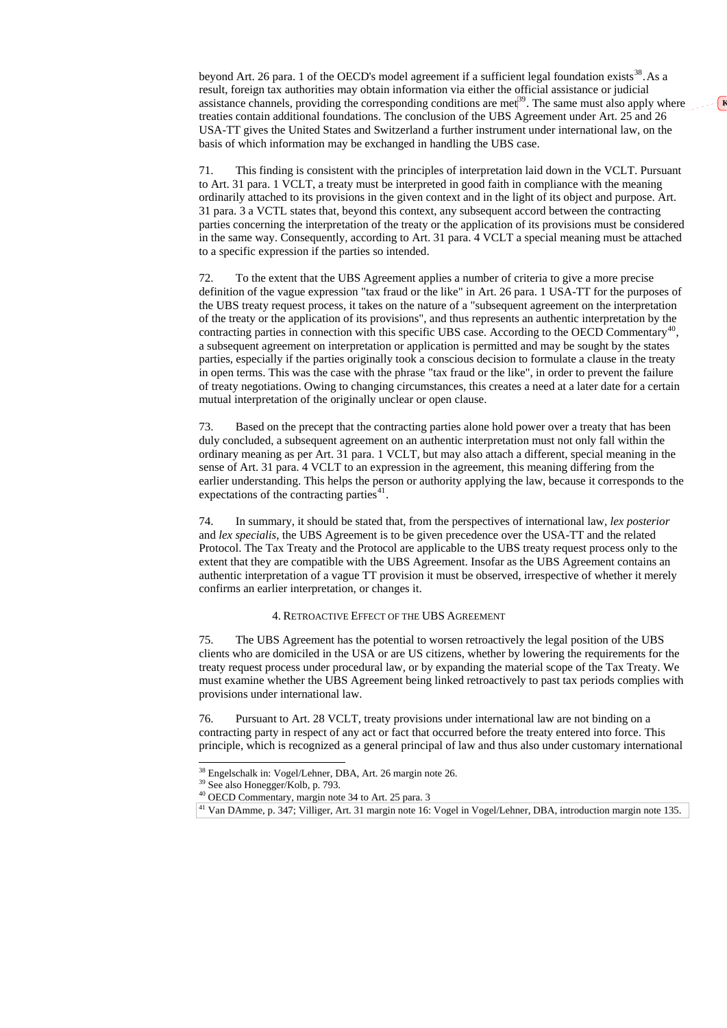beyond Art. 26 para. 1 of the OECD's model agreement if a sufficient legal foundation exists[38]. As a result, foreign tax authorities may obtain information via either the official assistance or judicial assistance channels, providing the corresponding conditions are met[39]. The same must also apply where treaties contain additional foundations. The conclusion of the UBS Agreement under Art. 25 and 26 USA-TT gives the United States and Switzerland a further instrument under international law, on the basis of which information may be exchanged in handling the UBS case.

71. This finding is consistent with the principles of interpretation laid down in the VCLT. Pursuant to Art. 31 para. 1 VCLT, a treaty must be interpreted in good faith in compliance with the meaning ordinarily attached to its provisions in the given context and in the light of its object and purpose. Art. 31 para. 3 a VCTL states that, beyond this context, any subsequent accord between the contracting parties concerning the interpretation of the treaty or the application of its provisions must be considered in the same way. Consequently, according to Art. 31 para. 4 VCLT a special meaning must be attached to a specific expression if the parties so intended.

72. To the extent that the UBS Agreement applies a number of criteria to give a more precise definition of the vague expression "tax fraud or the like" in Art. 26 para. 1 USA-TT for the purposes of the UBS treaty request process, it takes on the nature of a "subsequent agreement on the interpretation of the treaty or the application of its provisions", and thus represents an authentic interpretation by the contracting parties in connection with this specific UBS case. According to the OECD Commentary[40], a subsequent agreement on interpretation or application is permitted and may be sought by the states parties, especially if the parties originally took a conscious decision to formulate a clause in the treaty in open terms. This was the case with the phrase "tax fraud or the like", in order to prevent the failure of treaty negotiations. Owing to changing circumstances, this creates a need at a later date for a certain mutual interpretation of the originally unclear or open clause.

73. Based on the precept that the contracting parties alone hold power over a treaty that has been duly concluded, a subsequent agreement on an authentic interpretation must not only fall within the ordinary meaning as per Art. 31 para. 1 VCLT, but may also attach a different, special meaning in the sense of Art. 31 para. 4 VCLT to an expression in the agreement, this meaning differing from the earlier understanding. This helps the person or authority applying the law, because it corresponds to the expectations of the contracting parties[41].

74. In summary, it should be stated that, from the perspectives of international law, *lex posterior* and *lex specialis*, the UBS Agreement is to be given precedence over the USA-TT and the related Protocol. The Tax Treaty and the Protocol are applicable to the UBS treaty request process only to the extent that they are compatible with the UBS Agreement. Insofar as the UBS Agreement contains an authentic interpretation of a vague TT provision it must be observed, irrespective of whether it merely confirms an earlier interpretation, or changes it.

### 4. Retroactive Effect of the UBS Agreement

75. The UBS Agreement has the potential to worsen retroactively the legal position of the UBS clients who are domiciled in the USA or are US citizens, whether by lowering the requirements for the treaty request process under procedural law, or by expanding the material scope of the Tax Treaty. We must examine whether the UBS Agreement being linked retroactively to past tax periods complies with provisions under international law.

76. Pursuant to Art. 28 VCLT, treaty provisions under international law are not binding on a contracting party in respect of any act or fact that occurred before the treaty entered into force. This principle, which is recognized as a general principal of law and thus also under customary international

---

[38] Engelschalk in: Vogel/Lehner, DBA, Art. 26 margin note 26.

[39] See also Honegger/Kolb, p. 793.

[40] OECD Commentary, margin note 34 to Art. 25 para. 3

[41] Van DAmme, p. 347; Villiger, Art. 31 margin note 16: Vogel in Vogel/Lehner, DBA, introduction margin note 135.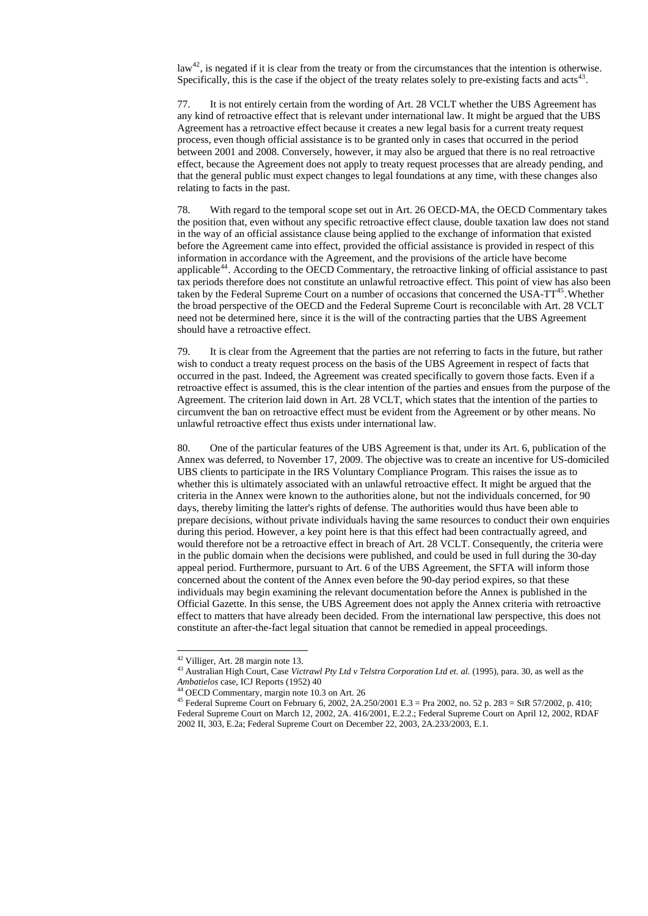law[42], is negated if it is clear from the treaty or from the circumstances that the intention is otherwise. Specifically, this is the case if the object of the treaty relates solely to pre-existing facts and acts[43].

77. It is not entirely certain from the wording of Art. 28 VCLT whether the UBS Agreement has any kind of retroactive effect that is relevant under international law. It might be argued that the UBS Agreement has a retroactive effect because it creates a new legal basis for a current treaty request process, even though official assistance is to be granted only in cases that occurred in the period between 2001 and 2008. Conversely, however, it may also be argued that there is no real retroactive effect, because the Agreement does not apply to treaty request processes that are already pending, and that the general public must expect changes to legal foundations at any time, with these changes also relating to facts in the past.

78. With regard to the temporal scope set out in Art. 26 OECD-MA, the OECD Commentary takes the position that, even without any specific retroactive effect clause, double taxation law does not stand in the way of an official assistance clause being applied to the exchange of information that existed before the Agreement came into effect, provided the official assistance is provided in respect of this information in accordance with the Agreement, and the provisions of the article have become applicable[44]. According to the OECD Commentary, the retroactive linking of official assistance to past tax periods therefore does not constitute an unlawful retroactive effect. This point of view has also been taken by the Federal Supreme Court on a number of occasions that concerned the USA-TT[45]. Whether the broad perspective of the OECD and the Federal Supreme Court is reconcilable with Art. 28 VCLT need not be determined here, since it is the will of the contracting parties that the UBS Agreement should have a retroactive effect.

79. It is clear from the Agreement that the parties are not referring to facts in the future, but rather wish to conduct a treaty request process on the basis of the UBS Agreement in respect of facts that occurred in the past. Indeed, the Agreement was created specifically to govern those facts. Even if a retroactive effect is assumed, this is the clear intention of the parties and ensues from the purpose of the Agreement. The criterion laid down in Art. 28 VCLT, which states that the intention of the parties to circumvent the ban on retroactive effect must be evident from the Agreement or by other means. No unlawful retroactive effect thus exists under international law.

80. One of the particular features of the UBS Agreement is that, under its Art. 6, publication of the Annex was deferred, to November 17, 2009. The objective was to create an incentive for US-domiciled UBS clients to participate in the IRS Voluntary Compliance Program. This raises the issue as to whether this is ultimately associated with an unlawful retroactive effect. It might be argued that the criteria in the Annex were known to the authorities alone, but not the individuals concerned, for 90 days, thereby limiting the latter's rights of defense. The authorities would thus have been able to prepare decisions, without private individuals having the same resources to conduct their own enquiries during this period. However, a key point here is that this effect had been contractually agreed, and would therefore not be a retroactive effect in breach of Art. 28 VCLT. Consequently, the criteria were in the public domain when the decisions were published, and could be used in full during the 30-day appeal period. Furthermore, pursuant to Art. 6 of the UBS Agreement, the SFTA will inform those concerned about the content of the Annex even before the 90-day period expires, so that these individuals may begin examining the relevant documentation before the Annex is published in the Official Gazette. In this sense, the UBS Agreement does not apply the Annex criteria with retroactive effect to matters that have already been decided. From the international law perspective, this does not constitute an after-the-fact legal situation that cannot be remedied in appeal proceedings.

---

[42] Villiger, Art. 28 margin note 13.

[43] Australian High Court, Case *Victrawl Pty Ltd v Telstra Corporation Ltd et. al.* (1995), para. 30, as well as the *Ambatielos* case, ICJ Reports (1952) 40

[44] OECD Commentary, margin note 10.3 on Art. 26

[45] Federal Supreme Court on February 6, 2002, 2A.250/2001 E.3 = Pra 2002, no. 52 p. 283 = StR 57/2002, p. 410; Federal Supreme Court on March 12, 2002, 2A. 416/2001, E.2.2.; Federal Supreme Court on April 12, 2002, RDAF 2002 II, 303, E.2a; Federal Supreme Court on December 22, 2003, 2A.233/2003, E.1.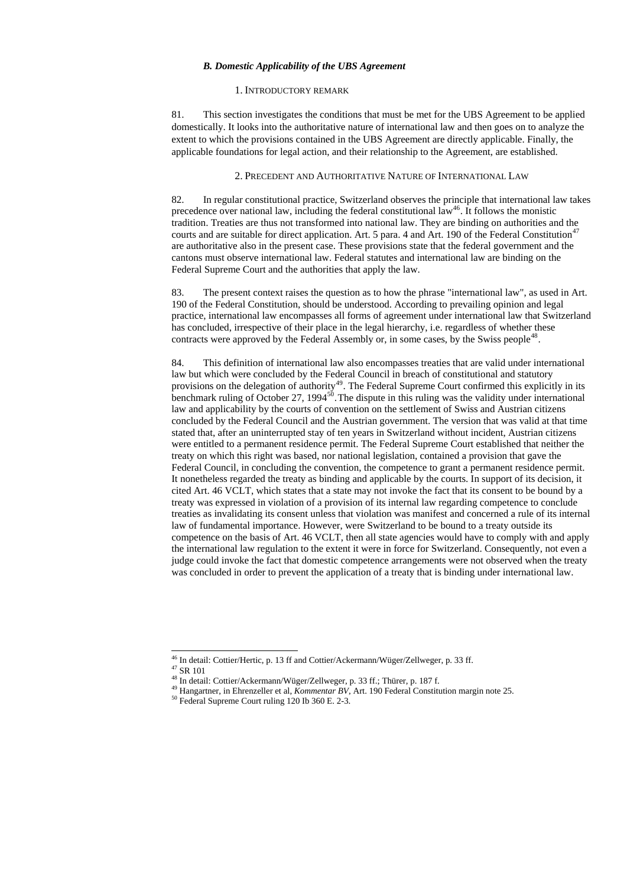### *B. Domestic Applicability of the UBS Agreement*

#### 1. Introductory remark

81. This section investigates the conditions that must be met for the UBS Agreement to be applied domestically. It looks into the authoritative nature of international law and then goes on to analyze the extent to which the provisions contained in the UBS Agreement are directly applicable. Finally, the applicable foundations for legal action, and their relationship to the Agreement, are established.

#### 2. Precedent and Authoritative Nature of International Law

82. In regular constitutional practice, Switzerland observes the principle that international law takes precedence over national law, including the federal constitutional law[46]. It follows the monistic tradition. Treaties are thus not transformed into national law. They are binding on authorities and the courts and are suitable for direct application. Art. 5 para. 4 and Art. 190 of the Federal Constitution[47] are authoritative also in the present case. These provisions state that the federal government and the cantons must observe international law. Federal statutes and international law are binding on the Federal Supreme Court and the authorities that apply the law.

83. The present context raises the question as to how the phrase "international law", as used in Art. 190 of the Federal Constitution, should be understood. According to prevailing opinion and legal practice, international law encompasses all forms of agreement under international law that Switzerland has concluded, irrespective of their place in the legal hierarchy, i.e. regardless of whether these contracts were approved by the Federal Assembly or, in some cases, by the Swiss people[48].

84. This definition of international law also encompasses treaties that are valid under international law but which were concluded by the Federal Council in breach of constitutional and statutory provisions on the delegation of authority[49]. The Federal Supreme Court confirmed this explicitly in its benchmark ruling of October 27, 1994[50]. The dispute in this ruling was the validity under international law and applicability by the courts of convention on the settlement of Swiss and Austrian citizens concluded by the Federal Council and the Austrian government. The version that was valid at that time stated that, after an uninterrupted stay of ten years in Switzerland without incident, Austrian citizens were entitled to a permanent residence permit. The Federal Supreme Court established that neither the treaty on which this right was based, nor national legislation, contained a provision that gave the Federal Council, in concluding the convention, the competence to grant a permanent residence permit. It nonetheless regarded the treaty as binding and applicable by the courts. In support of its decision, it cited Art. 46 VCLT, which states that a state may not invoke the fact that its consent to be bound by a treaty was expressed in violation of a provision of its internal law regarding competence to conclude treaties as invalidating its consent unless that violation was manifest and concerned a rule of its internal law of fundamental importance. However, were Switzerland to be bound to a treaty outside its competence on the basis of Art. 46 VCLT, then all state agencies would have to comply with and apply the international law regulation to the extent it were in force for Switzerland. Consequently, not even a judge could invoke the fact that domestic competence arrangements were not observed when the treaty was concluded in order to prevent the application of a treaty that is binding under international law.

---

[46] In detail: Cottier/Hertic, p. 13 ff and Cottier/Ackermann/Wüger/Zellweger, p. 33 ff.
[47] SR 101
[48] In detail: Cottier/Ackermann/Wüger/Zellweger, p. 33 ff.; Thürer, p. 187 f.
[49] Hangartner, in Ehrenzeller et al, *Kommentar BV*, Art. 190 Federal Constitution margin note 25.
[50] Federal Supreme Court ruling 120 Ib 360 E. 2-3.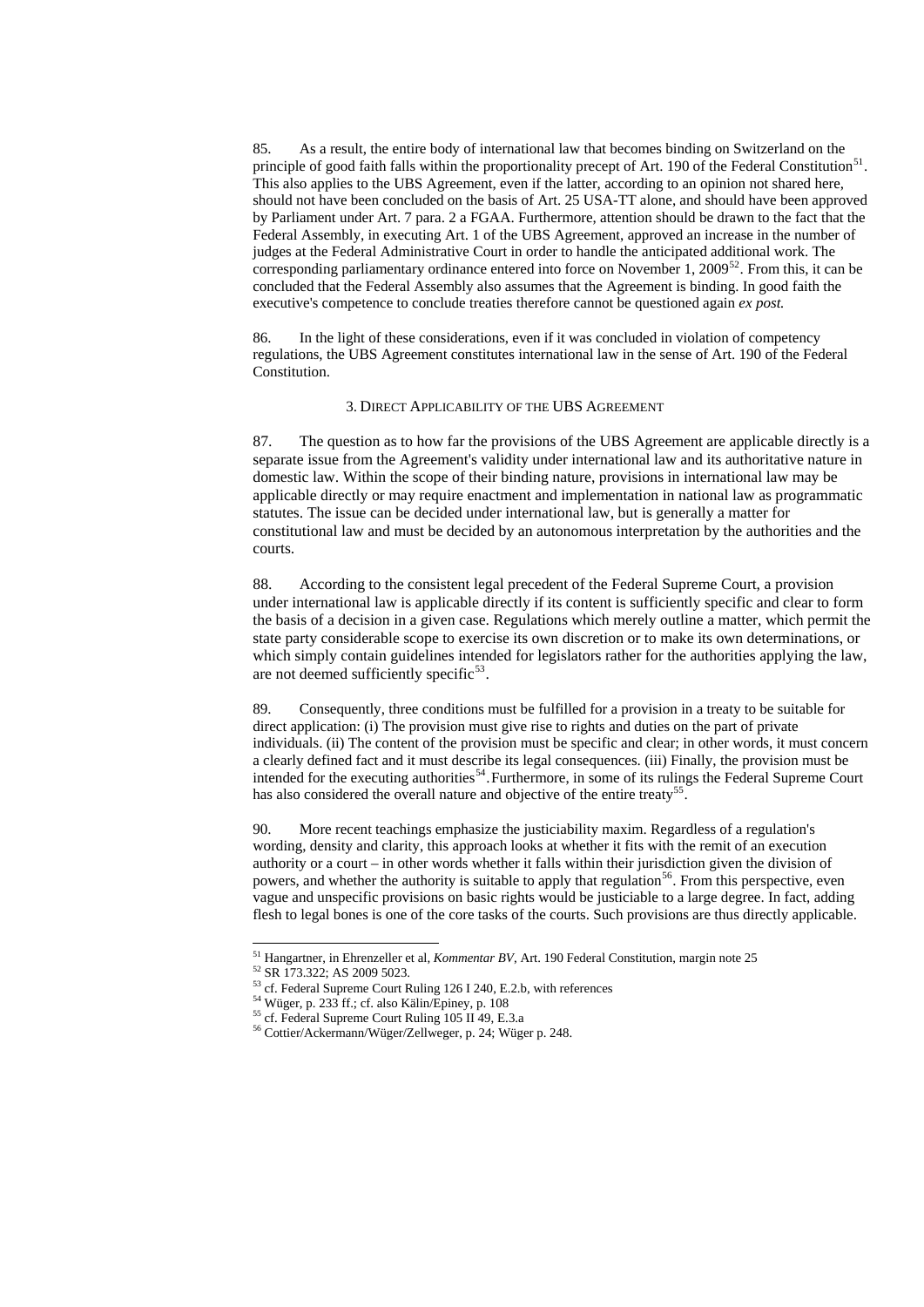85. As a result, the entire body of international law that becomes binding on Switzerland on the principle of good faith falls within the proportionality precept of Art. 190 of the Federal Constitution[51]. This also applies to the UBS Agreement, even if the latter, according to an opinion not shared here, should not have been concluded on the basis of Art. 25 USA-TT alone, and should have been approved by Parliament under Art. 7 para. 2 a FGAA. Furthermore, attention should be drawn to the fact that the Federal Assembly, in executing Art. 1 of the UBS Agreement, approved an increase in the number of judges at the Federal Administrative Court in order to handle the anticipated additional work. The corresponding parliamentary ordinance entered into force on November 1, 2009[52]. From this, it can be concluded that the Federal Assembly also assumes that the Agreement is binding. In good faith the executive's competence to conclude treaties therefore cannot be questioned again *ex post.*

86. In the light of these considerations, even if it was concluded in violation of competency regulations, the UBS Agreement constitutes international law in the sense of Art. 190 of the Federal Constitution.

### 3. Direct Applicability of the UBS Agreement

87. The question as to how far the provisions of the UBS Agreement are applicable directly is a separate issue from the Agreement's validity under international law and its authoritative nature in domestic law. Within the scope of their binding nature, provisions in international law may be applicable directly or may require enactment and implementation in national law as programmatic statutes. The issue can be decided under international law, but is generally a matter for constitutional law and must be decided by an autonomous interpretation by the authorities and the courts.

88. According to the consistent legal precedent of the Federal Supreme Court, a provision under international law is applicable directly if its content is sufficiently specific and clear to form the basis of a decision in a given case. Regulations which merely outline a matter, which permit the state party considerable scope to exercise its own discretion or to make its own determinations, or which simply contain guidelines intended for legislators rather for the authorities applying the law, are not deemed sufficiently specific[53].

89. Consequently, three conditions must be fulfilled for a provision in a treaty to be suitable for direct application: (i) The provision must give rise to rights and duties on the part of private individuals. (ii) The content of the provision must be specific and clear; in other words, it must concern a clearly defined fact and it must describe its legal consequences. (iii) Finally, the provision must be intended for the executing authorities[54]. Furthermore, in some of its rulings the Federal Supreme Court has also considered the overall nature and objective of the entire treaty[55].

90. More recent teachings emphasize the justiciability maxim. Regardless of a regulation's wording, density and clarity, this approach looks at whether it fits with the remit of an execution authority or a court – in other words whether it falls within their jurisdiction given the division of powers, and whether the authority is suitable to apply that regulation[56]. From this perspective, even vague and unspecific provisions on basic rights would be justiciable to a large degree. In fact, adding flesh to legal bones is one of the core tasks of the courts. Such provisions are thus directly applicable.

---

[51] Hangartner, in Ehrenzeller et al, *Kommentar BV*, Art. 190 Federal Constitution, margin note 25

[52] SR 173.322; AS 2009 5023.

[53] cf. Federal Supreme Court Ruling 126 I 240, E.2.b, with references

[54] Wüger, p. 233 ff.; cf. also Kälin/Epiney, p. 108

[55] cf. Federal Supreme Court Ruling 105 II 49, E.3.a

[56] Cottier/Ackermann/Wüger/Zellweger, p. 24; Wüger p. 248.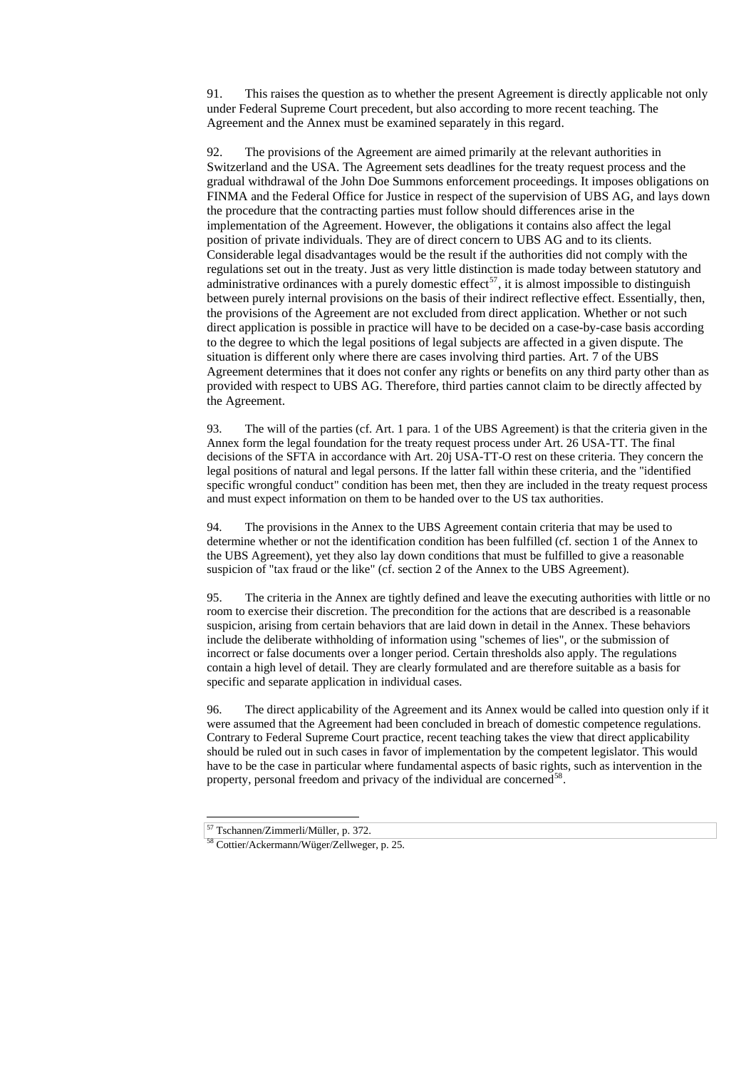91. This raises the question as to whether the present Agreement is directly applicable not only under Federal Supreme Court precedent, but also according to more recent teaching. The Agreement and the Annex must be examined separately in this regard.

92. The provisions of the Agreement are aimed primarily at the relevant authorities in Switzerland and the USA. The Agreement sets deadlines for the treaty request process and the gradual withdrawal of the John Doe Summons enforcement proceedings. It imposes obligations on FINMA and the Federal Office for Justice in respect of the supervision of UBS AG, and lays down the procedure that the contracting parties must follow should differences arise in the implementation of the Agreement. However, the obligations it contains also affect the legal position of private individuals. They are of direct concern to UBS AG and to its clients. Considerable legal disadvantages would be the result if the authorities did not comply with the regulations set out in the treaty. Just as very little distinction is made today between statutory and administrative ordinances with a purely domestic effect[57], it is almost impossible to distinguish between purely internal provisions on the basis of their indirect reflective effect. Essentially, then, the provisions of the Agreement are not excluded from direct application. Whether or not such direct application is possible in practice will have to be decided on a case-by-case basis according to the degree to which the legal positions of legal subjects are affected in a given dispute. The situation is different only where there are cases involving third parties. Art. 7 of the UBS Agreement determines that it does not confer any rights or benefits on any third party other than as provided with respect to UBS AG. Therefore, third parties cannot claim to be directly affected by the Agreement.

93. The will of the parties (cf. Art. 1 para. 1 of the UBS Agreement) is that the criteria given in the Annex form the legal foundation for the treaty request process under Art. 26 USA-TT. The final decisions of the SFTA in accordance with Art. 20j USA-TT-O rest on these criteria. They concern the legal positions of natural and legal persons. If the latter fall within these criteria, and the "identified specific wrongful conduct" condition has been met, then they are included in the treaty request process and must expect information on them to be handed over to the US tax authorities.

94. The provisions in the Annex to the UBS Agreement contain criteria that may be used to determine whether or not the identification condition has been fulfilled (cf. section 1 of the Annex to the UBS Agreement), yet they also lay down conditions that must be fulfilled to give a reasonable suspicion of "tax fraud or the like" (cf. section 2 of the Annex to the UBS Agreement).

95. The criteria in the Annex are tightly defined and leave the executing authorities with little or no room to exercise their discretion. The precondition for the actions that are described is a reasonable suspicion, arising from certain behaviors that are laid down in detail in the Annex. These behaviors include the deliberate withholding of information using "schemes of lies", or the submission of incorrect or false documents over a longer period. Certain thresholds also apply. The regulations contain a high level of detail. They are clearly formulated and are therefore suitable as a basis for specific and separate application in individual cases.

96. The direct applicability of the Agreement and its Annex would be called into question only if it were assumed that the Agreement had been concluded in breach of domestic competence regulations. Contrary to Federal Supreme Court practice, recent teaching takes the view that direct applicability should be ruled out in such cases in favor of implementation by the competent legislator. This would have to be the case in particular where fundamental aspects of basic rights, such as intervention in the property, personal freedom and privacy of the individual are concerned[58].

---

[57] Tschannen/Zimmerli/Müller, p. 372.

[58] Cottier/Ackermann/Wüger/Zellweger, p. 25.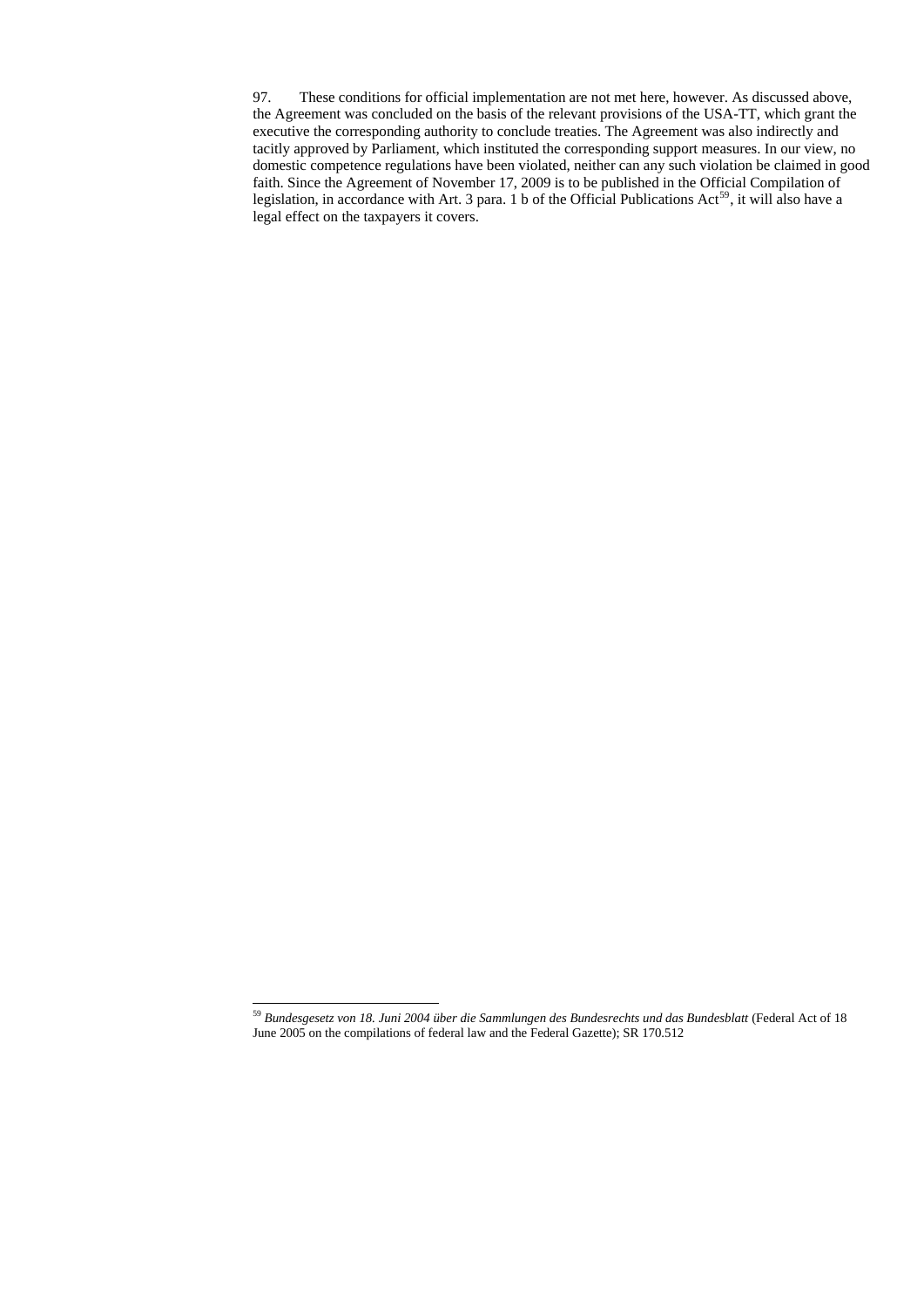97. These conditions for official implementation are not met here, however. As discussed above, the Agreement was concluded on the basis of the relevant provisions of the USA-TT, which grant the executive the corresponding authority to conclude treaties. The Agreement was also indirectly and tacitly approved by Parliament, which instituted the corresponding support measures. In our view, no domestic competence regulations have been violated, neither can any such violation be claimed in good faith. Since the Agreement of November 17, 2009 is to be published in the Official Compilation of legislation, in accordance with Art. 3 para. 1 b of the Official Publications Act[59], it will also have a legal effect on the taxpayers it covers.

---

[59] *Bundesgesetz von 18. Juni 2004 über die Sammlungen des Bundesrechts und das Bundesblatt* (Federal Act of 18 June 2005 on the compilations of federal law and the Federal Gazette); SR 170.512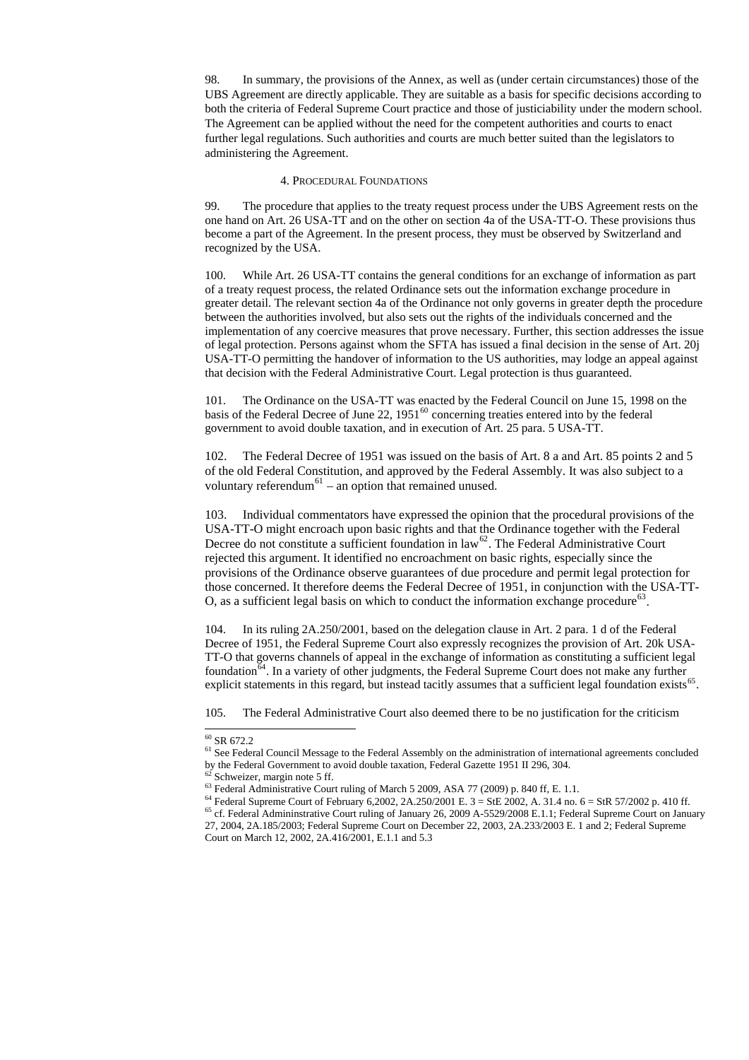98. In summary, the provisions of the Annex, as well as (under certain circumstances) those of the UBS Agreement are directly applicable. They are suitable as a basis for specific decisions according to both the criteria of Federal Supreme Court practice and those of justiciability under the modern school. The Agreement can be applied without the need for the competent authorities and courts to enact further legal regulations. Such authorities and courts are much better suited than the legislators to administering the Agreement.

#### 4. Procedural Foundations

99. The procedure that applies to the treaty request process under the UBS Agreement rests on the one hand on Art. 26 USA-TT and on the other on section 4a of the USA-TT-O. These provisions thus become a part of the Agreement. In the present process, they must be observed by Switzerland and recognized by the USA.

100. While Art. 26 USA-TT contains the general conditions for an exchange of information as part of a treaty request process, the related Ordinance sets out the information exchange procedure in greater detail. The relevant section 4a of the Ordinance not only governs in greater depth the procedure between the authorities involved, but also sets out the rights of the individuals concerned and the implementation of any coercive measures that prove necessary. Further, this section addresses the issue of legal protection. Persons against whom the SFTA has issued a final decision in the sense of Art. 20j USA-TT-O permitting the handover of information to the US authorities, may lodge an appeal against that decision with the Federal Administrative Court. Legal protection is thus guaranteed.

101. The Ordinance on the USA-TT was enacted by the Federal Council on June 15, 1998 on the basis of the Federal Decree of June 22, 1951[60] concerning treaties entered into by the federal government to avoid double taxation, and in execution of Art. 25 para. 5 USA-TT.

102. The Federal Decree of 1951 was issued on the basis of Art. 8 a and Art. 85 points 2 and 5 of the old Federal Constitution, and approved by the Federal Assembly. It was also subject to a voluntary referendum[61] – an option that remained unused.

103. Individual commentators have expressed the opinion that the procedural provisions of the USA-TT-O might encroach upon basic rights and that the Ordinance together with the Federal Decree do not constitute a sufficient foundation in law[62]. The Federal Administrative Court rejected this argument. It identified no encroachment on basic rights, especially since the provisions of the Ordinance observe guarantees of due procedure and permit legal protection for those concerned. It therefore deems the Federal Decree of 1951, in conjunction with the USA-TT-O, as a sufficient legal basis on which to conduct the information exchange procedure[63].

104. In its ruling 2A.250/2001, based on the delegation clause in Art. 2 para. 1 d of the Federal Decree of 1951, the Federal Supreme Court also expressly recognizes the provision of Art. 20k USA-TT-O that governs channels of appeal in the exchange of information as constituting a sufficient legal foundation[64]. In a variety of other judgments, the Federal Supreme Court does not make any further explicit statements in this regard, but instead tacitly assumes that a sufficient legal foundation exists[65].

105. The Federal Administrative Court also deemed there to be no justification for the criticism

---

[60] SR 672.2

[61] See Federal Council Message to the Federal Assembly on the administration of international agreements concluded by the Federal Government to avoid double taxation, Federal Gazette 1951 II 296, 304.

[62] Schweizer, margin note 5 ff.

[63] Federal Administrative Court ruling of March 5 2009, ASA 77 (2009) p. 840 ff, E. 1.1.

[64] Federal Supreme Court of February 6,2002, 2A.250/2001 E. 3 = StE 2002, A. 31.4 no. 6 = StR 57/2002 p. 410 ff.

[65] cf. Federal Admininstrative Court ruling of January 26, 2009 A-5529/2008 E.1.1; Federal Supreme Court on January 27, 2004, 2A.185/2003; Federal Supreme Court on December 22, 2003, 2A.233/2003 E. 1 and 2; Federal Supreme Court on March 12, 2002, 2A.416/2001, E.1.1 and 5.3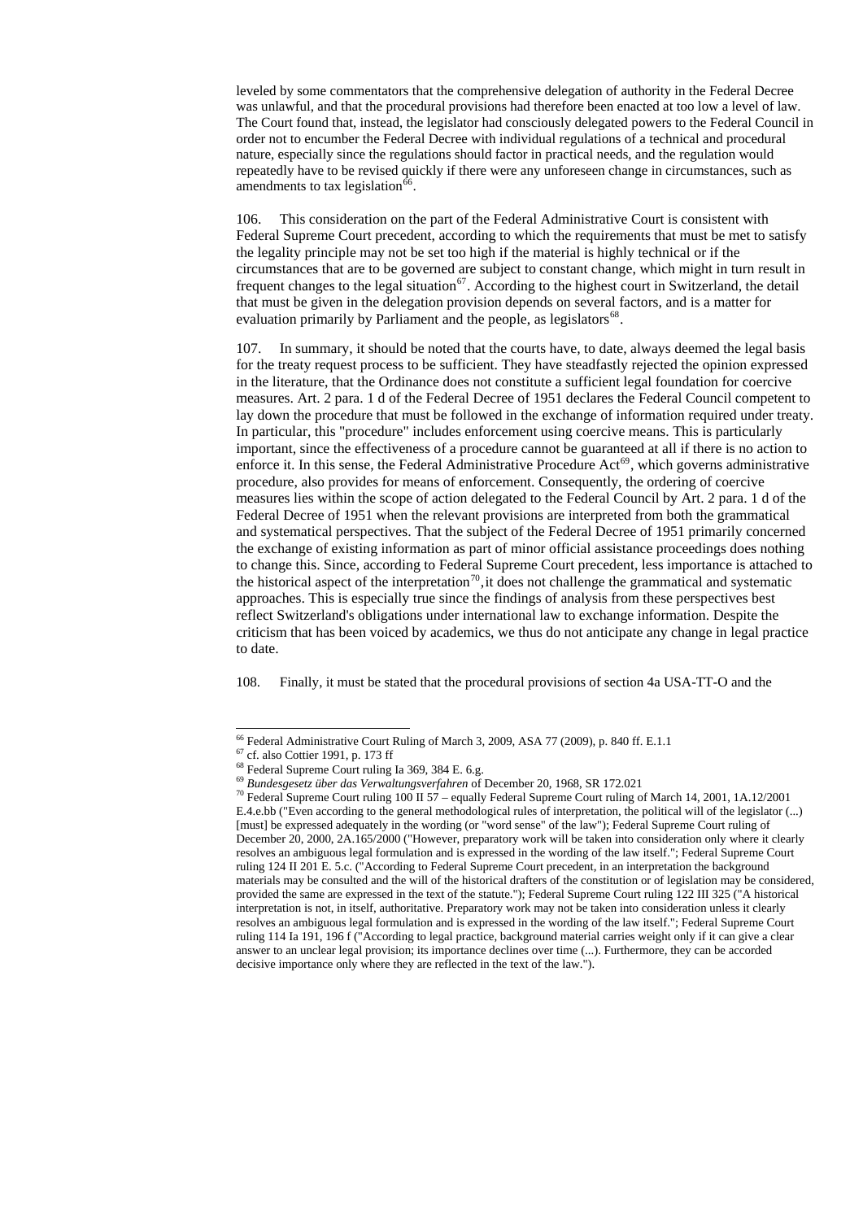leveled by some commentators that the comprehensive delegation of authority in the Federal Decree was unlawful, and that the procedural provisions had therefore been enacted at too low a level of law. The Court found that, instead, the legislator had consciously delegated powers to the Federal Council in order not to encumber the Federal Decree with individual regulations of a technical and procedural nature, especially since the regulations should factor in practical needs, and the regulation would repeatedly have to be revised quickly if there were any unforeseen change in circumstances, such as amendments to tax legislation[66].

106. This consideration on the part of the Federal Administrative Court is consistent with Federal Supreme Court precedent, according to which the requirements that must be met to satisfy the legality principle may not be set too high if the material is highly technical or if the circumstances that are to be governed are subject to constant change, which might in turn result in frequent changes to the legal situation[67]. According to the highest court in Switzerland, the detail that must be given in the delegation provision depends on several factors, and is a matter for evaluation primarily by Parliament and the people, as legislators[68].

107. In summary, it should be noted that the courts have, to date, always deemed the legal basis for the treaty request process to be sufficient. They have steadfastly rejected the opinion expressed in the literature, that the Ordinance does not constitute a sufficient legal foundation for coercive measures. Art. 2 para. 1 d of the Federal Decree of 1951 declares the Federal Council competent to lay down the procedure that must be followed in the exchange of information required under treaty. In particular, this "procedure" includes enforcement using coercive means. This is particularly important, since the effectiveness of a procedure cannot be guaranteed at all if there is no action to enforce it. In this sense, the Federal Administrative Procedure Act[69], which governs administrative procedure, also provides for means of enforcement. Consequently, the ordering of coercive measures lies within the scope of action delegated to the Federal Council by Art. 2 para. 1 d of the Federal Decree of 1951 when the relevant provisions are interpreted from both the grammatical and systematical perspectives. That the subject of the Federal Decree of 1951 primarily concerned the exchange of existing information as part of minor official assistance proceedings does nothing to change this. Since, according to Federal Supreme Court precedent, less importance is attached to the historical aspect of the interpretation[70], it does not challenge the grammatical and systematic approaches. This is especially true since the findings of analysis from these perspectives best reflect Switzerland's obligations under international law to exchange information. Despite the criticism that has been voiced by academics, we thus do not anticipate any change in legal practice to date.

108. Finally, it must be stated that the procedural provisions of section 4a USA-TT-O and the

---

[66] Federal Administrative Court Ruling of March 3, 2009, ASA 77 (2009), p. 840 ff. E.1.1

[67] cf. also Cottier 1991, p. 173 ff

[68] Federal Supreme Court ruling Ia 369, 384 E. 6.g.

[69] *Bundesgesetz über das Verwaltungsverfahren* of December 20, 1968, SR 172.021

[70] Federal Supreme Court ruling 100 II 57 – equally Federal Supreme Court ruling of March 14, 2001, 1A.12/2001 E.4.e.bb ("Even according to the general methodological rules of interpretation, the political will of the legislator (...) [must] be expressed adequately in the wording (or "word sense" of the law"); Federal Supreme Court ruling of December 20, 2000, 2A.165/2000 ("However, preparatory work will be taken into consideration only where it clearly resolves an ambiguous legal formulation and is expressed in the wording of the law itself."; Federal Supreme Court ruling 124 II 201 E. 5.c. ("According to Federal Supreme Court precedent, in an interpretation the background materials may be consulted and the will of the historical drafters of the constitution or of legislation may be considered, provided the same are expressed in the text of the statute."); Federal Supreme Court ruling 122 III 325 ("A historical interpretation is not, in itself, authoritative. Preparatory work may not be taken into consideration unless it clearly resolves an ambiguous legal formulation and is expressed in the wording of the law itself."; Federal Supreme Court ruling 114 Ia 191, 196 f ("According to legal practice, background material carries weight only if it can give a clear answer to an unclear legal provision; its importance declines over time (...). Furthermore, they can be accorded decisive importance only where they are reflected in the text of the law.").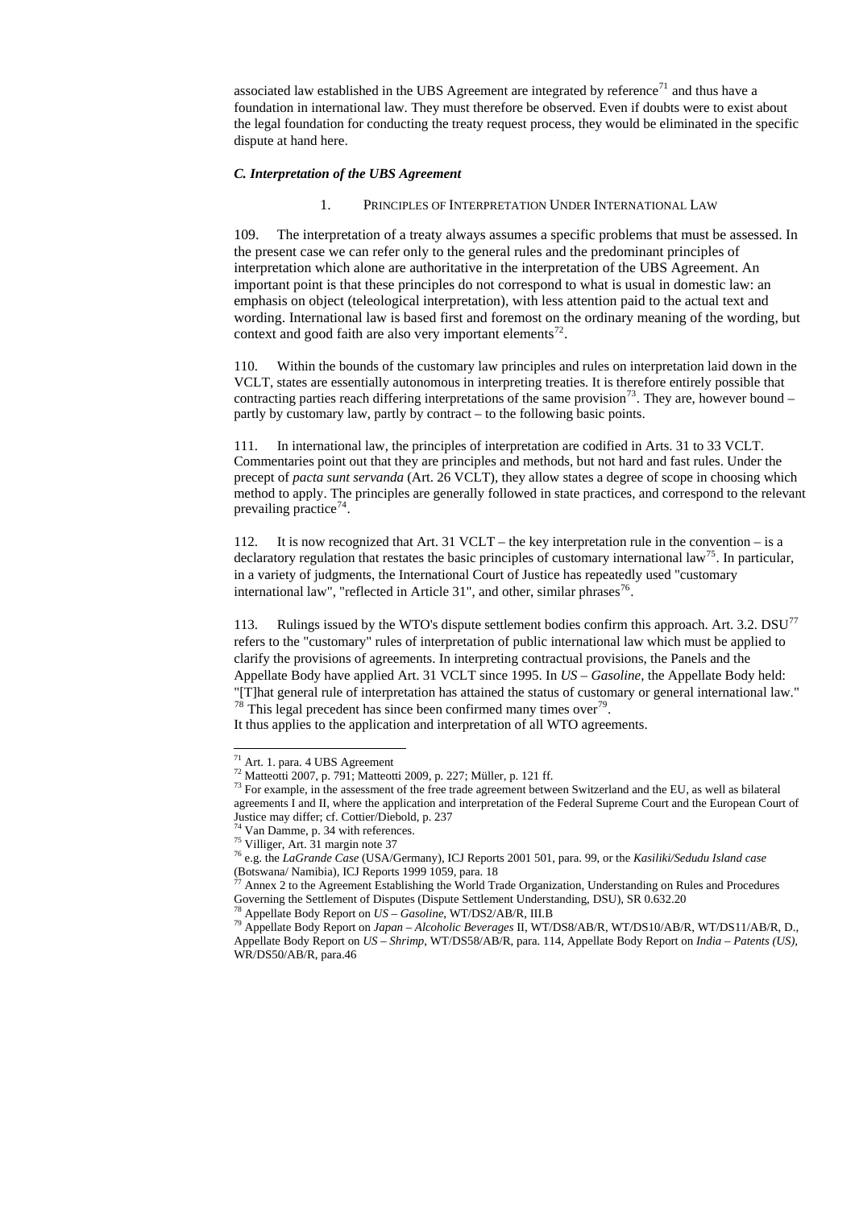associated law established in the UBS Agreement are integrated by reference[71] and thus have a foundation in international law. They must therefore be observed. Even if doubts were to exist about the legal foundation for conducting the treaty request process, they would be eliminated in the specific dispute at hand here.

### *C. Interpretation of the UBS Agreement*

#### 1. Principles of Interpretation Under International Law

109. The interpretation of a treaty always assumes a specific problems that must be assessed. In the present case we can refer only to the general rules and the predominant principles of interpretation which alone are authoritative in the interpretation of the UBS Agreement. An important point is that these principles do not correspond to what is usual in domestic law: an emphasis on object (teleological interpretation), with less attention paid to the actual text and wording. International law is based first and foremost on the ordinary meaning of the wording, but context and good faith are also very important elements[72].

110. Within the bounds of the customary law principles and rules on interpretation laid down in the VCLT, states are essentially autonomous in interpreting treaties. It is therefore entirely possible that contracting parties reach differing interpretations of the same provision[73]. They are, however bound – partly by customary law, partly by contract – to the following basic points.

111. In international law, the principles of interpretation are codified in Arts. 31 to 33 VCLT. Commentaries point out that they are principles and methods, but not hard and fast rules. Under the precept of *pacta sunt servanda* (Art. 26 VCLT), they allow states a degree of scope in choosing which method to apply. The principles are generally followed in state practices, and correspond to the relevant prevailing practice[74].

112. It is now recognized that Art. 31 VCLT – the key interpretation rule in the convention – is a declaratory regulation that restates the basic principles of customary international law[75]. In particular, in a variety of judgments, the International Court of Justice has repeatedly used "customary international law", "reflected in Article 31", and other, similar phrases[76].

113. Rulings issued by the WTO's dispute settlement bodies confirm this approach. Art. 3.2. DSU[77] refers to the "customary" rules of interpretation of public international law which must be applied to clarify the provisions of agreements. In interpreting contractual provisions, the Panels and the Appellate Body have applied Art. 31 VCLT since 1995. In *US – Gasoline*, the Appellate Body held: "[T]hat general rule of interpretation has attained the status of customary or general international law."[78] This legal precedent has since been confirmed many times over[79].
It thus applies to the application and interpretation of all WTO agreements.

---

[71] Art. 1. para. 4 UBS Agreement

[72] Matteotti 2007, p. 791; Matteotti 2009, p. 227; Müller, p. 121 ff.

[73] For example, in the assessment of the free trade agreement between Switzerland and the EU, as well as bilateral agreements I and II, where the application and interpretation of the Federal Supreme Court and the European Court of Justice may differ; cf. Cottier/Diebold, p. 237

[74] Van Damme, p. 34 with references.

[75] Villiger, Art. 31 margin note 37

[76] e.g. the *LaGrande Case* (USA/Germany), ICJ Reports 2001 501, para. 99, or the *Kasiliki/Sedudu Island case* (Botswana/ Namibia), ICJ Reports 1999 1059, para. 18

[77] Annex 2 to the Agreement Establishing the World Trade Organization, Understanding on Rules and Procedures Governing the Settlement of Disputes (Dispute Settlement Understanding, DSU), SR 0.632.20

[78] Appellate Body Report on *US – Gasoline*, WT/DS2/AB/R, III.B

[79] Appellate Body Report on *Japan – Alcoholic Beverages* II, WT/DS8/AB/R, WT/DS10/AB/R, WT/DS11/AB/R, D., Appellate Body Report on *US – Shrimp*, WT/DS58/AB/R, para. 114, Appellate Body Report on *India – Patents (US)*, WR/DS50/AB/R, para.46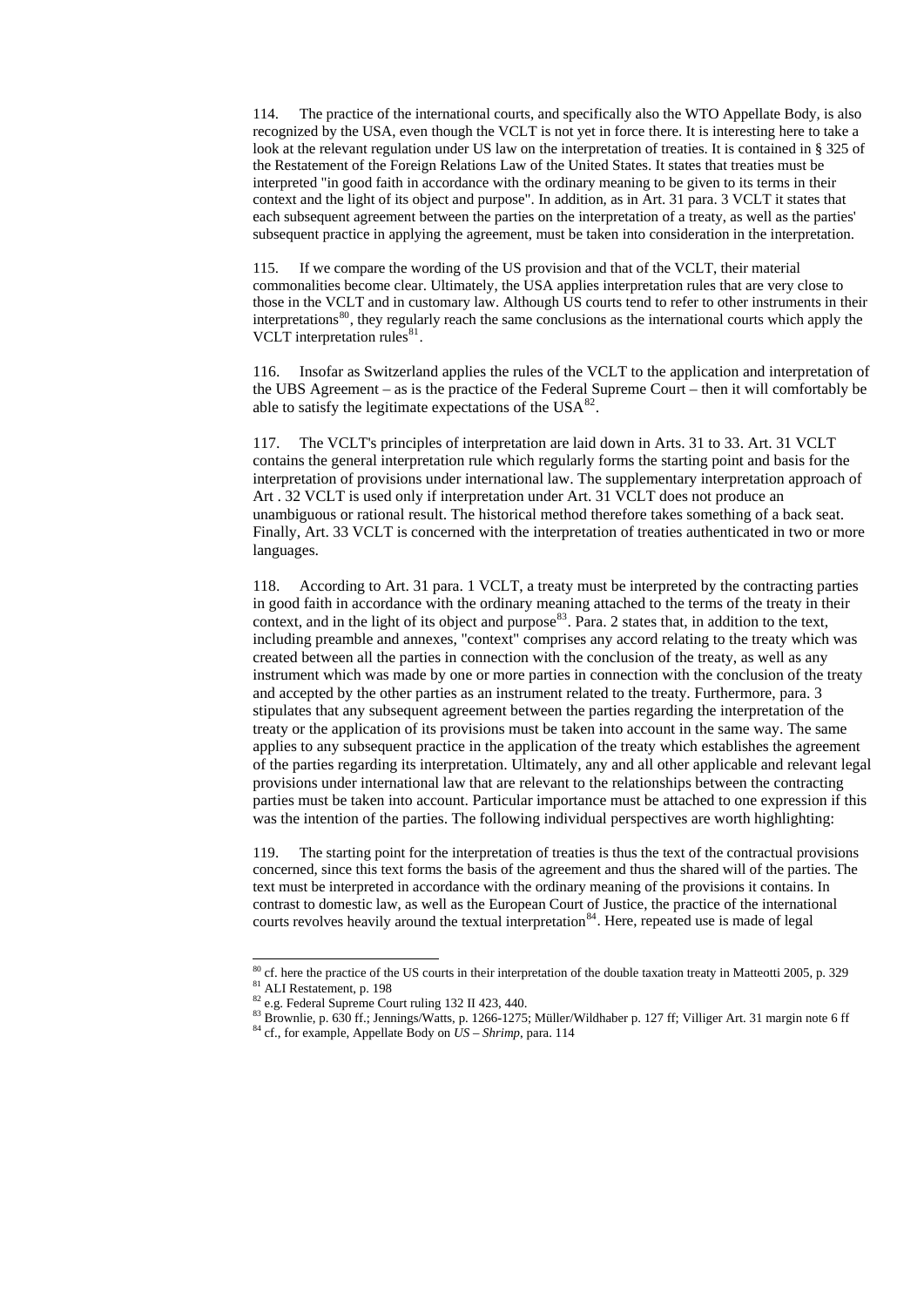114. The practice of the international courts, and specifically also the WTO Appellate Body, is also recognized by the USA, even though the VCLT is not yet in force there. It is interesting here to take a look at the relevant regulation under US law on the interpretation of treaties. It is contained in § 325 of the Restatement of the Foreign Relations Law of the United States. It states that treaties must be interpreted "in good faith in accordance with the ordinary meaning to be given to its terms in their context and the light of its object and purpose". In addition, as in Art. 31 para. 3 VCLT it states that each subsequent agreement between the parties on the interpretation of a treaty, as well as the parties' subsequent practice in applying the agreement, must be taken into consideration in the interpretation.

115. If we compare the wording of the US provision and that of the VCLT, their material commonalities become clear. Ultimately, the USA applies interpretation rules that are very close to those in the VCLT and in customary law. Although US courts tend to refer to other instruments in their interpretations[80], they regularly reach the same conclusions as the international courts which apply the VCLT interpretation rules[81].

116. Insofar as Switzerland applies the rules of the VCLT to the application and interpretation of the UBS Agreement – as is the practice of the Federal Supreme Court – then it will comfortably be able to satisfy the legitimate expectations of the USA[82].

117. The VCLT's principles of interpretation are laid down in Arts. 31 to 33. Art. 31 VCLT contains the general interpretation rule which regularly forms the starting point and basis for the interpretation of provisions under international law. The supplementary interpretation approach of Art . 32 VCLT is used only if interpretation under Art. 31 VCLT does not produce an unambiguous or rational result. The historical method therefore takes something of a back seat. Finally, Art. 33 VCLT is concerned with the interpretation of treaties authenticated in two or more languages.

118. According to Art. 31 para. 1 VCLT, a treaty must be interpreted by the contracting parties in good faith in accordance with the ordinary meaning attached to the terms of the treaty in their context, and in the light of its object and purpose[83]. Para. 2 states that, in addition to the text, including preamble and annexes, "context" comprises any accord relating to the treaty which was created between all the parties in connection with the conclusion of the treaty, as well as any instrument which was made by one or more parties in connection with the conclusion of the treaty and accepted by the other parties as an instrument related to the treaty. Furthermore, para. 3 stipulates that any subsequent agreement between the parties regarding the interpretation of the treaty or the application of its provisions must be taken into account in the same way. The same applies to any subsequent practice in the application of the treaty which establishes the agreement of the parties regarding its interpretation. Ultimately, any and all other applicable and relevant legal provisions under international law that are relevant to the relationships between the contracting parties must be taken into account. Particular importance must be attached to one expression if this was the intention of the parties. The following individual perspectives are worth highlighting:

119. The starting point for the interpretation of treaties is thus the text of the contractual provisions concerned, since this text forms the basis of the agreement and thus the shared will of the parties. The text must be interpreted in accordance with the ordinary meaning of the provisions it contains. In contrast to domestic law, as well as the European Court of Justice, the practice of the international courts revolves heavily around the textual interpretation[84]. Here, repeated use is made of legal

---

[80] cf. here the practice of the US courts in their interpretation of the double taxation treaty in Matteotti 2005, p. 329

[81] ALI Restatement, p. 198

[82] e.g. Federal Supreme Court ruling 132 II 423, 440.

[83] Brownlie, p. 630 ff.; Jennings/Watts, p. 1266-1275; Müller/Wildhaber p. 127 ff; Villiger Art. 31 margin note 6 ff

[84] cf., for example, Appellate Body on *US – Shrimp*, para. 114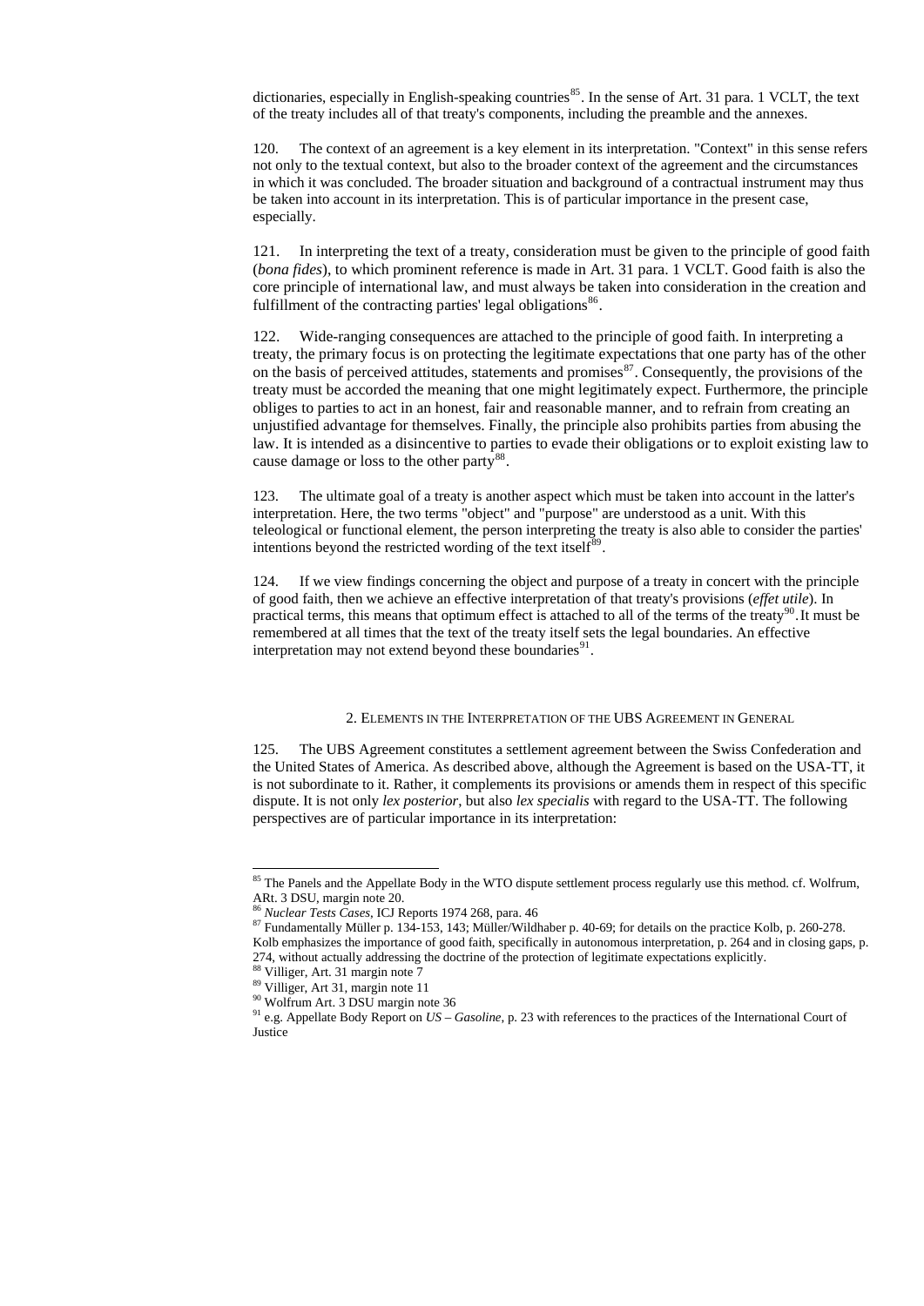dictionaries, especially in English-speaking countries[85]. In the sense of Art. 31 para. 1 VCLT, the text of the treaty includes all of that treaty's components, including the preamble and the annexes.

120. The context of an agreement is a key element in its interpretation. "Context" in this sense refers not only to the textual context, but also to the broader context of the agreement and the circumstances in which it was concluded. The broader situation and background of a contractual instrument may thus be taken into account in its interpretation. This is of particular importance in the present case, especially.

121. In interpreting the text of a treaty, consideration must be given to the principle of good faith (*bona fides*), to which prominent reference is made in Art. 31 para. 1 VCLT. Good faith is also the core principle of international law, and must always be taken into consideration in the creation and fulfillment of the contracting parties' legal obligations[86].

122. Wide-ranging consequences are attached to the principle of good faith. In interpreting a treaty, the primary focus is on protecting the legitimate expectations that one party has of the other on the basis of perceived attitudes, statements and promises[87]. Consequently, the provisions of the treaty must be accorded the meaning that one might legitimately expect. Furthermore, the principle obliges to parties to act in an honest, fair and reasonable manner, and to refrain from creating an unjustified advantage for themselves. Finally, the principle also prohibits parties from abusing the law. It is intended as a disincentive to parties to evade their obligations or to exploit existing law to cause damage or loss to the other party[88].

123. The ultimate goal of a treaty is another aspect which must be taken into account in the latter's interpretation. Here, the two terms "object" and "purpose" are understood as a unit. With this teleological or functional element, the person interpreting the treaty is also able to consider the parties' intentions beyond the restricted wording of the text itself[89].

124. If we view findings concerning the object and purpose of a treaty in concert with the principle of good faith, then we achieve an effective interpretation of that treaty's provisions (*effet utile*). In practical terms, this means that optimum effect is attached to all of the terms of the treaty[90]. It must be remembered at all times that the text of the treaty itself sets the legal boundaries. An effective interpretation may not extend beyond these boundaries[91].

### 2. Elements in the Interpretation of the UBS Agreement in General

125. The UBS Agreement constitutes a settlement agreement between the Swiss Confederation and the United States of America. As described above, although the Agreement is based on the USA-TT, it is not subordinate to it. Rather, it complements its provisions or amends them in respect of this specific dispute. It is not only *lex posterior*, but also *lex specialis* with regard to the USA-TT. The following perspectives are of particular importance in its interpretation:

---

[85] The Panels and the Appellate Body in the WTO dispute settlement process regularly use this method. cf. Wolfrum, ARt. 3 DSU, margin note 20.

[86] *Nuclear Tests Cases*, ICJ Reports 1974 268, para. 46

[87] Fundamentally Müller p. 134-153, 143; Müller/Wildhaber p. 40-69; for details on the practice Kolb, p. 260-278. Kolb emphasizes the importance of good faith, specifically in autonomous interpretation, p. 264 and in closing gaps, p. 274, without actually addressing the doctrine of the protection of legitimate expectations explicitly.

[88] Villiger, Art. 31 margin note 7

[89] Villiger, Art 31, margin note 11

[90] Wolfrum Art. 3 DSU margin note 36

[91] e.g. Appellate Body Report on *US – Gasoline*, p. 23 with references to the practices of the International Court of Justice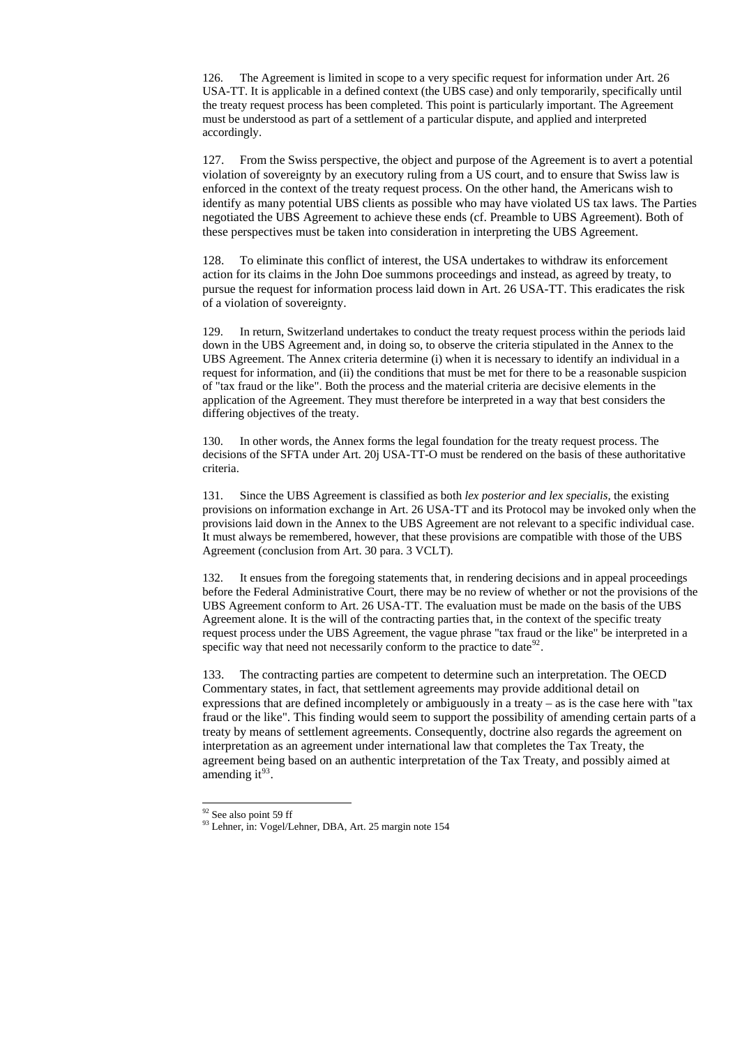126. The Agreement is limited in scope to a very specific request for information under Art. 26 USA-TT. It is applicable in a defined context (the UBS case) and only temporarily, specifically until the treaty request process has been completed. This point is particularly important. The Agreement must be understood as part of a settlement of a particular dispute, and applied and interpreted accordingly.

127. From the Swiss perspective, the object and purpose of the Agreement is to avert a potential violation of sovereignty by an executory ruling from a US court, and to ensure that Swiss law is enforced in the context of the treaty request process. On the other hand, the Americans wish to identify as many potential UBS clients as possible who may have violated US tax laws. The Parties negotiated the UBS Agreement to achieve these ends (cf. Preamble to UBS Agreement). Both of these perspectives must be taken into consideration in interpreting the UBS Agreement.

128. To eliminate this conflict of interest, the USA undertakes to withdraw its enforcement action for its claims in the John Doe summons proceedings and instead, as agreed by treaty, to pursue the request for information process laid down in Art. 26 USA-TT. This eradicates the risk of a violation of sovereignty.

129. In return, Switzerland undertakes to conduct the treaty request process within the periods laid down in the UBS Agreement and, in doing so, to observe the criteria stipulated in the Annex to the UBS Agreement. The Annex criteria determine (i) when it is necessary to identify an individual in a request for information, and (ii) the conditions that must be met for there to be a reasonable suspicion of "tax fraud or the like". Both the process and the material criteria are decisive elements in the application of the Agreement. They must therefore be interpreted in a way that best considers the differing objectives of the treaty.

130. In other words, the Annex forms the legal foundation for the treaty request process. The decisions of the SFTA under Art. 20j USA-TT-O must be rendered on the basis of these authoritative criteria.

131. Since the UBS Agreement is classified as both *lex posterior and lex specialis*, the existing provisions on information exchange in Art. 26 USA-TT and its Protocol may be invoked only when the provisions laid down in the Annex to the UBS Agreement are not relevant to a specific individual case. It must always be remembered, however, that these provisions are compatible with those of the UBS Agreement (conclusion from Art. 30 para. 3 VCLT).

132. It ensues from the foregoing statements that, in rendering decisions and in appeal proceedings before the Federal Administrative Court, there may be no review of whether or not the provisions of the UBS Agreement conform to Art. 26 USA-TT. The evaluation must be made on the basis of the UBS Agreement alone. It is the will of the contracting parties that, in the context of the specific treaty request process under the UBS Agreement, the vague phrase "tax fraud or the like" be interpreted in a specific way that need not necessarily conform to the practice to date[92].

133. The contracting parties are competent to determine such an interpretation. The OECD Commentary states, in fact, that settlement agreements may provide additional detail on expressions that are defined incompletely or ambiguously in a treaty – as is the case here with "tax fraud or the like". This finding would seem to support the possibility of amending certain parts of a treaty by means of settlement agreements. Consequently, doctrine also regards the agreement on interpretation as an agreement under international law that completes the Tax Treaty, the agreement being based on an authentic interpretation of the Tax Treaty, and possibly aimed at amending it[93].

---

[92] See also point 59 ff

[93] Lehner, in: Vogel/Lehner, DBA, Art. 25 margin note 154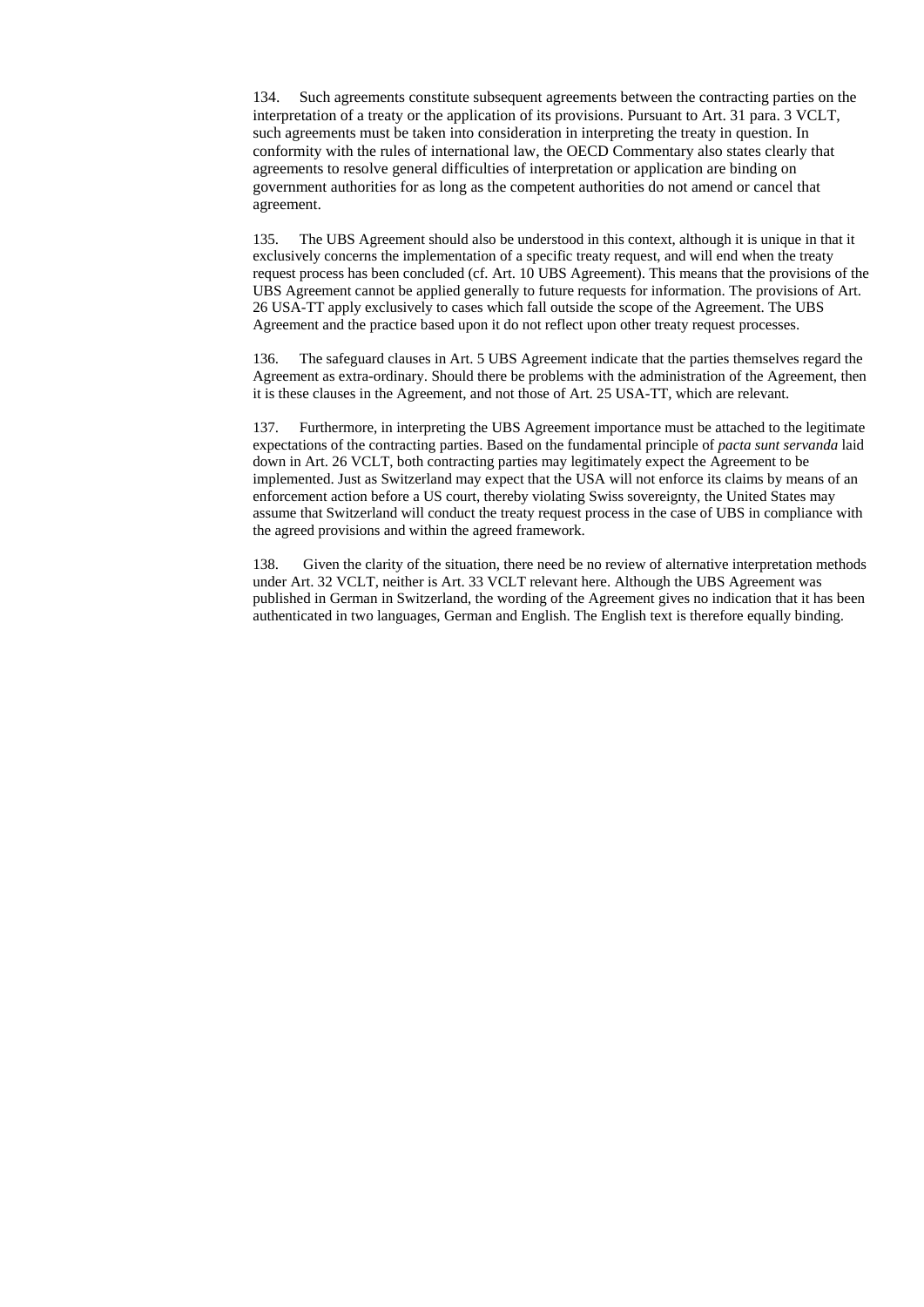134. Such agreements constitute subsequent agreements between the contracting parties on the interpretation of a treaty or the application of its provisions. Pursuant to Art. 31 para. 3 VCLT, such agreements must be taken into consideration in interpreting the treaty in question. In conformity with the rules of international law, the OECD Commentary also states clearly that agreements to resolve general difficulties of interpretation or application are binding on government authorities for as long as the competent authorities do not amend or cancel that agreement.

135. The UBS Agreement should also be understood in this context, although it is unique in that it exclusively concerns the implementation of a specific treaty request, and will end when the treaty request process has been concluded (cf. Art. 10 UBS Agreement). This means that the provisions of the UBS Agreement cannot be applied generally to future requests for information. The provisions of Art. 26 USA-TT apply exclusively to cases which fall outside the scope of the Agreement. The UBS Agreement and the practice based upon it do not reflect upon other treaty request processes.

136. The safeguard clauses in Art. 5 UBS Agreement indicate that the parties themselves regard the Agreement as extra-ordinary. Should there be problems with the administration of the Agreement, then it is these clauses in the Agreement, and not those of Art. 25 USA-TT, which are relevant.

137. Furthermore, in interpreting the UBS Agreement importance must be attached to the legitimate expectations of the contracting parties. Based on the fundamental principle of *pacta sunt servanda* laid down in Art. 26 VCLT, both contracting parties may legitimately expect the Agreement to be implemented. Just as Switzerland may expect that the USA will not enforce its claims by means of an enforcement action before a US court, thereby violating Swiss sovereignty, the United States may assume that Switzerland will conduct the treaty request process in the case of UBS in compliance with the agreed provisions and within the agreed framework.

138. Given the clarity of the situation, there need be no review of alternative interpretation methods under Art. 32 VCLT, neither is Art. 33 VCLT relevant here. Although the UBS Agreement was published in German in Switzerland, the wording of the Agreement gives no indication that it has been authenticated in two languages, German and English. The English text is therefore equally binding.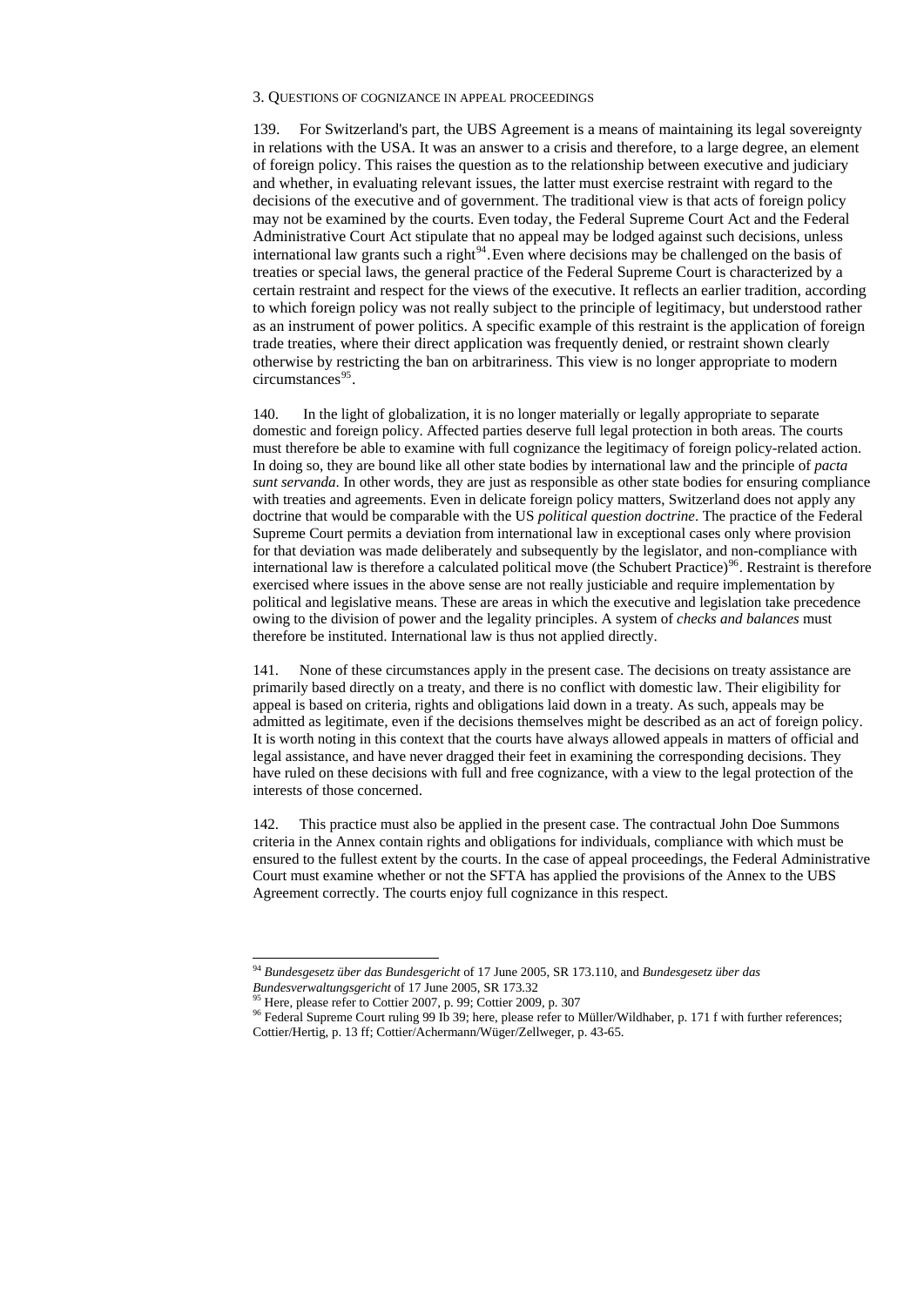### 3. Questions of cognizance in appeal proceedings

139. For Switzerland's part, the UBS Agreement is a means of maintaining its legal sovereignty in relations with the USA. It was an answer to a crisis and therefore, to a large degree, an element of foreign policy. This raises the question as to the relationship between executive and judiciary and whether, in evaluating relevant issues, the latter must exercise restraint with regard to the decisions of the executive and of government. The traditional view is that acts of foreign policy may not be examined by the courts. Even today, the Federal Supreme Court Act and the Federal Administrative Court Act stipulate that no appeal may be lodged against such decisions, unless international law grants such a right[94]. Even where decisions may be challenged on the basis of treaties or special laws, the general practice of the Federal Supreme Court is characterized by a certain restraint and respect for the views of the executive. It reflects an earlier tradition, according to which foreign policy was not really subject to the principle of legitimacy, but understood rather as an instrument of power politics. A specific example of this restraint is the application of foreign trade treaties, where their direct application was frequently denied, or restraint shown clearly otherwise by restricting the ban on arbitrariness. This view is no longer appropriate to modern circumstances[95].

140. In the light of globalization, it is no longer materially or legally appropriate to separate domestic and foreign policy. Affected parties deserve full legal protection in both areas. The courts must therefore be able to examine with full cognizance the legitimacy of foreign policy-related action. In doing so, they are bound like all other state bodies by international law and the principle of *pacta sunt servanda*. In other words, they are just as responsible as other state bodies for ensuring compliance with treaties and agreements. Even in delicate foreign policy matters, Switzerland does not apply any doctrine that would be comparable with the US *political question doctrine*. The practice of the Federal Supreme Court permits a deviation from international law in exceptional cases only where provision for that deviation was made deliberately and subsequently by the legislator, and non-compliance with international law is therefore a calculated political move (the Schubert Practice)[96]. Restraint is therefore exercised where issues in the above sense are not really justiciable and require implementation by political and legislative means. These are areas in which the executive and legislation take precedence owing to the division of power and the legality principles. A system of *checks and balances* must therefore be instituted. International law is thus not applied directly.

141. None of these circumstances apply in the present case. The decisions on treaty assistance are primarily based directly on a treaty, and there is no conflict with domestic law. Their eligibility for appeal is based on criteria, rights and obligations laid down in a treaty. As such, appeals may be admitted as legitimate, even if the decisions themselves might be described as an act of foreign policy. It is worth noting in this context that the courts have always allowed appeals in matters of official and legal assistance, and have never dragged their feet in examining the corresponding decisions. They have ruled on these decisions with full and free cognizance, with a view to the legal protection of the interests of those concerned.

142. This practice must also be applied in the present case. The contractual John Doe Summons criteria in the Annex contain rights and obligations for individuals, compliance with which must be ensured to the fullest extent by the courts. In the case of appeal proceedings, the Federal Administrative Court must examine whether or not the SFTA has applied the provisions of the Annex to the UBS Agreement correctly. The courts enjoy full cognizance in this respect.

---

[94] *Bundesgesetz über das Bundesgericht* of 17 June 2005, SR 173.110, and *Bundesgesetz über das Bundesverwaltungsgericht* of 17 June 2005, SR 173.32

[95] Here, please refer to Cottier 2007, p. 99; Cottier 2009, p. 307

[96] Federal Supreme Court ruling 99 Ib 39; here, please refer to Müller/Wildhaber, p. 171 f with further references; Cottier/Hertig, p. 13 ff; Cottier/Achermann/Wüger/Zellweger, p. 43-65.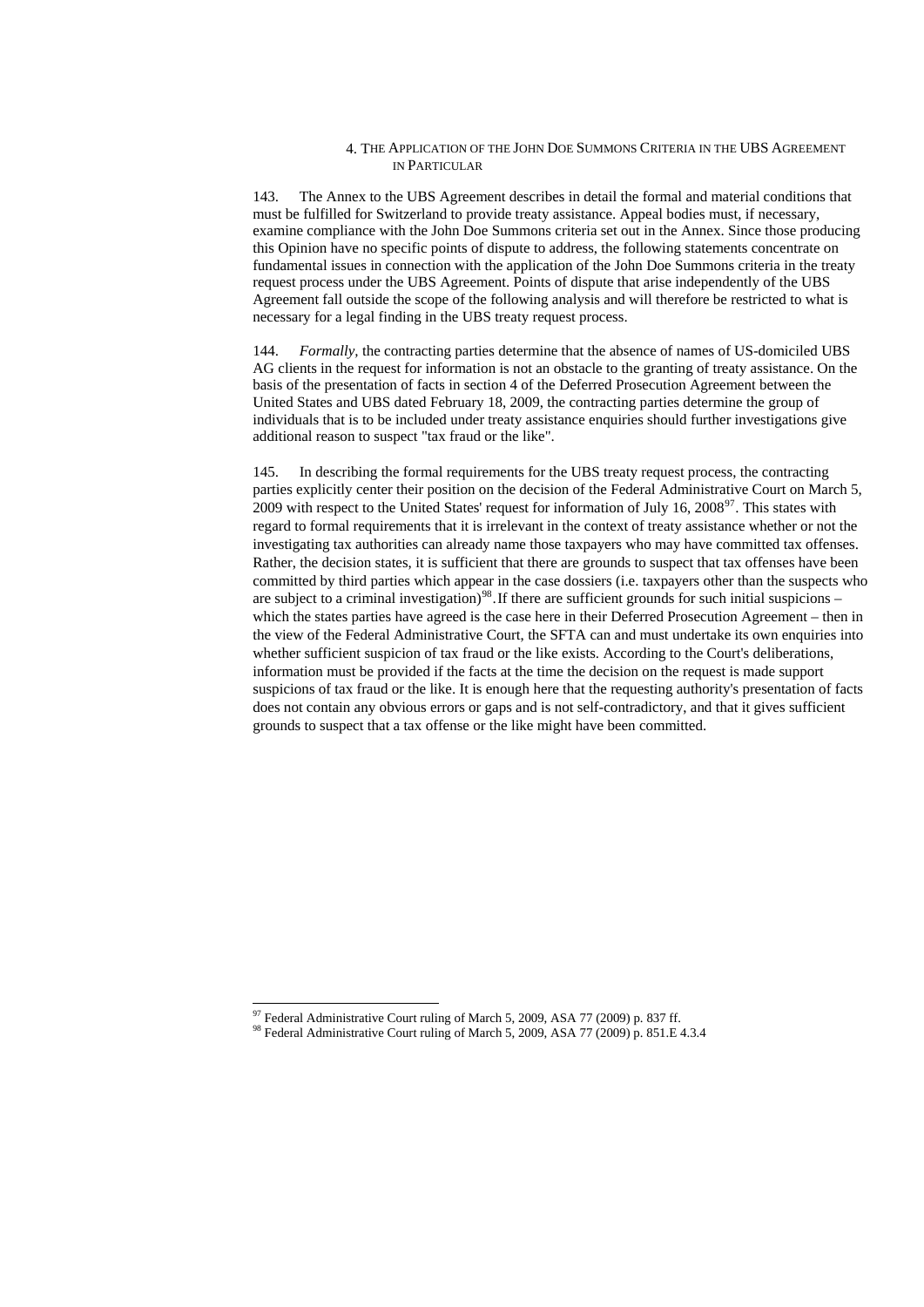#### 4. The Application of the John Doe Summons Criteria in the UBS Agreement in Particular

143. The Annex to the UBS Agreement describes in detail the formal and material conditions that must be fulfilled for Switzerland to provide treaty assistance. Appeal bodies must, if necessary, examine compliance with the John Doe Summons criteria set out in the Annex. Since those producing this Opinion have no specific points of dispute to address, the following statements concentrate on fundamental issues in connection with the application of the John Doe Summons criteria in the treaty request process under the UBS Agreement. Points of dispute that arise independently of the UBS Agreement fall outside the scope of the following analysis and will therefore be restricted to what is necessary for a legal finding in the UBS treaty request process.

144. *Formally*, the contracting parties determine that the absence of names of US-domiciled UBS AG clients in the request for information is not an obstacle to the granting of treaty assistance. On the basis of the presentation of facts in section 4 of the Deferred Prosecution Agreement between the United States and UBS dated February 18, 2009, the contracting parties determine the group of individuals that is to be included under treaty assistance enquiries should further investigations give additional reason to suspect "tax fraud or the like".

145. In describing the formal requirements for the UBS treaty request process, the contracting parties explicitly center their position on the decision of the Federal Administrative Court on March 5, 2009 with respect to the United States' request for information of July 16, 2008[97]. This states with regard to formal requirements that it is irrelevant in the context of treaty assistance whether or not the investigating tax authorities can already name those taxpayers who may have committed tax offenses. Rather, the decision states, it is sufficient that there are grounds to suspect that tax offenses have been committed by third parties which appear in the case dossiers (i.e. taxpayers other than the suspects who are subject to a criminal investigation)[98]. If there are sufficient grounds for such initial suspicions – which the states parties have agreed is the case here in their Deferred Prosecution Agreement – then in the view of the Federal Administrative Court, the SFTA can and must undertake its own enquiries into whether sufficient suspicion of tax fraud or the like exists. According to the Court's deliberations, information must be provided if the facts at the time the decision on the request is made support suspicions of tax fraud or the like. It is enough here that the requesting authority's presentation of facts does not contain any obvious errors or gaps and is not self-contradictory, and that it gives sufficient grounds to suspect that a tax offense or the like might have been committed.

---

[97] Federal Administrative Court ruling of March 5, 2009, ASA 77 (2009) p. 837 ff.

[98] Federal Administrative Court ruling of March 5, 2009, ASA 77 (2009) p. 851.E 4.3.4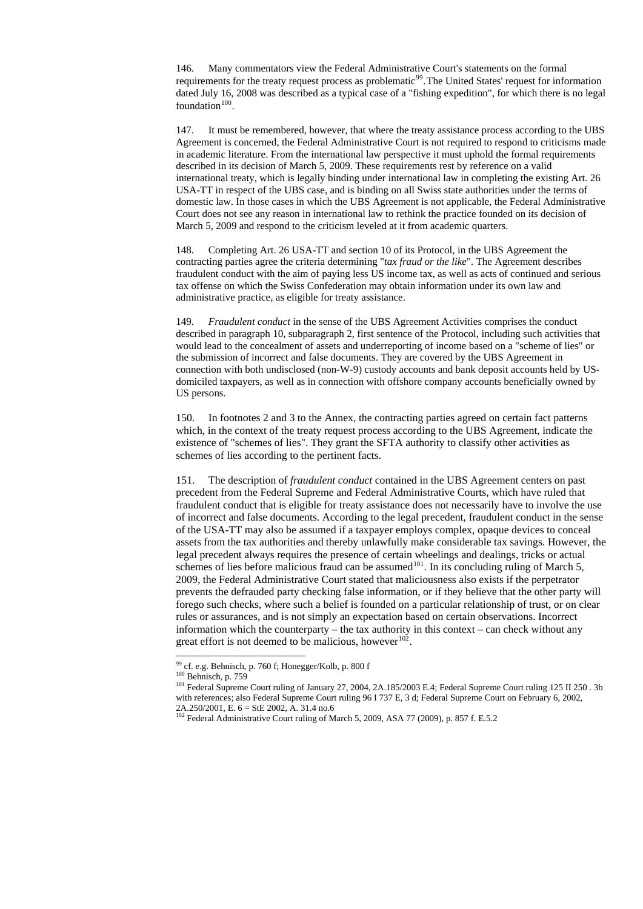146. Many commentators view the Federal Administrative Court's statements on the formal requirements for the treaty request process as problematic[99]. The United States' request for information dated July 16, 2008 was described as a typical case of a "fishing expedition", for which there is no legal foundation[100].

147. It must be remembered, however, that where the treaty assistance process according to the UBS Agreement is concerned, the Federal Administrative Court is not required to respond to criticisms made in academic literature. From the international law perspective it must uphold the formal requirements described in its decision of March 5, 2009. These requirements rest by reference on a valid international treaty, which is legally binding under international law in completing the existing Art. 26 USA-TT in respect of the UBS case, and is binding on all Swiss state authorities under the terms of domestic law. In those cases in which the UBS Agreement is not applicable, the Federal Administrative Court does not see any reason in international law to rethink the practice founded on its decision of March 5, 2009 and respond to the criticism leveled at it from academic quarters.

148. Completing Art. 26 USA-TT and section 10 of its Protocol, in the UBS Agreement the contracting parties agree the criteria determining "*tax fraud or the like*". The Agreement describes fraudulent conduct with the aim of paying less US income tax, as well as acts of continued and serious tax offense on which the Swiss Confederation may obtain information under its own law and administrative practice, as eligible for treaty assistance.

149. *Fraudulent conduct* in the sense of the UBS Agreement Activities comprises the conduct described in paragraph 10, subparagraph 2, first sentence of the Protocol, including such activities that would lead to the concealment of assets and underreporting of income based on a "scheme of lies" or the submission of incorrect and false documents. They are covered by the UBS Agreement in connection with both undisclosed (non-W-9) custody accounts and bank deposit accounts held by US-domiciled taxpayers, as well as in connection with offshore company accounts beneficially owned by US persons.

150. In footnotes 2 and 3 to the Annex, the contracting parties agreed on certain fact patterns which, in the context of the treaty request process according to the UBS Agreement, indicate the existence of "schemes of lies". They grant the SFTA authority to classify other activities as schemes of lies according to the pertinent facts.

151. The description of *fraudulent conduct* contained in the UBS Agreement centers on past precedent from the Federal Supreme and Federal Administrative Courts, which have ruled that fraudulent conduct that is eligible for treaty assistance does not necessarily have to involve the use of incorrect and false documents. According to the legal precedent, fraudulent conduct in the sense of the USA-TT may also be assumed if a taxpayer employs complex, opaque devices to conceal assets from the tax authorities and thereby unlawfully make considerable tax savings. However, the legal precedent always requires the presence of certain wheelings and dealings, tricks or actual schemes of lies before malicious fraud can be assumed[101]. In its concluding ruling of March 5, 2009, the Federal Administrative Court stated that maliciousness also exists if the perpetrator prevents the defrauded party checking false information, or if they believe that the other party will forego such checks, where such a belief is founded on a particular relationship of trust, or on clear rules or assurances, and is not simply an expectation based on certain observations. Incorrect information which the counterparty – the tax authority in this context – can check without any great effort is not deemed to be malicious, however[102].

---

[99] cf. e.g. Behnisch, p. 760 f; Honegger/Kolb, p. 800 f

[100] Behnisch, p. 759

[101] Federal Supreme Court ruling of January 27, 2004, 2A.185/2003 E.4; Federal Supreme Court ruling 125 II 250 . 3b with references; also Federal Supreme Court ruling 96 I 737 E, 3 d; Federal Supreme Court on February 6, 2002, 2A.250/2001, E. 6 = StE 2002, A. 31.4 no.6

[102] Federal Administrative Court ruling of March 5, 2009, ASA 77 (2009), p. 857 f. E.5.2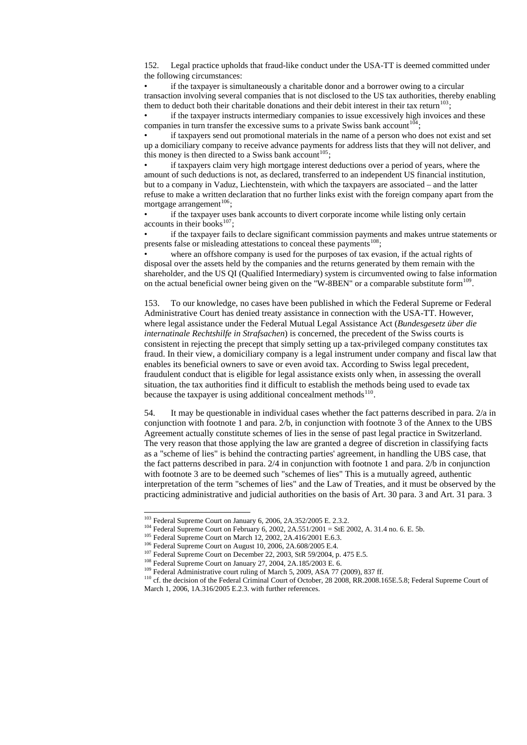152. Legal practice upholds that fraud-like conduct under the USA-TT is deemed committed under the following circumstances:

- if the taxpayer is simultaneously a charitable donor and a borrower owing to a circular transaction involving several companies that is not disclosed to the US tax authorities, thereby enabling them to deduct both their charitable donations and their debit interest in their tax return[103];
- if the taxpayer instructs intermediary companies to issue excessively high invoices and these companies in turn transfer the excessive sums to a private Swiss bank account[104];
- if taxpayers send out promotional materials in the name of a person who does not exist and set up a domiciliary company to receive advance payments for address lists that they will not deliver, and this money is then directed to a Swiss bank account[105];
- if taxpayers claim very high mortgage interest deductions over a period of years, where the amount of such deductions is not, as declared, transferred to an independent US financial institution, but to a company in Vaduz, Liechtenstein, with which the taxpayers are associated – and the latter refuse to make a written declaration that no further links exist with the foreign company apart from the mortgage arrangement[106];
- if the taxpayer uses bank accounts to divert corporate income while listing only certain accounts in their books[107];
- if the taxpayer fails to declare significant commission payments and makes untrue statements or presents false or misleading attestations to conceal these payments[108];
- where an offshore company is used for the purposes of tax evasion, if the actual rights of disposal over the assets held by the companies and the returns generated by them remain with the shareholder, and the US QI (Qualified Intermediary) system is circumvented owing to false information on the actual beneficial owner being given on the "W-8BEN" or a comparable substitute form[109].

153. To our knowledge, no cases have been published in which the Federal Supreme or Federal Administrative Court has denied treaty assistance in connection with the USA-TT. However, where legal assistance under the Federal Mutual Legal Assistance Act (*Bundesgesetz über die internatinale Rechtshilfe in Strafsachen*) is concerned, the precedent of the Swiss courts is consistent in rejecting the precept that simply setting up a tax-privileged company constitutes tax fraud. In their view, a domiciliary company is a legal instrument under company and fiscal law that enables its beneficial owners to save or even avoid tax. According to Swiss legal precedent, fraudulent conduct that is eligible for legal assistance exists only when, in assessing the overall situation, the tax authorities find it difficult to establish the methods being used to evade tax because the taxpayer is using additional concealment methods[110].

54. It may be questionable in individual cases whether the fact patterns described in para. 2/a in conjunction with footnote 1 and para. 2/b, in conjunction with footnote 3 of the Annex to the UBS Agreement actually constitute schemes of lies in the sense of past legal practice in Switzerland. The very reason that those applying the law are granted a degree of discretion in classifying facts as a "scheme of lies" is behind the contracting parties' agreement, in handling the UBS case, that the fact patterns described in para. 2/4 in conjunction with footnote 1 and para. 2/b in conjunction with footnote 3 are to be deemed such "schemes of lies" This is a mutually agreed, authentic interpretation of the term "schemes of lies" and the Law of Treaties, and it must be observed by the practicing administrative and judicial authorities on the basis of Art. 30 para. 3 and Art. 31 para. 3

---

[103] Federal Supreme Court on January 6, 2006, 2A.352/2005 E. 2.3.2.
[104] Federal Supreme Court on February 6, 2002, 2A.551/2001 = StE 2002, A. 31.4 no. 6. E. 5b.
[105] Federal Supreme Court on March 12, 2002, 2A.416/2001 E.6.3.
[106] Federal Supreme Court on August 10, 2006, 2A.608/2005 E.4.
[107] Federal Supreme Court on December 22, 2003, StR 59/2004, p. 475 E.5.
[108] Federal Supreme Court on January 27, 2004, 2A.185/2003 E. 6.
[109] Federal Administrative court ruling of March 5, 2009, ASA 77 (2009), 837 ff.
[110] cf. the decision of the Federal Criminal Court of October, 28 2008, RR.2008.165E.5.8; Federal Supreme Court of March 1, 2006, 1A.316/2005 E.2.3. with further references.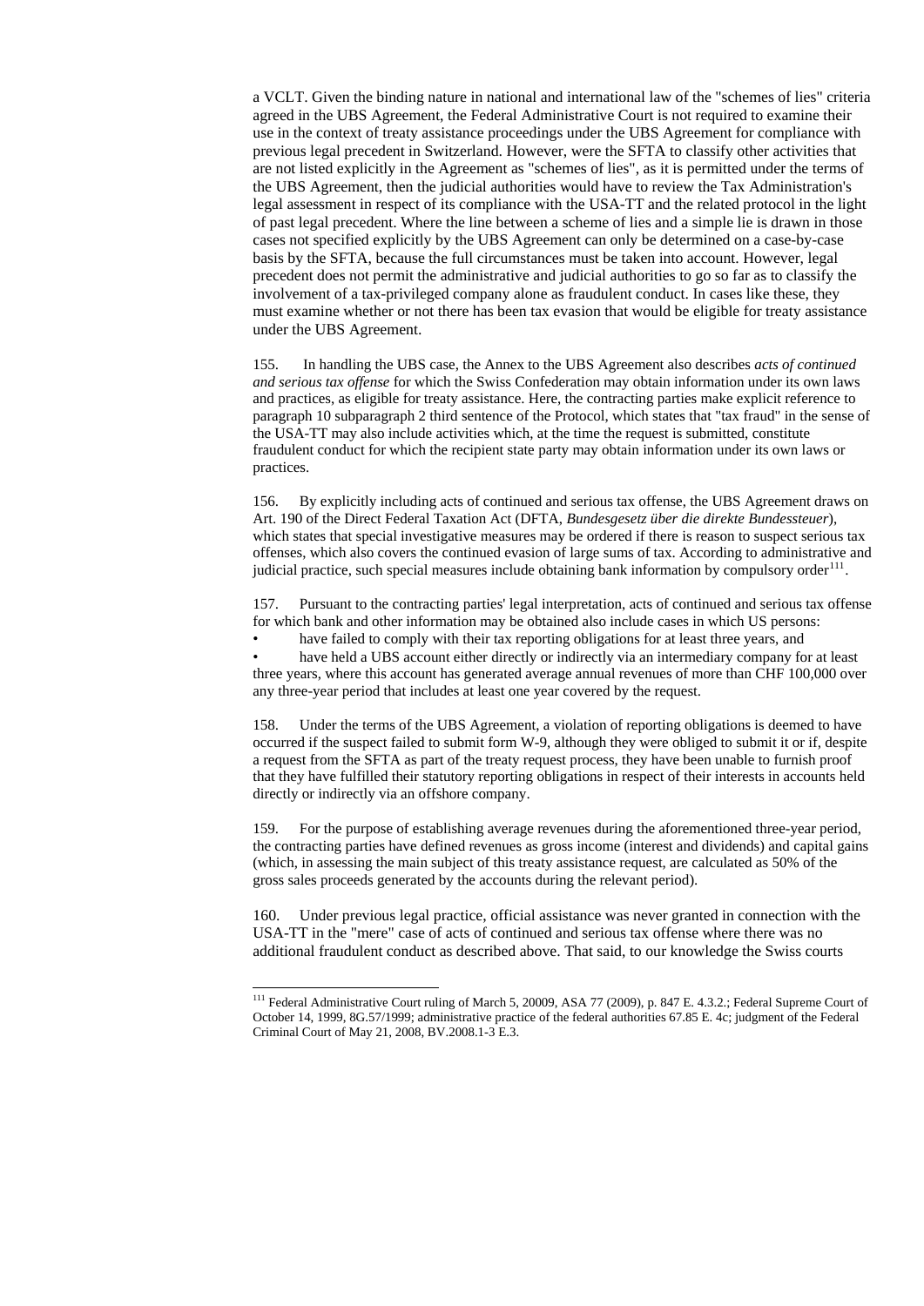a VCLT. Given the binding nature in national and international law of the "schemes of lies" criteria agreed in the UBS Agreement, the Federal Administrative Court is not required to examine their use in the context of treaty assistance proceedings under the UBS Agreement for compliance with previous legal precedent in Switzerland. However, were the SFTA to classify other activities that are not listed explicitly in the Agreement as "schemes of lies", as it is permitted under the terms of the UBS Agreement, then the judicial authorities would have to review the Tax Administration's legal assessment in respect of its compliance with the USA-TT and the related protocol in the light of past legal precedent. Where the line between a scheme of lies and a simple lie is drawn in those cases not specified explicitly by the UBS Agreement can only be determined on a case-by-case basis by the SFTA, because the full circumstances must be taken into account. However, legal precedent does not permit the administrative and judicial authorities to go so far as to classify the involvement of a tax-privileged company alone as fraudulent conduct. In cases like these, they must examine whether or not there has been tax evasion that would be eligible for treaty assistance under the UBS Agreement.

155. In handling the UBS case, the Annex to the UBS Agreement also describes *acts of continued and serious tax offense* for which the Swiss Confederation may obtain information under its own laws and practices, as eligible for treaty assistance. Here, the contracting parties make explicit reference to paragraph 10 subparagraph 2 third sentence of the Protocol, which states that "tax fraud" in the sense of the USA-TT may also include activities which, at the time the request is submitted, constitute fraudulent conduct for which the recipient state party may obtain information under its own laws or practices.

156. By explicitly including acts of continued and serious tax offense, the UBS Agreement draws on Art. 190 of the Direct Federal Taxation Act (DFTA, *Bundesgesetz über die direkte Bundessteuer*), which states that special investigative measures may be ordered if there is reason to suspect serious tax offenses, which also covers the continued evasion of large sums of tax. According to administrative and judicial practice, such special measures include obtaining bank information by compulsory order[111].

157. Pursuant to the contracting parties' legal interpretation, acts of continued and serious tax offense for which bank and other information may be obtained also include cases in which US persons:

- have failed to comply with their tax reporting obligations for at least three years, and
- have held a UBS account either directly or indirectly via an intermediary company for at least three years, where this account has generated average annual revenues of more than CHF 100,000 over any three-year period that includes at least one year covered by the request.

158. Under the terms of the UBS Agreement, a violation of reporting obligations is deemed to have occurred if the suspect failed to submit form W-9, although they were obliged to submit it or if, despite a request from the SFTA as part of the treaty request process, they have been unable to furnish proof that they have fulfilled their statutory reporting obligations in respect of their interests in accounts held directly or indirectly via an offshore company.

159. For the purpose of establishing average revenues during the aforementioned three-year period, the contracting parties have defined revenues as gross income (interest and dividends) and capital gains (which, in assessing the main subject of this treaty assistance request, are calculated as 50% of the gross sales proceeds generated by the accounts during the relevant period).

160. Under previous legal practice, official assistance was never granted in connection with the USA-TT in the "mere" case of acts of continued and serious tax offense where there was no additional fraudulent conduct as described above. That said, to our knowledge the Swiss courts

---

[111] Federal Administrative Court ruling of March 5, 20009, ASA 77 (2009), p. 847 E. 4.3.2.; Federal Supreme Court of October 14, 1999, 8G.57/1999; administrative practice of the federal authorities 67.85 E. 4c; judgment of the Federal Criminal Court of May 21, 2008, BV.2008.1-3 E.3.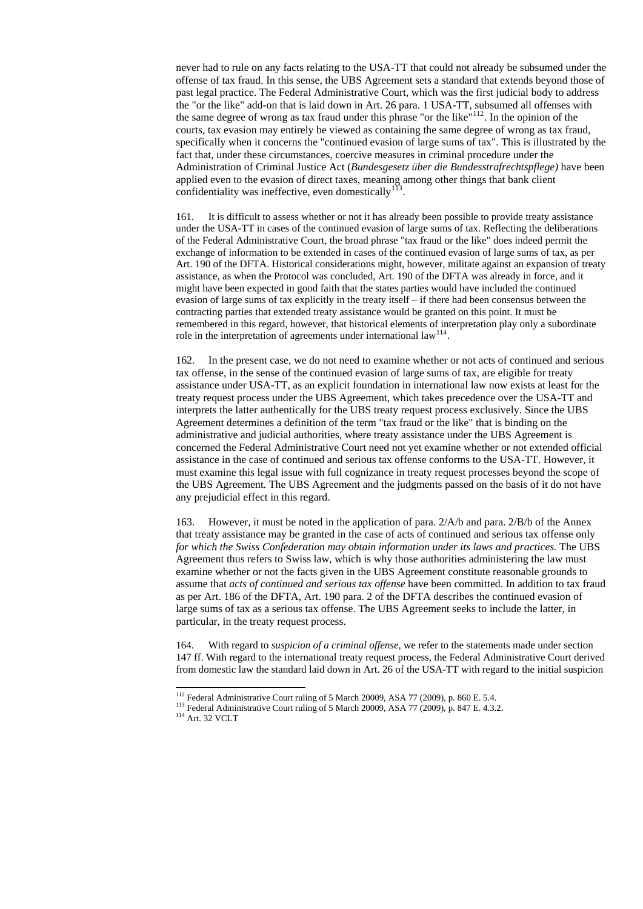never had to rule on any facts relating to the USA-TT that could not already be subsumed under the offense of tax fraud. In this sense, the UBS Agreement sets a standard that extends beyond those of past legal practice. The Federal Administrative Court, which was the first judicial body to address the "or the like" add-on that is laid down in Art. 26 para. 1 USA-TT, subsumed all offenses with the same degree of wrong as tax fraud under this phrase "or the like"[112]. In the opinion of the courts, tax evasion may entirely be viewed as containing the same degree of wrong as tax fraud, specifically when it concerns the "continued evasion of large sums of tax". This is illustrated by the fact that, under these circumstances, coercive measures in criminal procedure under the Administration of Criminal Justice Act (*Bundesgesetz über die Bundesstrafrechtspflege)* have been applied even to the evasion of direct taxes, meaning among other things that bank client confidentiality was ineffective, even domestically[113].

161. It is difficult to assess whether or not it has already been possible to provide treaty assistance under the USA-TT in cases of the continued evasion of large sums of tax. Reflecting the deliberations of the Federal Administrative Court, the broad phrase "tax fraud or the like" does indeed permit the exchange of information to be extended in cases of the continued evasion of large sums of tax, as per Art. 190 of the DFTA. Historical considerations might, however, militate against an expansion of treaty assistance, as when the Protocol was concluded, Art. 190 of the DFTA was already in force, and it might have been expected in good faith that the states parties would have included the continued evasion of large sums of tax explicitly in the treaty itself – if there had been consensus between the contracting parties that extended treaty assistance would be granted on this point. It must be remembered in this regard, however, that historical elements of interpretation play only a subordinate role in the interpretation of agreements under international law[114].

162. In the present case, we do not need to examine whether or not acts of continued and serious tax offense, in the sense of the continued evasion of large sums of tax, are eligible for treaty assistance under USA-TT, as an explicit foundation in international law now exists at least for the treaty request process under the UBS Agreement, which takes precedence over the USA-TT and interprets the latter authentically for the UBS treaty request process exclusively. Since the UBS Agreement determines a definition of the term "tax fraud or the like" that is binding on the administrative and judicial authorities, where treaty assistance under the UBS Agreement is concerned the Federal Administrative Court need not yet examine whether or not extended official assistance in the case of continued and serious tax offense conforms to the USA-TT. However, it must examine this legal issue with full cognizance in treaty request processes beyond the scope of the UBS Agreement. The UBS Agreement and the judgments passed on the basis of it do not have any prejudicial effect in this regard.

163. However, it must be noted in the application of para. 2/A/b and para. 2/B/b of the Annex that treaty assistance may be granted in the case of acts of continued and serious tax offense only *for which the Swiss Confederation may obtain information under its laws and practices.* The UBS Agreement thus refers to Swiss law, which is why those authorities administering the law must examine whether or not the facts given in the UBS Agreement constitute reasonable grounds to assume that *acts of continued and serious tax offense* have been committed. In addition to tax fraud as per Art. 186 of the DFTA, Art. 190 para. 2 of the DFTA describes the continued evasion of large sums of tax as a serious tax offense. The UBS Agreement seeks to include the latter, in particular, in the treaty request process.

164. With regard to *suspicion of a criminal offense,* we refer to the statements made under section 147 ff. With regard to the international treaty request process, the Federal Administrative Court derived from domestic law the standard laid down in Art. 26 of the USA-TT with regard to the initial suspicion

---

[112] Federal Administrative Court ruling of 5 March 20009, ASA 77 (2009), p. 860 E. 5.4.
[113] Federal Administrative Court ruling of 5 March 20009, ASA 77 (2009), p. 847 E. 4.3.2.
[114] Art. 32 VCLT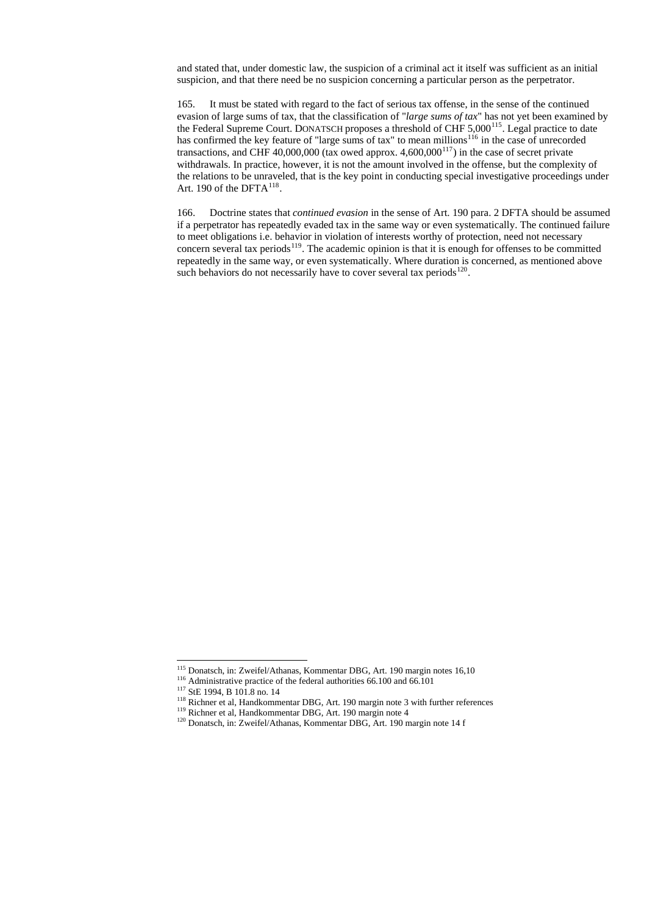and stated that, under domestic law, the suspicion of a criminal act it itself was sufficient as an initial suspicion, and that there need be no suspicion concerning a particular person as the perpetrator.

165. It must be stated with regard to the fact of serious tax offense, in the sense of the continued evasion of large sums of tax, that the classification of "*large sums of tax*" has not yet been examined by the Federal Supreme Court. DONATSCH proposes a threshold of CHF 5,000[115]. Legal practice to date has confirmed the key feature of "large sums of tax" to mean millions[116] in the case of unrecorded transactions, and CHF 40,000,000 (tax owed approx. 4,600,000[117]) in the case of secret private withdrawals. In practice, however, it is not the amount involved in the offense, but the complexity of the relations to be unraveled, that is the key point in conducting special investigative proceedings under Art. 190 of the DFTA[118].

166. Doctrine states that *continued evasion* in the sense of Art. 190 para. 2 DFTA should be assumed if a perpetrator has repeatedly evaded tax in the same way or even systematically. The continued failure to meet obligations i.e. behavior in violation of interests worthy of protection, need not necessary concern several tax periods[119]. The academic opinion is that it is enough for offenses to be committed repeatedly in the same way, or even systematically. Where duration is concerned, as mentioned above such behaviors do not necessarily have to cover several tax periods[120].

---

[115] Donatsch, in: Zweifel/Athanas, Kommentar DBG, Art. 190 margin notes 16,10

[116] Administrative practice of the federal authorities 66.100 and 66.101

[117] StE 1994, B 101.8 no. 14

[118] Richner et al, Handkommentar DBG, Art. 190 margin note 3 with further references

[119] Richner et al, Handkommentar DBG, Art. 190 margin note 4

[120] Donatsch, in: Zweifel/Athanas, Kommentar DBG, Art. 190 margin note 14 f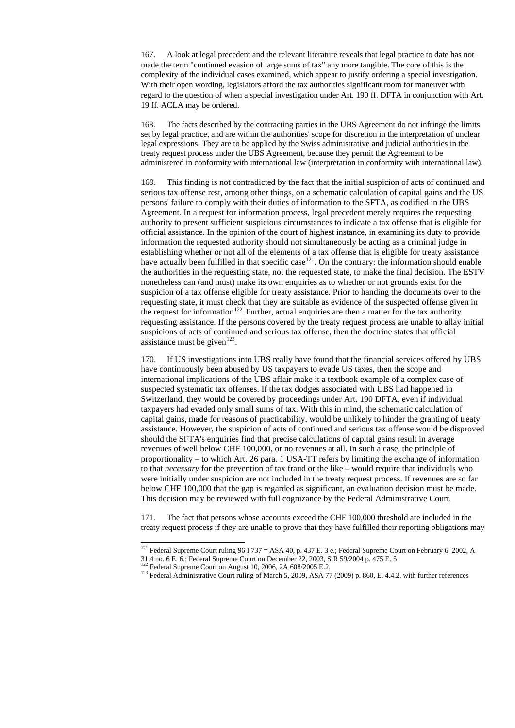167. A look at legal precedent and the relevant literature reveals that legal practice to date has not made the term "continued evasion of large sums of tax" any more tangible. The core of this is the complexity of the individual cases examined, which appear to justify ordering a special investigation. With their open wording, legislators afford the tax authorities significant room for maneuver with regard to the question of when a special investigation under Art. 190 ff. DFTA in conjunction with Art. 19 ff. ACLA may be ordered.

168. The facts described by the contracting parties in the UBS Agreement do not infringe the limits set by legal practice, and are within the authorities' scope for discretion in the interpretation of unclear legal expressions. They are to be applied by the Swiss administrative and judicial authorities in the treaty request process under the UBS Agreement, because they permit the Agreement to be administered in conformity with international law (interpretation in conformity with international law).

169. This finding is not contradicted by the fact that the initial suspicion of acts of continued and serious tax offense rest, among other things, on a schematic calculation of capital gains and the US persons' failure to comply with their duties of information to the SFTA, as codified in the UBS Agreement. In a request for information process, legal precedent merely requires the requesting authority to present sufficient suspicious circumstances to indicate a tax offense that is eligible for official assistance. In the opinion of the court of highest instance, in examining its duty to provide information the requested authority should not simultaneously be acting as a criminal judge in establishing whether or not all of the elements of a tax offense that is eligible for treaty assistance have actually been fulfilled in that specific case[121]. On the contrary: the information should enable the authorities in the requesting state, not the requested state, to make the final decision. The ESTV nonetheless can (and must) make its own enquiries as to whether or not grounds exist for the suspicion of a tax offense eligible for treaty assistance. Prior to handing the documents over to the requesting state, it must check that they are suitable as evidence of the suspected offense given in the request for information[122]. Further, actual enquiries are then a matter for the tax authority requesting assistance. If the persons covered by the treaty request process are unable to allay initial suspicions of acts of continued and serious tax offense, then the doctrine states that official assistance must be given[123].

170. If US investigations into UBS really have found that the financial services offered by UBS have continuously been abused by US taxpayers to evade US taxes, then the scope and international implications of the UBS affair make it a textbook example of a complex case of suspected systematic tax offenses. If the tax dodges associated with UBS had happened in Switzerland, they would be covered by proceedings under Art. 190 DFTA, even if individual taxpayers had evaded only small sums of tax. With this in mind, the schematic calculation of capital gains, made for reasons of practicability, would be unlikely to hinder the granting of treaty assistance. However, the suspicion of acts of continued and serious tax offense would be disproved should the SFTA's enquiries find that precise calculations of capital gains result in average revenues of well below CHF 100,000, or no revenues at all. In such a case, the principle of proportionality – to which Art. 26 para. 1 USA-TT refers by limiting the exchange of information to that *necessary* for the prevention of tax fraud or the like – would require that individuals who were initially under suspicion are not included in the treaty request process. If revenues are so far below CHF 100,000 that the gap is regarded as significant, an evaluation decision must be made. This decision may be reviewed with full cognizance by the Federal Administrative Court.

171. The fact that persons whose accounts exceed the CHF 100,000 threshold are included in the treaty request process if they are unable to prove that they have fulfilled their reporting obligations may

---

[121] Federal Supreme Court ruling 96 I 737 = ASA 40, p. 437 E. 3 e.; Federal Supreme Court on February 6, 2002, A 31.4 no. 6 E. 6.; Federal Supreme Court on December 22, 2003, StR 59/2004 p. 475 E. 5

[122] Federal Supreme Court on August 10, 2006, 2A.608/2005 E.2.

[123] Federal Administrative Court ruling of March 5, 2009, ASA 77 (2009) p. 860, E. 4.4.2. with further references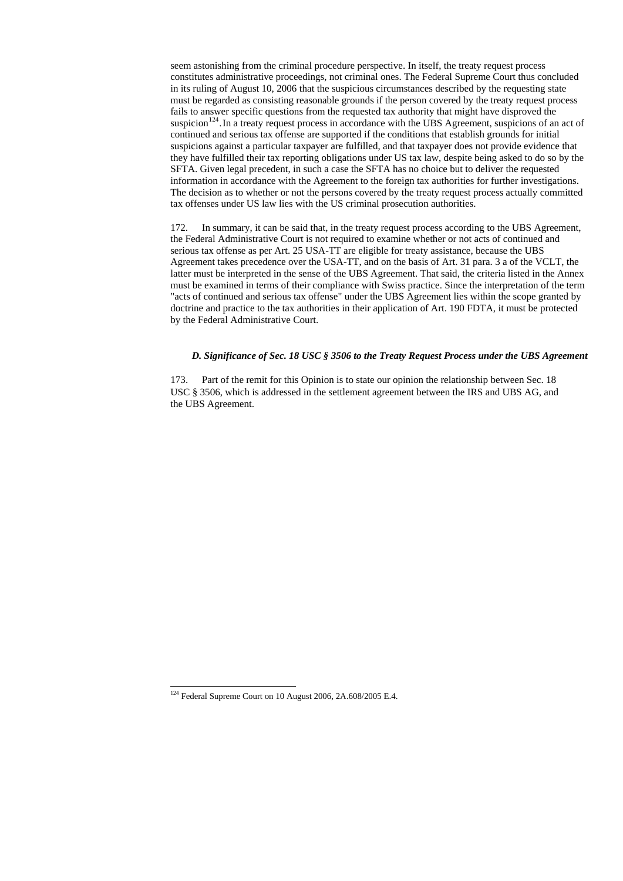seem astonishing from the criminal procedure perspective. In itself, the treaty request process constitutes administrative proceedings, not criminal ones. The Federal Supreme Court thus concluded in its ruling of August 10, 2006 that the suspicious circumstances described by the requesting state must be regarded as consisting reasonable grounds if the person covered by the treaty request process fails to answer specific questions from the requested tax authority that might have disproved the suspicion[124]. In a treaty request process in accordance with the UBS Agreement, suspicions of an act of continued and serious tax offense are supported if the conditions that establish grounds for initial suspicions against a particular taxpayer are fulfilled, and that taxpayer does not provide evidence that they have fulfilled their tax reporting obligations under US tax law, despite being asked to do so by the SFTA. Given legal precedent, in such a case the SFTA has no choice but to deliver the requested information in accordance with the Agreement to the foreign tax authorities for further investigations. The decision as to whether or not the persons covered by the treaty request process actually committed tax offenses under US law lies with the US criminal prosecution authorities.

172. In summary, it can be said that, in the treaty request process according to the UBS Agreement, the Federal Administrative Court is not required to examine whether or not acts of continued and serious tax offense as per Art. 25 USA-TT are eligible for treaty assistance, because the UBS Agreement takes precedence over the USA-TT, and on the basis of Art. 31 para. 3 a of the VCLT, the latter must be interpreted in the sense of the UBS Agreement. That said, the criteria listed in the Annex must be examined in terms of their compliance with Swiss practice. Since the interpretation of the term "acts of continued and serious tax offense" under the UBS Agreement lies within the scope granted by doctrine and practice to the tax authorities in their application of Art. 190 FDTA, it must be protected by the Federal Administrative Court.

### *D. Significance of Sec. 18 USC § 3506 to the Treaty Request Process under the UBS Agreement*

173. Part of the remit for this Opinion is to state our opinion the relationship between Sec. 18 USC § 3506, which is addressed in the settlement agreement between the IRS and UBS AG, and the UBS Agreement.

---

[124] Federal Supreme Court on 10 August 2006, 2A.608/2005 E.4.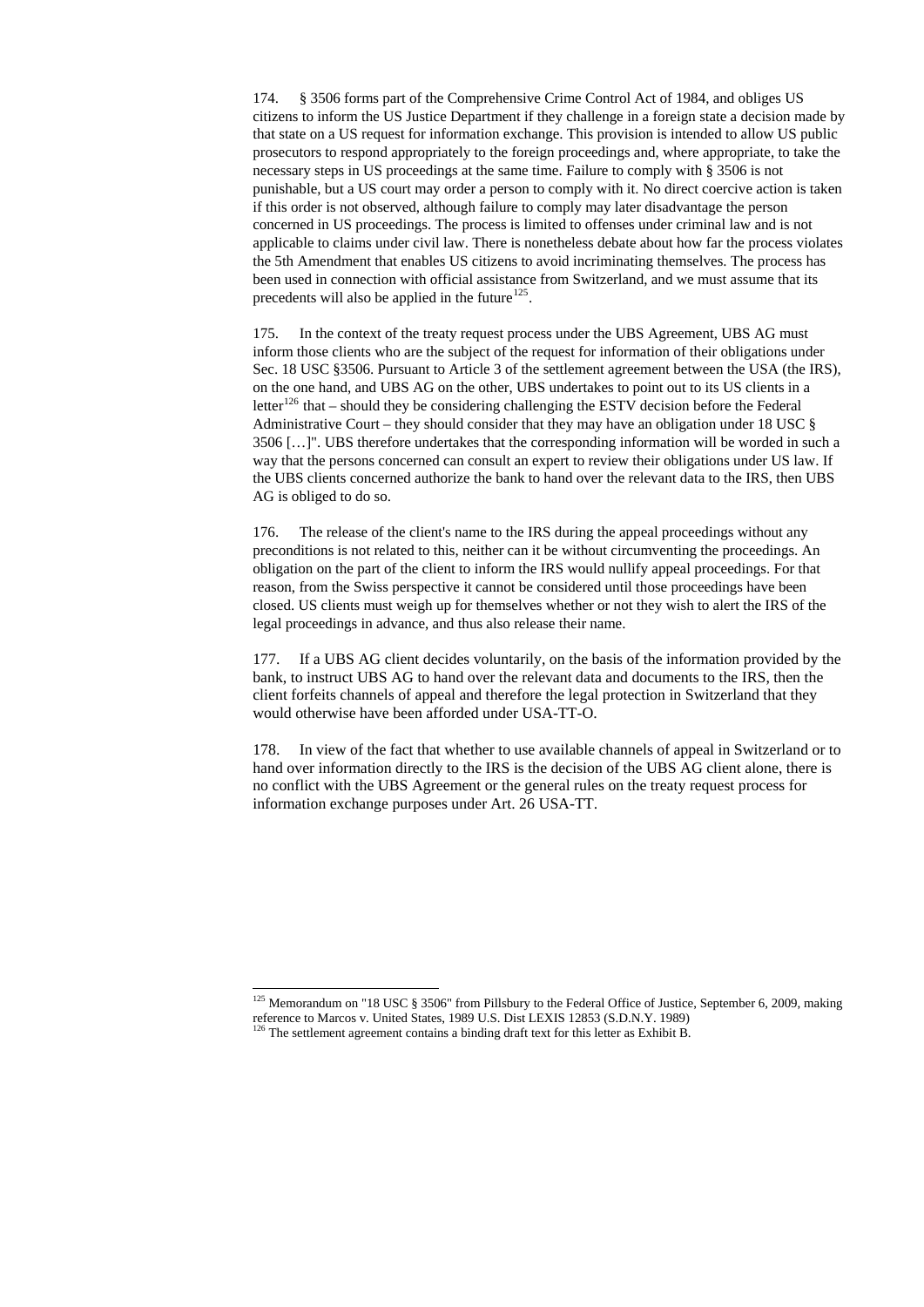174. § 3506 forms part of the Comprehensive Crime Control Act of 1984, and obliges US citizens to inform the US Justice Department if they challenge in a foreign state a decision made by that state on a US request for information exchange. This provision is intended to allow US public prosecutors to respond appropriately to the foreign proceedings and, where appropriate, to take the necessary steps in US proceedings at the same time. Failure to comply with § 3506 is not punishable, but a US court may order a person to comply with it. No direct coercive action is taken if this order is not observed, although failure to comply may later disadvantage the person concerned in US proceedings. The process is limited to offenses under criminal law and is not applicable to claims under civil law. There is nonetheless debate about how far the process violates the 5th Amendment that enables US citizens to avoid incriminating themselves. The process has been used in connection with official assistance from Switzerland, and we must assume that its precedents will also be applied in the future[125].

175. In the context of the treaty request process under the UBS Agreement, UBS AG must inform those clients who are the subject of the request for information of their obligations under Sec. 18 USC §3506. Pursuant to Article 3 of the settlement agreement between the USA (the IRS), on the one hand, and UBS AG on the other, UBS undertakes to point out to its US clients in a letter[126] that – should they be considering challenging the ESTV decision before the Federal Administrative Court – they should consider that they may have an obligation under 18 USC § 3506 […]". UBS therefore undertakes that the corresponding information will be worded in such a way that the persons concerned can consult an expert to review their obligations under US law. If the UBS clients concerned authorize the bank to hand over the relevant data to the IRS, then UBS AG is obliged to do so.

176. The release of the client's name to the IRS during the appeal proceedings without any preconditions is not related to this, neither can it be without circumventing the proceedings. An obligation on the part of the client to inform the IRS would nullify appeal proceedings. For that reason, from the Swiss perspective it cannot be considered until those proceedings have been closed. US clients must weigh up for themselves whether or not they wish to alert the IRS of the legal proceedings in advance, and thus also release their name.

177. If a UBS AG client decides voluntarily, on the basis of the information provided by the bank, to instruct UBS AG to hand over the relevant data and documents to the IRS, then the client forfeits channels of appeal and therefore the legal protection in Switzerland that they would otherwise have been afforded under USA-TT-O.

178. In view of the fact that whether to use available channels of appeal in Switzerland or to hand over information directly to the IRS is the decision of the UBS AG client alone, there is no conflict with the UBS Agreement or the general rules on the treaty request process for information exchange purposes under Art. 26 USA-TT.

---

[125] Memorandum on "18 USC § 3506" from Pillsbury to the Federal Office of Justice, September 6, 2009, making reference to Marcos v. United States, 1989 U.S. Dist LEXIS 12853 (S.D.N.Y. 1989)

[126] The settlement agreement contains a binding draft text for this letter as Exhibit B.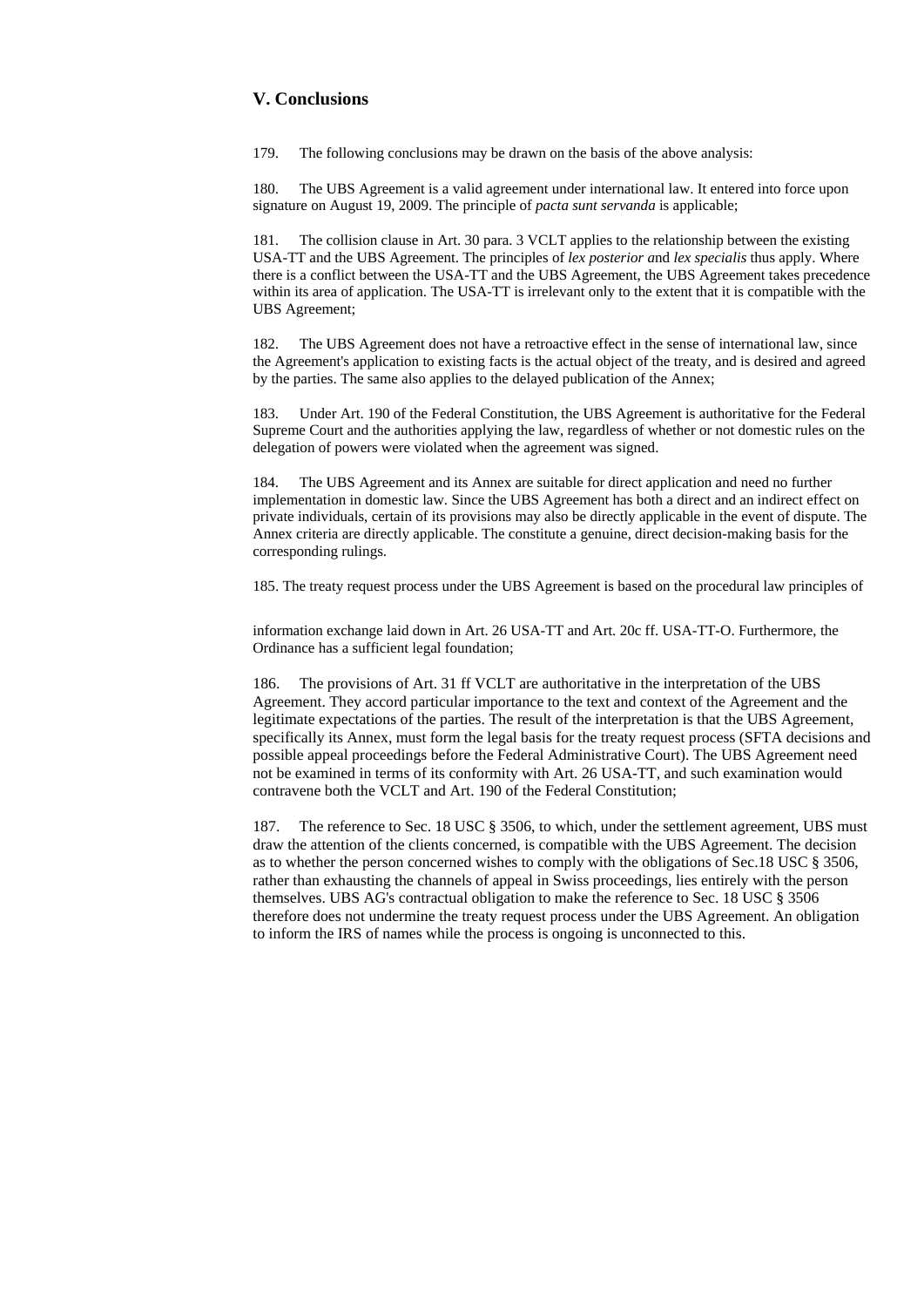## V. Conclusions

179. The following conclusions may be drawn on the basis of the above analysis:

180. The UBS Agreement is a valid agreement under international law. It entered into force upon signature on August 19, 2009. The principle of *pacta sunt servanda* is applicable;

181. The collision clause in Art. 30 para. 3 VCLT applies to the relationship between the existing USA-TT and the UBS Agreement. The principles of *lex posterior a*nd *lex specialis* thus apply. Where there is a conflict between the USA-TT and the UBS Agreement, the UBS Agreement takes precedence within its area of application. The USA-TT is irrelevant only to the extent that it is compatible with the UBS Agreement;

182. The UBS Agreement does not have a retroactive effect in the sense of international law, since the Agreement's application to existing facts is the actual object of the treaty, and is desired and agreed by the parties. The same also applies to the delayed publication of the Annex;

183. Under Art. 190 of the Federal Constitution, the UBS Agreement is authoritative for the Federal Supreme Court and the authorities applying the law, regardless of whether or not domestic rules on the delegation of powers were violated when the agreement was signed.

184. The UBS Agreement and its Annex are suitable for direct application and need no further implementation in domestic law. Since the UBS Agreement has both a direct and an indirect effect on private individuals, certain of its provisions may also be directly applicable in the event of dispute. The Annex criteria are directly applicable. The constitute a genuine, direct decision-making basis for the corresponding rulings.

185. The treaty request process under the UBS Agreement is based on the procedural law principles of information exchange laid down in Art. 26 USA-TT and Art. 20c ff. USA-TT-O. Furthermore, the Ordinance has a sufficient legal foundation;

186. The provisions of Art. 31 ff VCLT are authoritative in the interpretation of the UBS Agreement. They accord particular importance to the text and context of the Agreement and the legitimate expectations of the parties. The result of the interpretation is that the UBS Agreement, specifically its Annex, must form the legal basis for the treaty request process (SFTA decisions and possible appeal proceedings before the Federal Administrative Court). The UBS Agreement need not be examined in terms of its conformity with Art. 26 USA-TT, and such examination would contravene both the VCLT and Art. 190 of the Federal Constitution;

187. The reference to Sec. 18 USC § 3506, to which, under the settlement agreement, UBS must draw the attention of the clients concerned, is compatible with the UBS Agreement. The decision as to whether the person concerned wishes to comply with the obligations of Sec.18 USC § 3506, rather than exhausting the channels of appeal in Swiss proceedings, lies entirely with the person themselves. UBS AG's contractual obligation to make the reference to Sec. 18 USC § 3506 therefore does not undermine the treaty request process under the UBS Agreement. An obligation to inform the IRS of names while the process is ongoing is unconnected to this.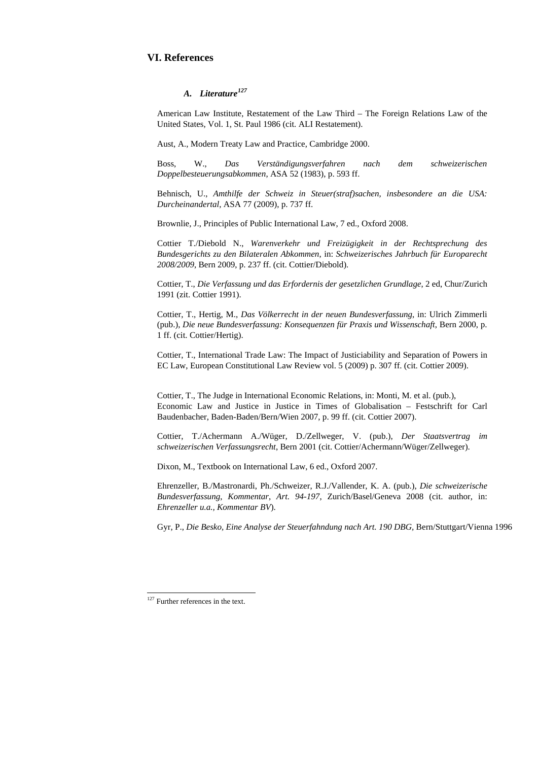## VI. References

### *A. Literature*[127]

American Law Institute, Restatement of the Law Third – The Foreign Relations Law of the United States, Vol. 1, St. Paul 1986 (cit. ALI Restatement).

Aust, A., Modern Treaty Law and Practice, Cambridge 2000.

Boss, W., *Das Verständigungsverfahren nach dem schweizerischen Doppelbesteuerungsabkommen*, ASA 52 (1983), p. 593 ff.

Behnisch, U., *Amthilfe der Schweiz in Steuer(straf)sachen, insbesondere an die USA: Durcheinandertal*, ASA 77 (2009), p. 737 ff.

Brownlie, J., Principles of Public International Law, 7 ed., Oxford 2008.

Cottier T./Diebold N., *Warenverkehr und Freizügigkeit in der Rechtsprechung des Bundesgerichts zu den Bilateralen Abkommen*, in: *Schweizerisches Jahrbuch für Europarecht 2008/2009*, Bern 2009, p. 237 ff. (cit. Cottier/Diebold).

Cottier, T., *Die Verfassung und das Erfordernis der gesetzlichen Grundlage*, 2 ed, Chur/Zurich 1991 (zit. Cottier 1991).

Cottier, T., Hertig, M., *Das Völkerrecht in der neuen Bundesverfassung*, in: Ulrich Zimmerli (pub.), *Die neue Bundesverfassung: Konsequenzen für Praxis und Wissenschaft*, Bern 2000, p. 1 ff. (cit. Cottier/Hertig).

Cottier, T., International Trade Law: The Impact of Justiciability and Separation of Powers in EC Law, European Constitutional Law Review vol. 5 (2009) p. 307 ff. (cit. Cottier 2009).

Cottier, T., The Judge in International Economic Relations, in: Monti, M. et al. (pub.), Economic Law and Justice in Justice in Times of Globalisation – Festschrift for Carl Baudenbacher, Baden-Baden/Bern/Wien 2007, p. 99 ff. (cit. Cottier 2007).

Cottier, T./Achermann A./Wüger, D./Zellweger, V. (pub.), *Der Staatsvertrag im schweizerischen Verfassungsrecht*, Bern 2001 (cit. Cottier/Achermann/Wüger/Zellweger).

Dixon, M., Textbook on International Law, 6 ed., Oxford 2007.

Ehrenzeller, B./Mastronardi, Ph./Schweizer, R.J./Vallender, K. A. (pub.), *Die schweizerische Bundesverfassung, Kommentar, Art. 94-197*, Zurich/Basel/Geneva 2008 (cit. author, in: *Ehrenzeller u.a., Kommentar BV*).

Gyr, P., *Die Besko, Eine Analyse der Steuerfahndung nach Art. 190 DBG*, Bern/Stuttgart/Vienna 1996

[127] Further references in the text.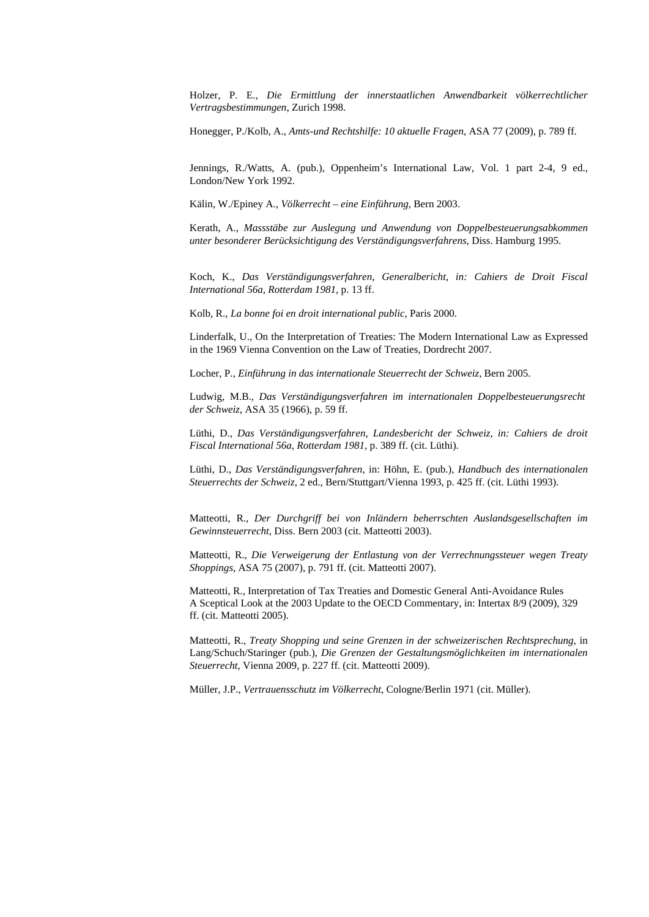Holzer, P. E., *Die Ermittlung der innerstaatlichen Anwendbarkeit völkerrechtlicher Vertragsbestimmungen*, Zurich 1998.

Honegger, P./Kolb, A., *Amts-und Rechtshilfe: 10 aktuelle Fragen*, ASA 77 (2009), p. 789 ff.

Jennings, R./Watts, A. (pub.), Oppenheim's International Law, Vol. 1 part 2-4, 9 ed., London/New York 1992.

Kälin, W./Epiney A., *Völkerrecht – eine Einführung*, Bern 2003.

Kerath, A., *Massstäbe zur Auslegung und Anwendung von Doppelbesteuerungsabkommen unter besonderer Berücksichtigung des Verständigungsverfahrens*, Diss. Hamburg 1995.

Koch, K., *Das Verständigungsverfahren, Generalbericht, in: Cahiers de Droit Fiscal International 56a, Rotterdam 1981*, p. 13 ff.

Kolb, R., *La bonne foi en droit international public*, Paris 2000.

Linderfalk, U., On the Interpretation of Treaties: The Modern International Law as Expressed in the 1969 Vienna Convention on the Law of Treaties, Dordrecht 2007.

Locher, P., *Einführung in das internationale Steuerrecht der Schweiz*, Bern 2005.

Ludwig, M.B., *Das Verständigungsverfahren im internationalen Doppelbesteuerungsrecht der Schweiz*, ASA 35 (1966), p. 59 ff.

Lüthi, D., *Das Verständigungsverfahren, Landesbericht der Schweiz, in: Cahiers de droit Fiscal International 56a, Rotterdam 1981*, p. 389 ff. (cit. Lüthi).

Lüthi, D., *Das Verständigungsverfahren*, in: Höhn, E. (pub.), *Handbuch des internationalen Steuerrechts der Schweiz*, 2 ed., Bern/Stuttgart/Vienna 1993, p. 425 ff. (cit. Lüthi 1993).

Matteotti, R., *Der Durchgriff bei von Inländern beherrschten Auslandsgesellschaften im Gewinnsteuerrecht*, Diss. Bern 2003 (cit. Matteotti 2003).

Matteotti, R., *Die Verweigerung der Entlastung von der Verrechnungssteuer wegen Treaty Shoppings*, ASA 75 (2007), p. 791 ff. (cit. Matteotti 2007).

Matteotti, R., Interpretation of Tax Treaties and Domestic General Anti-Avoidance Rules A Sceptical Look at the 2003 Update to the OECD Commentary, in: Intertax 8/9 (2009), 329 ff. (cit. Matteotti 2005).

Matteotti, R., *Treaty Shopping und seine Grenzen in der schweizerischen Rechtsprechung*, in Lang/Schuch/Staringer (pub.), *Die Grenzen der Gestaltungsmöglichkeiten im internationalen Steuerrecht*, Vienna 2009, p. 227 ff. (cit. Matteotti 2009).

Müller, J.P., *Vertrauensschutz im Völkerrecht*, Cologne/Berlin 1971 (cit. Müller).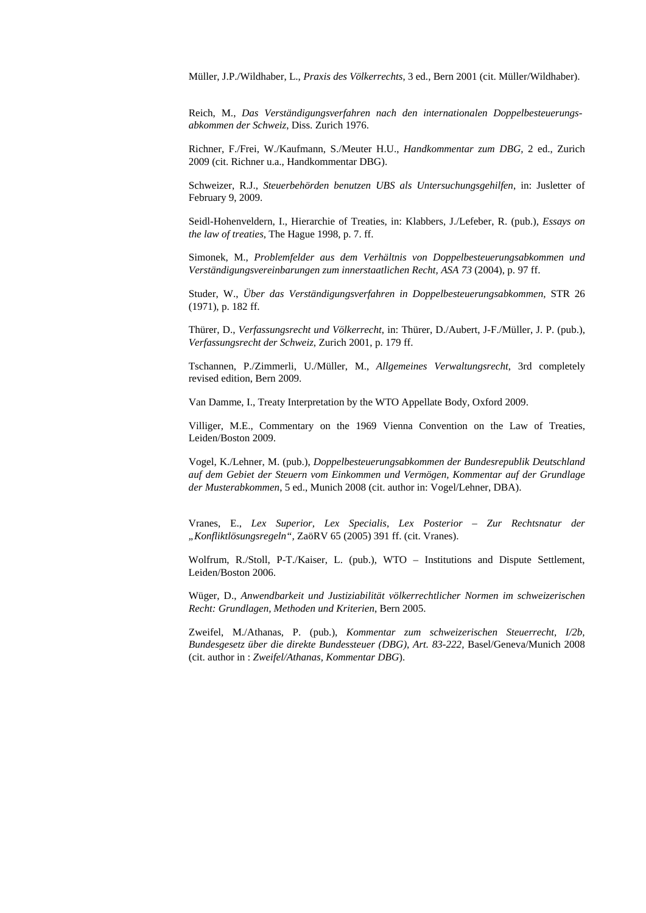Müller, J.P./Wildhaber, L., *Praxis des Völkerrechts*, 3 ed., Bern 2001 (cit. Müller/Wildhaber).

Reich, M., *Das Verständigungsverfahren nach den internationalen Doppelbesteuerungs-abkommen der Schweiz*, Diss. Zurich 1976.

Richner, F./Frei, W./Kaufmann, S./Meuter H.U., *Handkommentar zum DBG*, 2 ed., Zurich 2009 (cit. Richner u.a., Handkommentar DBG).

Schweizer, R.J., *Steuerbehörden benutzen UBS als Untersuchungsgehilfen*, in: Jusletter of February 9, 2009.

Seidl-Hohenveldern, I., Hierarchie of Treaties, in: Klabbers, J./Lefeber, R. (pub.), *Essays on the law of treaties*, The Hague 1998, p. 7. ff.

Simonek, M., *Problemfelder aus dem Verhältnis von Doppelbesteuerungsabkommen und Verständigungsvereinbarungen zum innerstaatlichen Recht, ASA 73* (2004), p. 97 ff.

Studer, W., *Über das Verständigungsverfahren in Doppelbesteuerungsabkommen*, STR 26 (1971), p. 182 ff.

Thürer, D., *Verfassungsrecht und Völkerrecht*, in: Thürer, D./Aubert, J-F./Müller, J. P. (pub.), *Verfassungsrecht der Schweiz*, Zurich 2001, p. 179 ff.

Tschannen, P./Zimmerli, U./Müller, M., *Allgemeines Verwaltungsrecht*, 3rd completely revised edition, Bern 2009.

Van Damme, I., Treaty Interpretation by the WTO Appellate Body, Oxford 2009.

Villiger, M.E., Commentary on the 1969 Vienna Convention on the Law of Treaties, Leiden/Boston 2009.

Vogel, K./Lehner, M. (pub.), *Doppelbesteuerungsabkommen der Bundesrepublik Deutschland auf dem Gebiet der Steuern vom Einkommen und Vermögen, Kommentar auf der Grundlage der Musterabkommen*, 5 ed., Munich 2008 (cit. author in: Vogel/Lehner, DBA).

Vranes, E., *Lex Superior, Lex Specialis, Lex Posterior – Zur Rechtsnatur der „Konfliktlösungsregeln"*, ZaöRV 65 (2005) 391 ff. (cit. Vranes).

Wolfrum, R./Stoll, P-T./Kaiser, L. (pub.), WTO – Institutions and Dispute Settlement, Leiden/Boston 2006.

Wüger, D., *Anwendbarkeit und Justiziabilität völkerrechtlicher Normen im schweizerischen Recht: Grundlagen, Methoden und Kriterien*, Bern 2005.

Zweifel, M./Athanas, P. (pub.), *Kommentar zum schweizerischen Steuerrecht, I/2b, Bundesgesetz über die direkte Bundessteuer (DBG), Art. 83-222*, Basel/Geneva/Munich 2008 (cit. author in : *Zweifel/Athanas, Kommentar DBG*).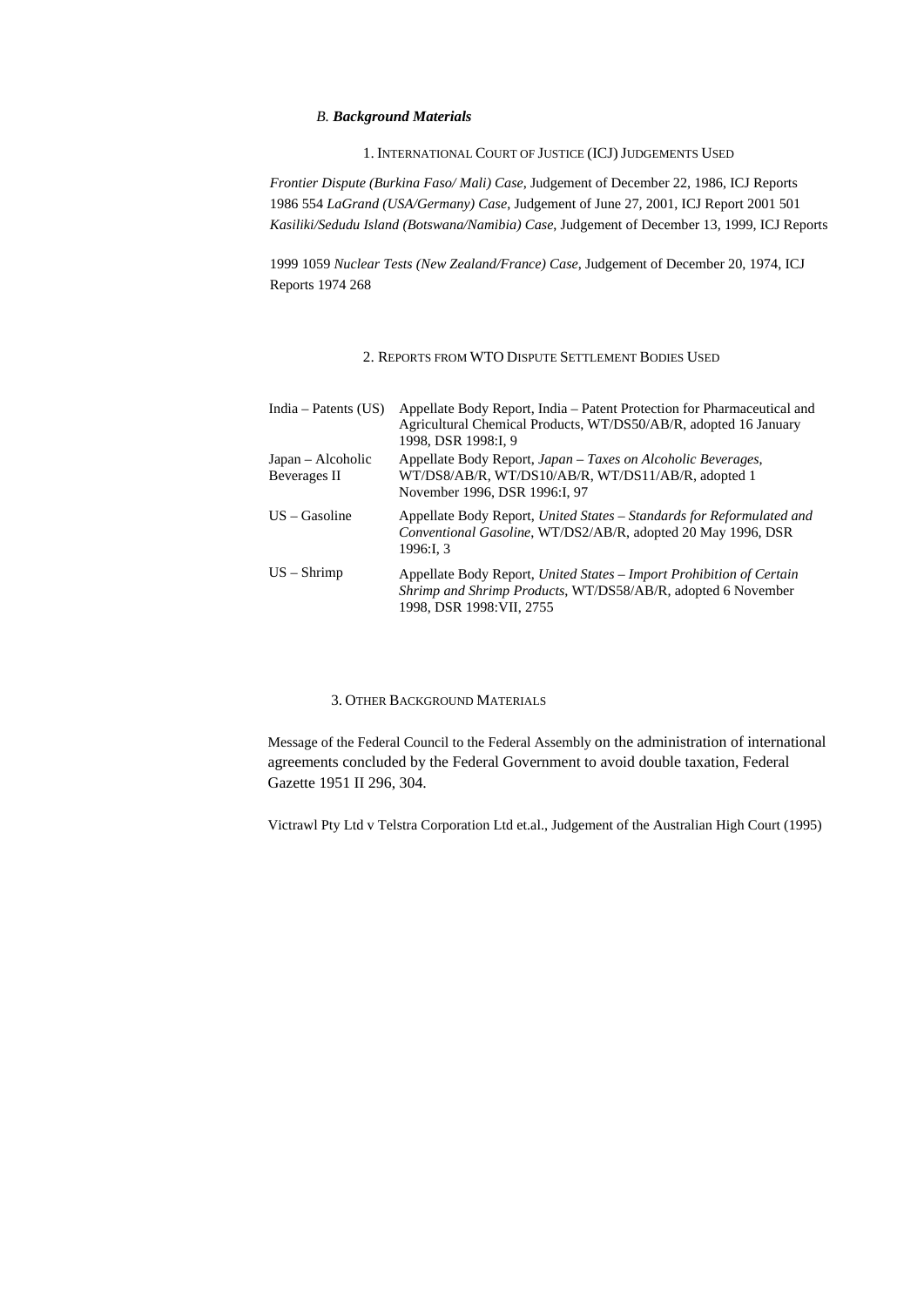### *B.* ***Background Materials***

1. INTERNATIONAL COURT OF JUSTICE (ICJ) JUDGEMENTS USED

*Frontier Dispute (Burkina Faso/ Mali) Case*, Judgement of December 22, 1986, ICJ Reports 1986 554 *LaGrand (USA/Germany) Case*, Judgement of June 27, 2001, ICJ Report 2001 501 *Kasiliki/Sedudu Island (Botswana/Namibia) Case*, Judgement of December 13, 1999, ICJ Reports

1999 1059 *Nuclear Tests (New Zealand/France) Case*, Judgement of December 20, 1974, ICJ Reports 1974 268

2. REPORTS FROM WTO DISPUTE SETTLEMENT BODIES USED

| | |
|---|---|
| India – Patents (US) | Appellate Body Report, India – Patent Protection for Pharmaceutical and Agricultural Chemical Products, WT/DS50/AB/R, adopted 16 January 1998, DSR 1998:I, 9 |
| Japan – Alcoholic Beverages II | Appellate Body Report, *Japan – Taxes on Alcoholic Beverages*, WT/DS8/AB/R, WT/DS10/AB/R, WT/DS11/AB/R, adopted 1 November 1996, DSR 1996:I, 97 |
| US – Gasoline | Appellate Body Report, *United States – Standards for Reformulated and Conventional Gasoline*, WT/DS2/AB/R, adopted 20 May 1996, DSR 1996:I, 3 |
| US – Shrimp | Appellate Body Report, *United States – Import Prohibition of Certain Shrimp and Shrimp Products*, WT/DS58/AB/R, adopted 6 November 1998, DSR 1998:VII, 2755 |

3. OTHER BACKGROUND MATERIALS

Message of the Federal Council to the Federal Assembly on the administration of international agreements concluded by the Federal Government to avoid double taxation, Federal Gazette 1951 II 296, 304.

Victrawl Pty Ltd v Telstra Corporation Ltd et.al., Judgement of the Australian High Court (1995)